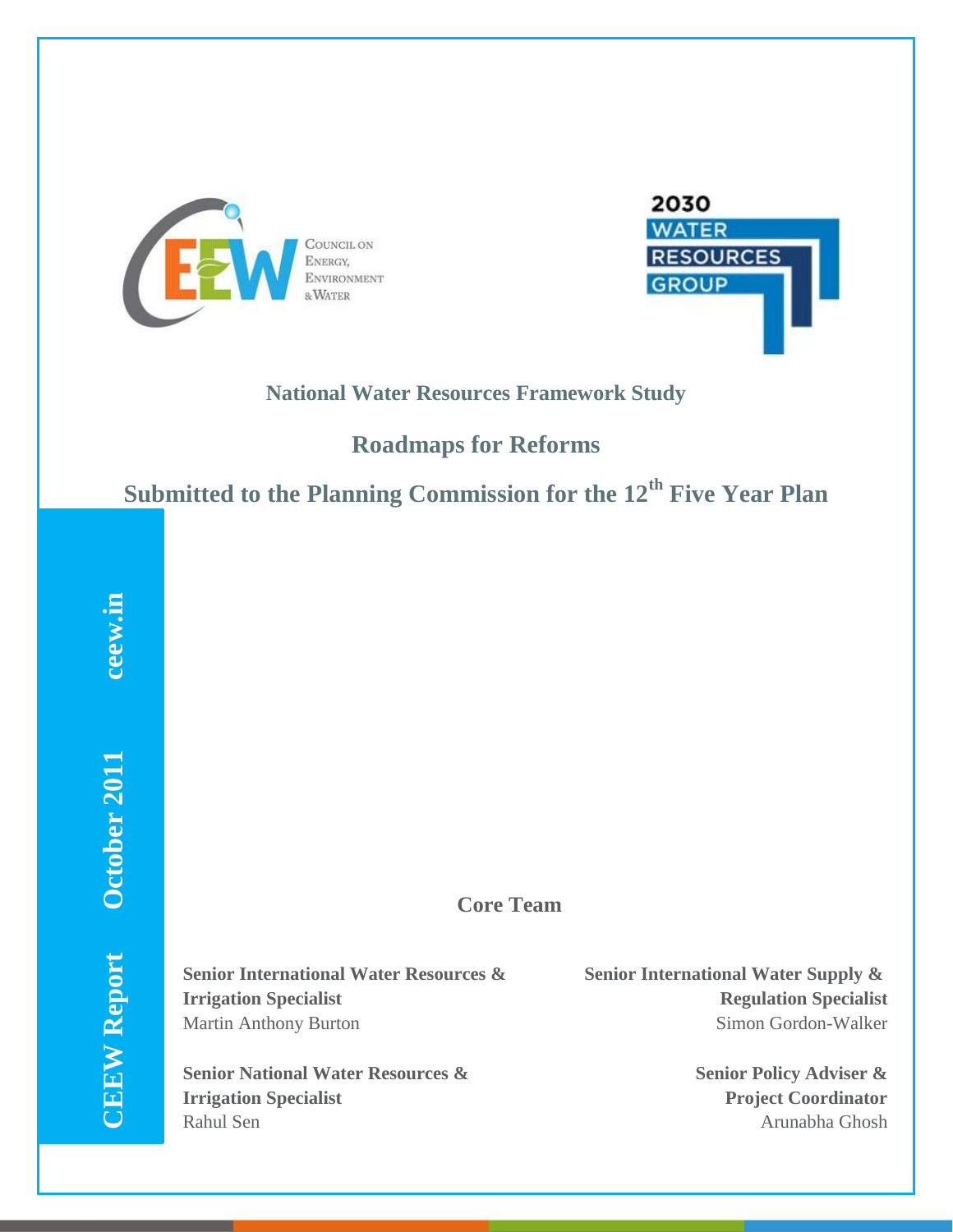# National Water Resources Framework Study

## Roadmaps for Reforms

## Submitted to the Planning Commission for the 12th Five Year Plan

CEEW Report October 2011 ceew.in

### Core Team

**Senior International Water Resources & Irrigation Specialist**
Martin Anthony Burton

**Senior International Water Supply & Regulation Specialist**
Simon Gordon-Walker

**Senior National Water Resources & Irrigation Specialist**
Rahul Sen

**Senior Policy Adviser & Project Coordinator**
Arunabha Ghosh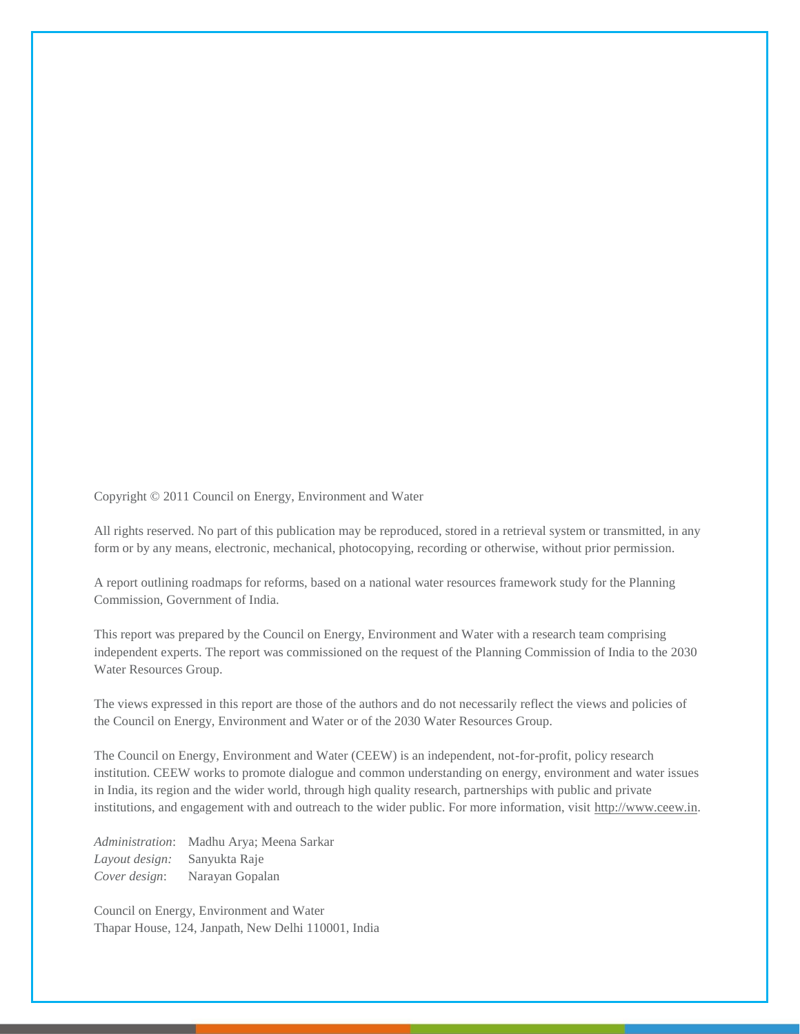Copyright © 2011 Council on Energy, Environment and Water

All rights reserved. No part of this publication may be reproduced, stored in a retrieval system or transmitted, in any form or by any means, electronic, mechanical, photocopying, recording or otherwise, without prior permission.

A report outlining roadmaps for reforms, based on a national water resources framework study for the Planning Commission, Government of India.

This report was prepared by the Council on Energy, Environment and Water with a research team comprising independent experts. The report was commissioned on the request of the Planning Commission of India to the 2030 Water Resources Group.

The views expressed in this report are those of the authors and do not necessarily reflect the views and policies of the Council on Energy, Environment and Water or of the 2030 Water Resources Group.

The Council on Energy, Environment and Water (CEEW) is an independent, not-for-profit, policy research institution. CEEW works to promote dialogue and common understanding on energy, environment and water issues in India, its region and the wider world, through high quality research, partnerships with public and private institutions, and engagement with and outreach to the wider public. For more information, visit http://www.ceew.in.

*Administration*: Madhu Arya; Meena Sarkar
*Layout design:* Sanyukta Raje
*Cover design*: Narayan Gopalan

Council on Energy, Environment and Water
Thapar House, 124, Janpath, New Delhi 110001, India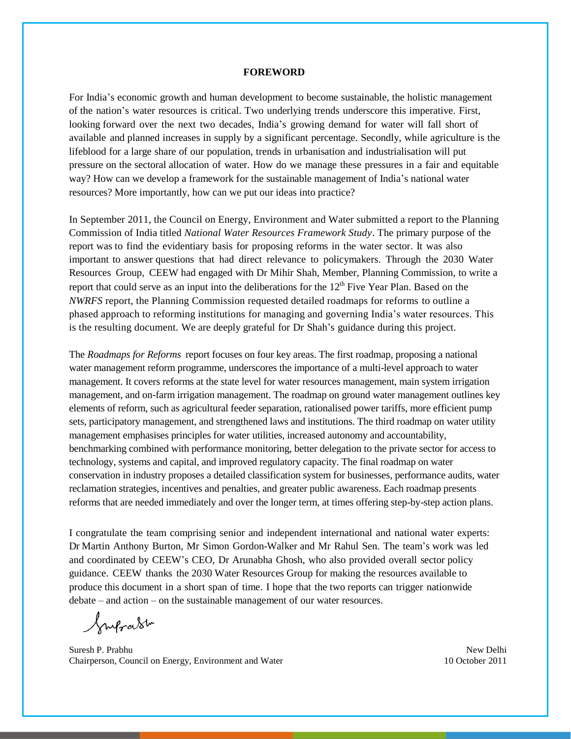# FOREWORD

For India's economic growth and human development to become sustainable, the holistic management of the nation's water resources is critical. Two underlying trends underscore this imperative. First, looking forward over the next two decades, India's growing demand for water will fall short of available and planned increases in supply by a significant percentage. Secondly, while agriculture is the lifeblood for a large share of our population, trends in urbanisation and industrialisation will put pressure on the sectoral allocation of water. How do we manage these pressures in a fair and equitable way? How can we develop a framework for the sustainable management of India's national water resources? More importantly, how can we put our ideas into practice?

In September 2011, the Council on Energy, Environment and Water submitted a report to the Planning Commission of India titled *National Water Resources Framework Study*. The primary purpose of the report was to find the evidentiary basis for proposing reforms in the water sector. It was also important to answer questions that had direct relevance to policymakers. Through the 2030 Water Resources Group, CEEW had engaged with Dr Mihir Shah, Member, Planning Commission, to write a report that could serve as an input into the deliberations for the 12th Five Year Plan. Based on the *NWRFS* report, the Planning Commission requested detailed roadmaps for reforms to outline a phased approach to reforming institutions for managing and governing India's water resources. This is the resulting document. We are deeply grateful for Dr Shah's guidance during this project.

The *Roadmaps for Reforms* report focuses on four key areas. The first roadmap, proposing a national water management reform programme, underscores the importance of a multi-level approach to water management. It covers reforms at the state level for water resources management, main system irrigation management, and on-farm irrigation management. The roadmap on ground water management outlines key elements of reform, such as agricultural feeder separation, rationalised power tariffs, more efficient pump sets, participatory management, and strengthened laws and institutions. The third roadmap on water utility management emphasises principles for water utilities, increased autonomy and accountability, benchmarking combined with performance monitoring, better delegation to the private sector for access to technology, systems and capital, and improved regulatory capacity. The final roadmap on water conservation in industry proposes a detailed classification system for businesses, performance audits, water reclamation strategies, incentives and penalties, and greater public awareness. Each roadmap presents reforms that are needed immediately and over the longer term, at times offering step-by-step action plans.

I congratulate the team comprising senior and independent international and national water experts: Dr Martin Anthony Burton, Mr Simon Gordon-Walker and Mr Rahul Sen. The team's work was led and coordinated by CEEW's CEO, Dr Arunabha Ghosh, who also provided overall sector policy guidance. CEEW thanks the 2030 Water Resources Group for making the resources available to produce this document in a short span of time. I hope that the two reports can trigger nationwide debate – and action – on the sustainable management of our water resources.

Suresh P. Prabhu
Chairperson, Council on Energy, Environment and Water

New Delhi
10 October 2011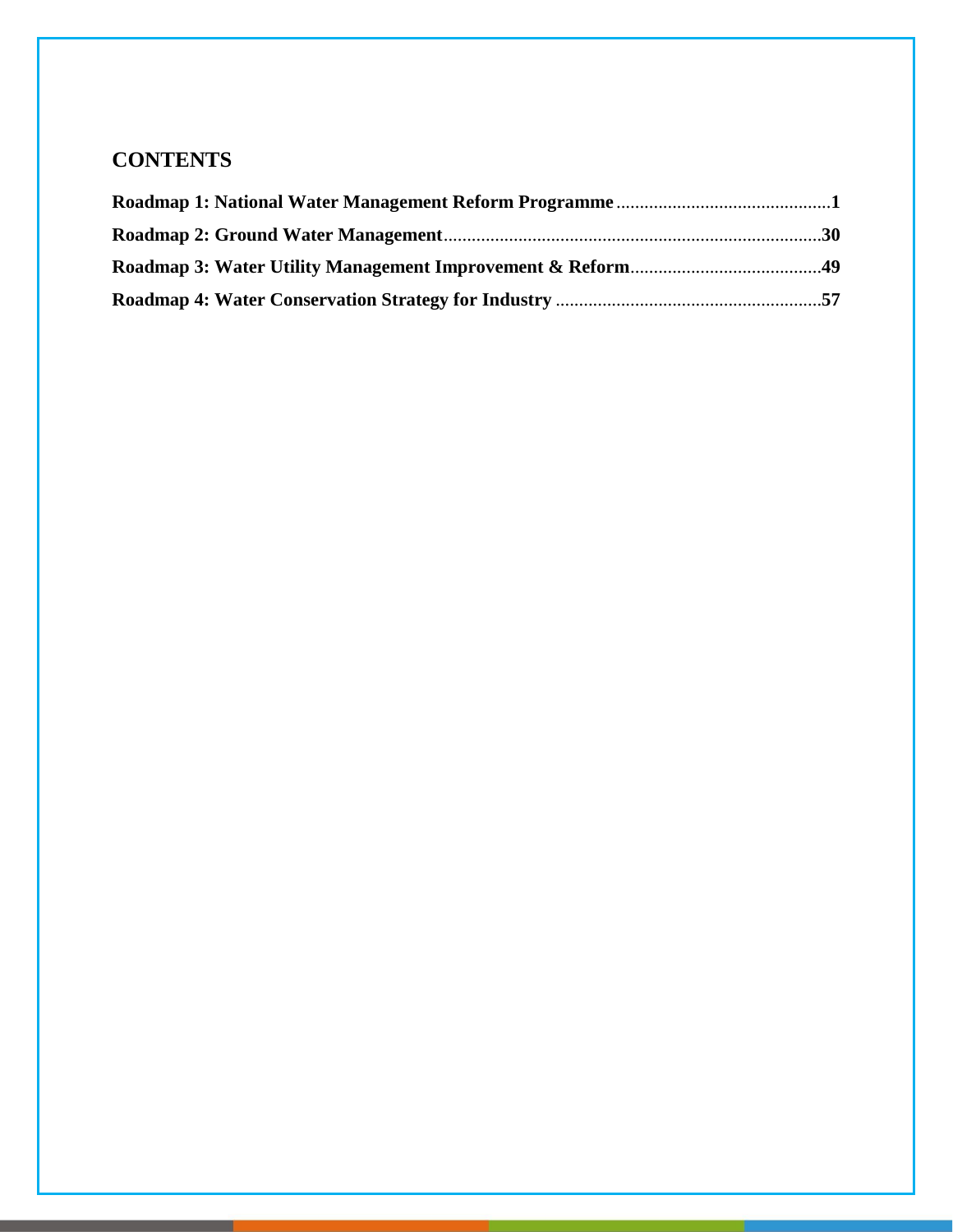## CONTENTS

**Roadmap 1: National Water Management Reform Programme**..............................................**1**

**Roadmap 2: Ground Water Management**.................................................................................**30**

**Roadmap 3: Water Utility Management Improvement & Reform**.........................................**49**

**Roadmap 4: Water Conservation Strategy for Industry** .........................................................**57**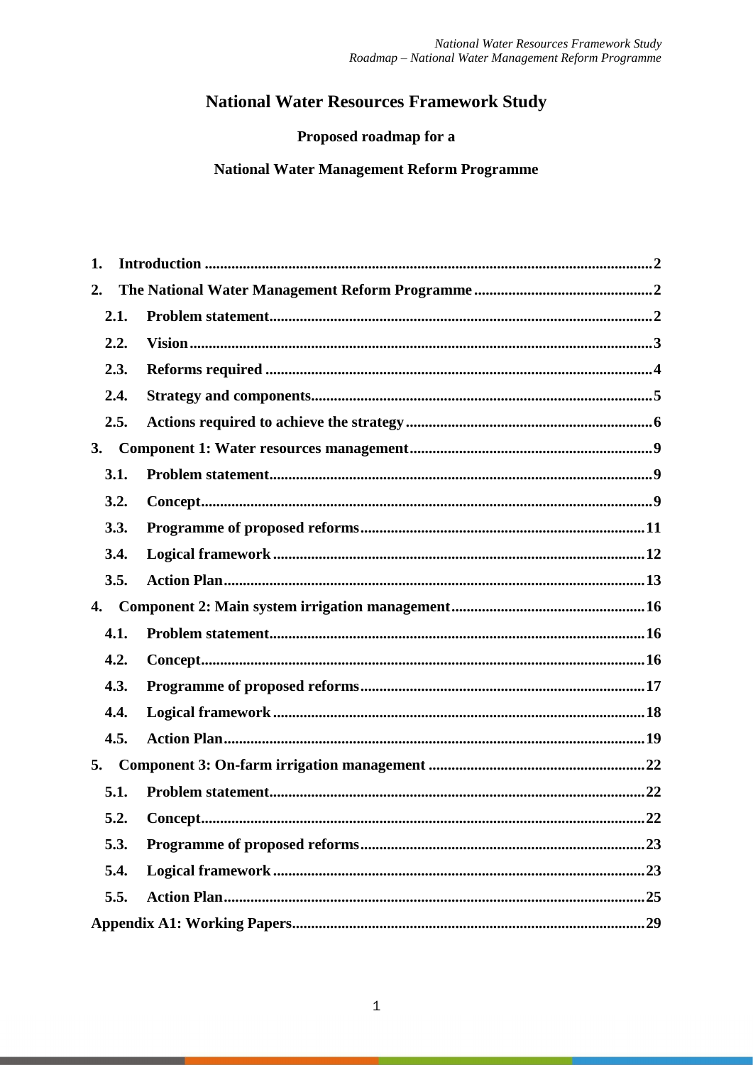# National Water Resources Framework Study

**Proposed roadmap for a**

**National Water Management Reform Programme**

1. **Introduction** .......... 2
2. **The National Water Management Reform Programme** .......... 2
   - 2.1. **Problem statement** .......... 2
   - 2.2. **Vision** .......... 3
   - 2.3. **Reforms required** .......... 4
   - 2.4. **Strategy and components** .......... 5
   - 2.5. **Actions required to achieve the strategy** .......... 6
3. **Component 1: Water resources management** .......... 9
   - 3.1. **Problem statement** .......... 9
   - 3.2. **Concept** .......... 9
   - 3.3. **Programme of proposed reforms** .......... 11
   - 3.4. **Logical framework** .......... 12
   - 3.5. **Action Plan** .......... 13
4. **Component 2: Main system irrigation management** .......... 16
   - 4.1. **Problem statement** .......... 16
   - 4.2. **Concept** .......... 16
   - 4.3. **Programme of proposed reforms** .......... 17
   - 4.4. **Logical framework** .......... 18
   - 4.5. **Action Plan** .......... 19
5. **Component 3: On-farm irrigation management** .......... 22
   - 5.1. **Problem statement** .......... 22
   - 5.2. **Concept** .......... 22
   - 5.3. **Programme of proposed reforms** .......... 23
   - 5.4. **Logical framework** .......... 23
   - 5.5. **Action Plan** .......... 25

**Appendix A1: Working Papers** .......... 29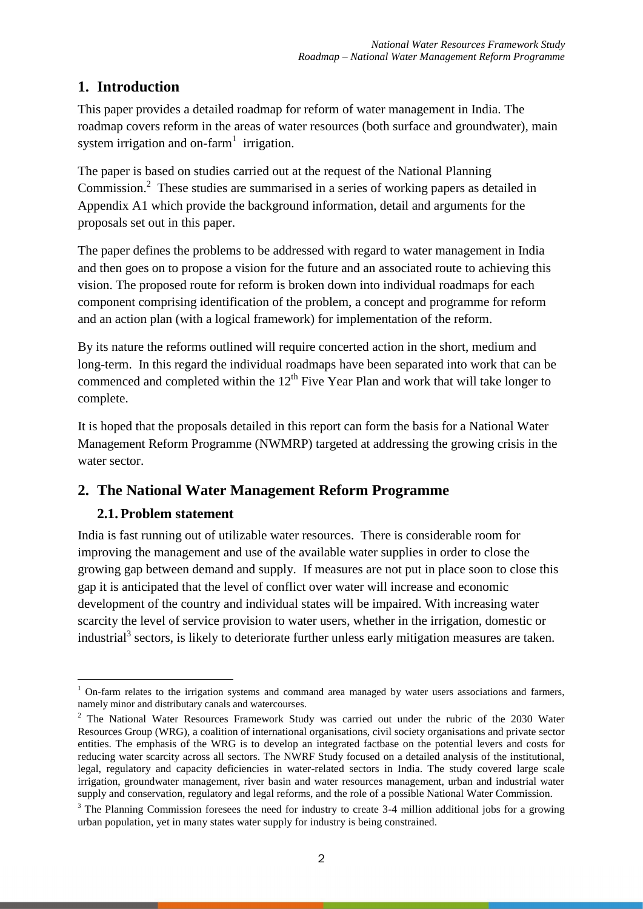# 1. Introduction

This paper provides a detailed roadmap for reform of water management in India. The roadmap covers reform in the areas of water resources (both surface and groundwater), main system irrigation and on-farm[1] irrigation.

The paper is based on studies carried out at the request of the National Planning Commission.[2] These studies are summarised in a series of working papers as detailed in Appendix A1 which provide the background information, detail and arguments for the proposals set out in this paper.

The paper defines the problems to be addressed with regard to water management in India and then goes on to propose a vision for the future and an associated route to achieving this vision. The proposed route for reform is broken down into individual roadmaps for each component comprising identification of the problem, a concept and programme for reform and an action plan (with a logical framework) for implementation of the reform.

By its nature the reforms outlined will require concerted action in the short, medium and long-term. In this regard the individual roadmaps have been separated into work that can be commenced and completed within the 12th Five Year Plan and work that will take longer to complete.

It is hoped that the proposals detailed in this report can form the basis for a National Water Management Reform Programme (NWMRP) targeted at addressing the growing crisis in the water sector.

# 2. The National Water Management Reform Programme

## 2.1. Problem statement

India is fast running out of utilizable water resources. There is considerable room for improving the management and use of the available water supplies in order to close the growing gap between demand and supply. If measures are not put in place soon to close this gap it is anticipated that the level of conflict over water will increase and economic development of the country and individual states will be impaired. With increasing water scarcity the level of service provision to water users, whether in the irrigation, domestic or industrial[3] sectors, is likely to deteriorate further unless early mitigation measures are taken.

---

[1] On-farm relates to the irrigation systems and command area managed by water users associations and farmers, namely minor and distributary canals and watercourses.

[2] The National Water Resources Framework Study was carried out under the rubric of the 2030 Water Resources Group (WRG), a coalition of international organisations, civil society organisations and private sector entities. The emphasis of the WRG is to develop an integrated factbase on the potential levers and costs for reducing water scarcity across all sectors. The NWRF Study focused on a detailed analysis of the institutional, legal, regulatory and capacity deficiencies in water-related sectors in India. The study covered large scale irrigation, groundwater management, river basin and water resources management, urban and industrial water supply and conservation, regulatory and legal reforms, and the role of a possible National Water Commission.

[3] The Planning Commission foresees the need for industry to create 3-4 million additional jobs for a growing urban population, yet in many states water supply for industry is being constrained.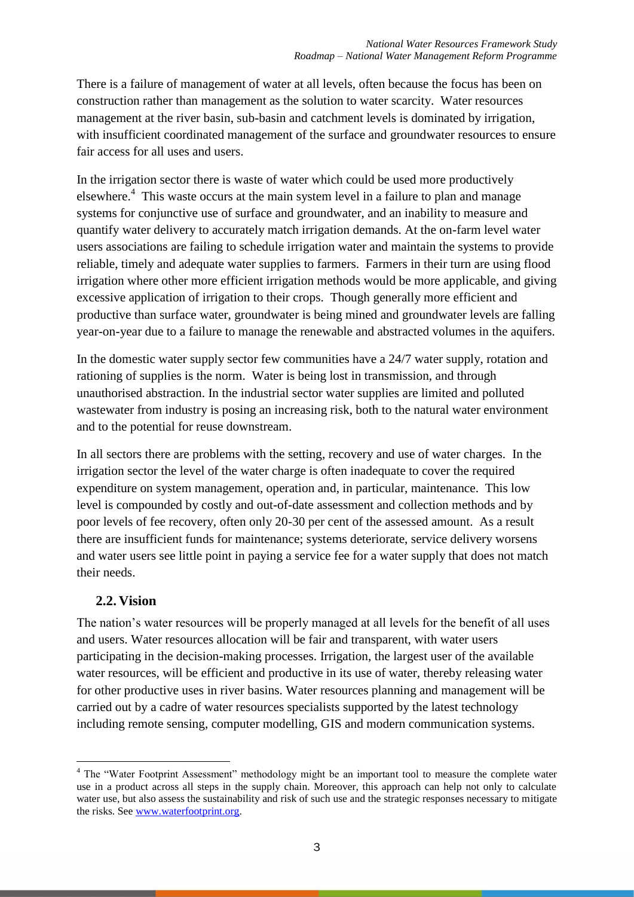There is a failure of management of water at all levels, often because the focus has been on construction rather than management as the solution to water scarcity. Water resources management at the river basin, sub-basin and catchment levels is dominated by irrigation, with insufficient coordinated management of the surface and groundwater resources to ensure fair access for all uses and users.

In the irrigation sector there is waste of water which could be used more productively elsewhere.[4] This waste occurs at the main system level in a failure to plan and manage systems for conjunctive use of surface and groundwater, and an inability to measure and quantify water delivery to accurately match irrigation demands. At the on-farm level water users associations are failing to schedule irrigation water and maintain the systems to provide reliable, timely and adequate water supplies to farmers. Farmers in their turn are using flood irrigation where other more efficient irrigation methods would be more applicable, and giving excessive application of irrigation to their crops. Though generally more efficient and productive than surface water, groundwater is being mined and groundwater levels are falling year-on-year due to a failure to manage the renewable and abstracted volumes in the aquifers.

In the domestic water supply sector few communities have a 24/7 water supply, rotation and rationing of supplies is the norm. Water is being lost in transmission, and through unauthorised abstraction. In the industrial sector water supplies are limited and polluted wastewater from industry is posing an increasing risk, both to the natural water environment and to the potential for reuse downstream.

In all sectors there are problems with the setting, recovery and use of water charges. In the irrigation sector the level of the water charge is often inadequate to cover the required expenditure on system management, operation and, in particular, maintenance. This low level is compounded by costly and out-of-date assessment and collection methods and by poor levels of fee recovery, often only 20-30 per cent of the assessed amount. As a result there are insufficient funds for maintenance; systems deteriorate, service delivery worsens and water users see little point in paying a service fee for a water supply that does not match their needs.

## 2.2. Vision

The nation's water resources will be properly managed at all levels for the benefit of all uses and users. Water resources allocation will be fair and transparent, with water users participating in the decision-making processes. Irrigation, the largest user of the available water resources, will be efficient and productive in its use of water, thereby releasing water for other productive uses in river basins. Water resources planning and management will be carried out by a cadre of water resources specialists supported by the latest technology including remote sensing, computer modelling, GIS and modern communication systems.

---

[4] The "Water Footprint Assessment" methodology might be an important tool to measure the complete water use in a product across all steps in the supply chain. Moreover, this approach can help not only to calculate water use, but also assess the sustainability and risk of such use and the strategic responses necessary to mitigate the risks. See www.waterfootprint.org.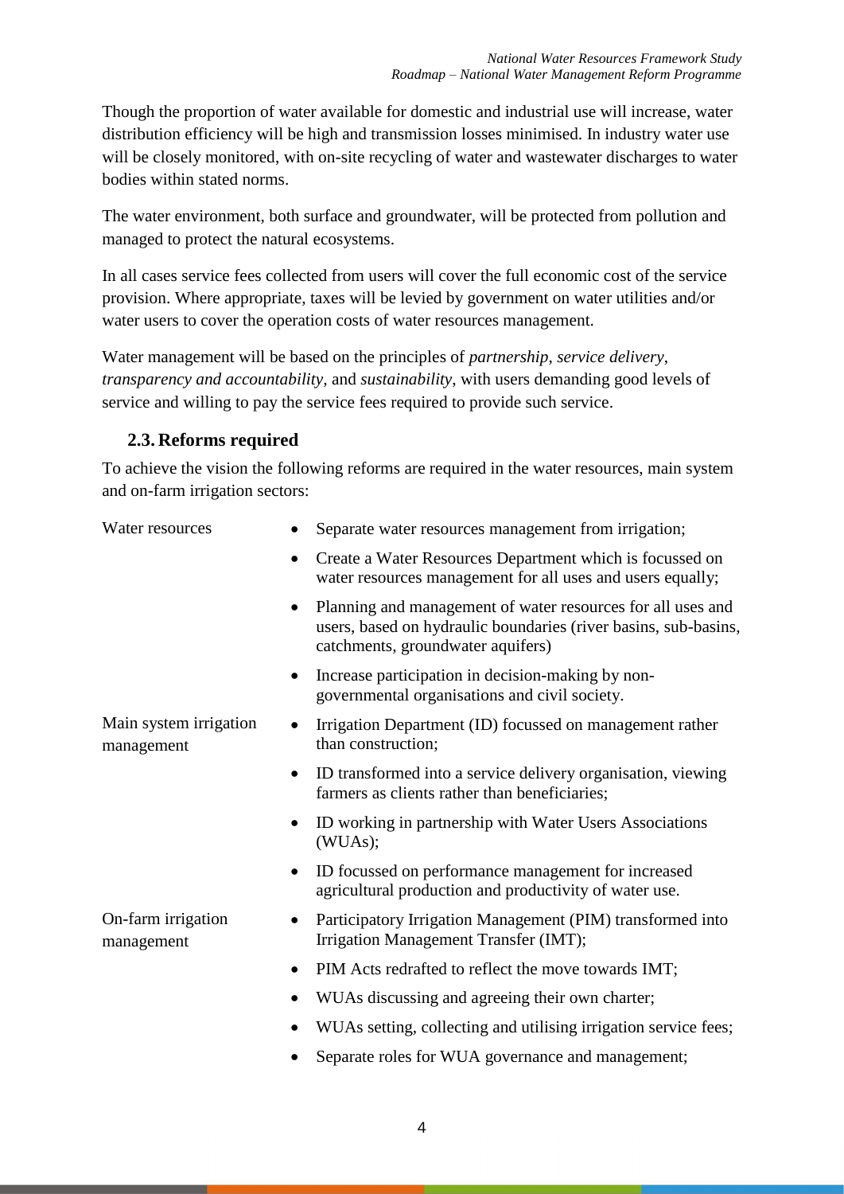Though the proportion of water available for domestic and industrial use will increase, water distribution efficiency will be high and transmission losses minimised. In industry water use will be closely monitored, with on-site recycling of water and wastewater discharges to water bodies within stated norms.

The water environment, both surface and groundwater, will be protected from pollution and managed to protect the natural ecosystems.

In all cases service fees collected from users will cover the full economic cost of the service provision. Where appropriate, taxes will be levied by government on water utilities and/or water users to cover the operation costs of water resources management.

Water management will be based on the principles of *partnership*, *service delivery*, *transparency and accountability*, and *sustainability*, with users demanding good levels of service and willing to pay the service fees required to provide such service.

### 2.3. Reforms required

To achieve the vision the following reforms are required in the water resources, main system and on-farm irrigation sectors:

**Water resources**

- Separate water resources management from irrigation;
- Create a Water Resources Department which is focussed on water resources management for all uses and users equally;
- Planning and management of water resources for all uses and users, based on hydraulic boundaries (river basins, sub-basins, catchments, groundwater aquifers)
- Increase participation in decision-making by non-governmental organisations and civil society.

**Main system irrigation management**

- Irrigation Department (ID) focussed on management rather than construction;
- ID transformed into a service delivery organisation, viewing farmers as clients rather than beneficiaries;
- ID working in partnership with Water Users Associations (WUAs);
- ID focussed on performance management for increased agricultural production and productivity of water use.

**On-farm irrigation management**

- Participatory Irrigation Management (PIM) transformed into Irrigation Management Transfer (IMT);
- PIM Acts redrafted to reflect the move towards IMT;
- WUAs discussing and agreeing their own charter;
- WUAs setting, collecting and utilising irrigation service fees;
- Separate roles for WUA governance and management;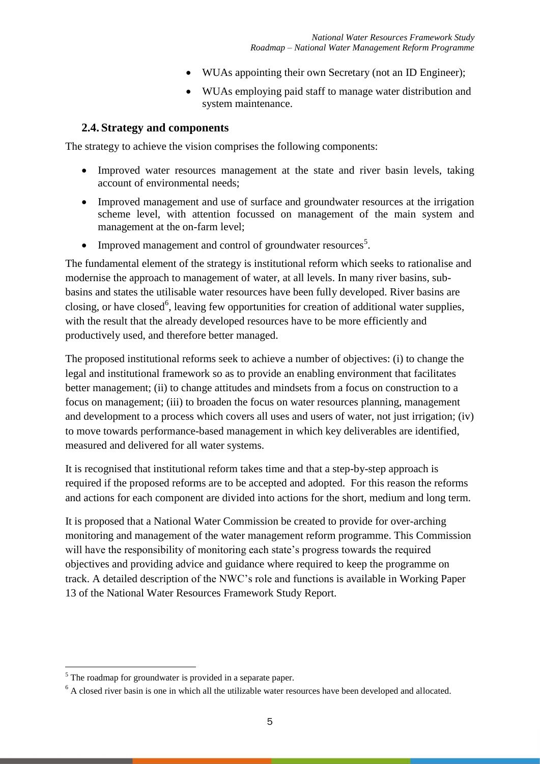- WUAs appointing their own Secretary (not an ID Engineer);
- WUAs employing paid staff to manage water distribution and system maintenance.

## 2.4. Strategy and components

The strategy to achieve the vision comprises the following components:

- Improved water resources management at the state and river basin levels, taking account of environmental needs;
- Improved management and use of surface and groundwater resources at the irrigation scheme level, with attention focussed on management of the main system and management at the on-farm level;
- Improved management and control of groundwater resources[5].

The fundamental element of the strategy is institutional reform which seeks to rationalise and modernise the approach to management of water, at all levels. In many river basins, sub-basins and states the utilisable water resources have been fully developed. River basins are closing, or have closed[6], leaving few opportunities for creation of additional water supplies, with the result that the already developed resources have to be more efficiently and productively used, and therefore better managed.

The proposed institutional reforms seek to achieve a number of objectives: (i) to change the legal and institutional framework so as to provide an enabling environment that facilitates better management; (ii) to change attitudes and mindsets from a focus on construction to a focus on management; (iii) to broaden the focus on water resources planning, management and development to a process which covers all uses and users of water, not just irrigation; (iv) to move towards performance-based management in which key deliverables are identified, measured and delivered for all water systems.

It is recognised that institutional reform takes time and that a step-by-step approach is required if the proposed reforms are to be accepted and adopted. For this reason the reforms and actions for each component are divided into actions for the short, medium and long term.

It is proposed that a National Water Commission be created to provide for over-arching monitoring and management of the water management reform programme. This Commission will have the responsibility of monitoring each state's progress towards the required objectives and providing advice and guidance where required to keep the programme on track. A detailed description of the NWC's role and functions is available in Working Paper 13 of the National Water Resources Framework Study Report.

---

[5] The roadmap for groundwater is provided in a separate paper.

[6] A closed river basin is one in which all the utilizable water resources have been developed and allocated.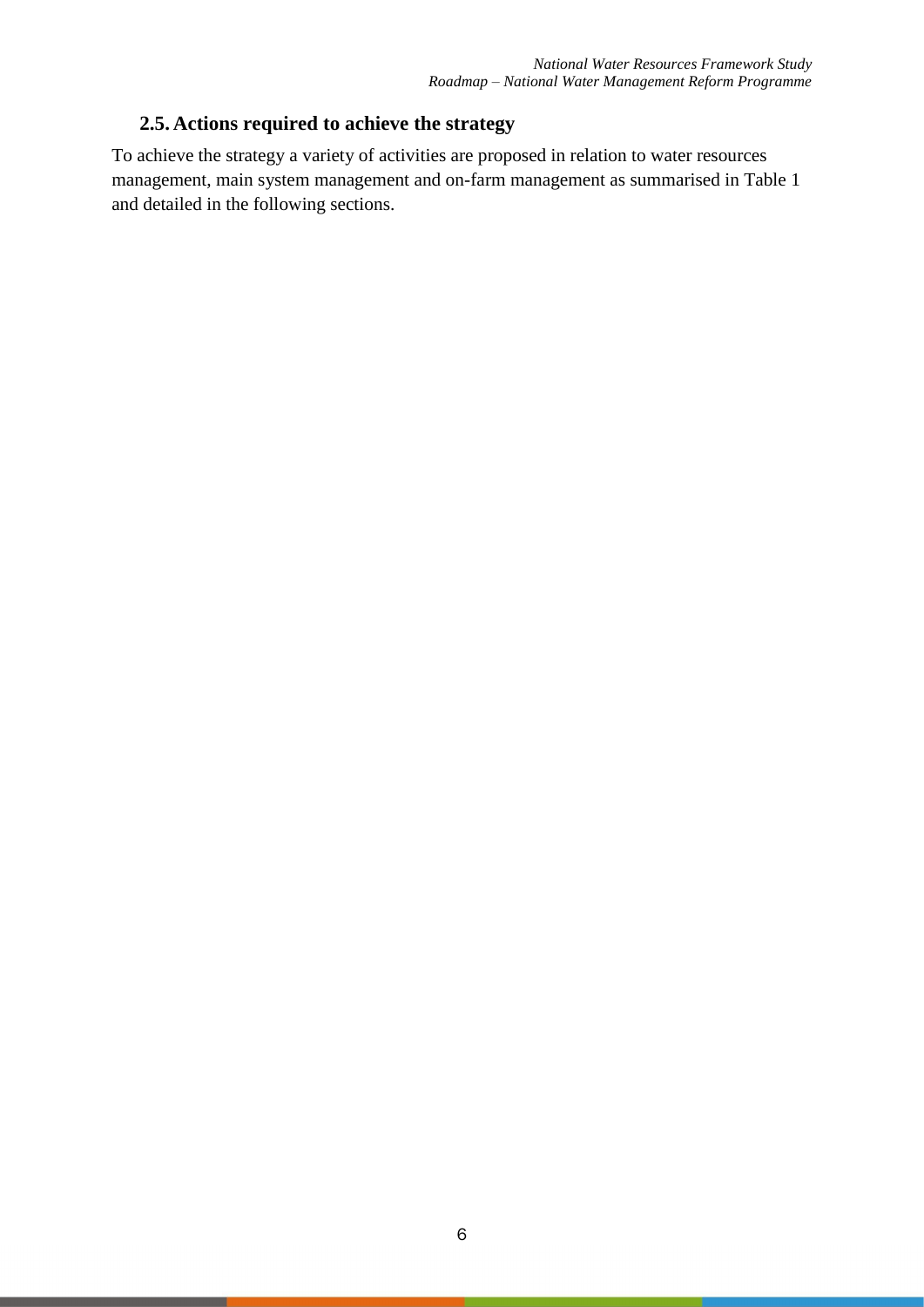## 2.5. Actions required to achieve the strategy

To achieve the strategy a variety of activities are proposed in relation to water resources management, main system management and on-farm management as summarised in Table 1 and detailed in the following sections.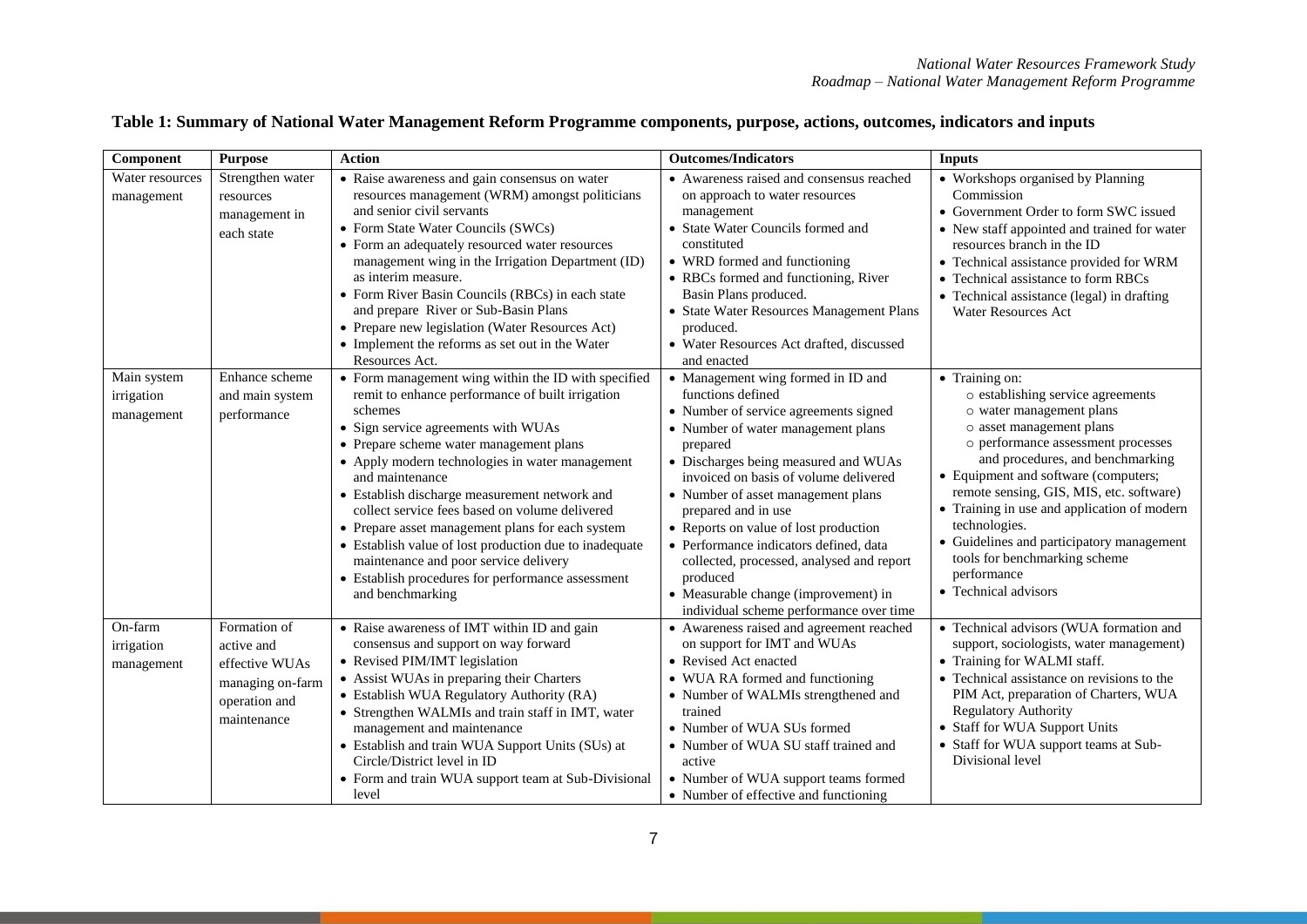**Table 1: Summary of National Water Management Reform Programme components, purpose, actions, outcomes, indicators and inputs**

| Component | Purpose | Action | Outcomes/Indicators | Inputs |
|---|---|---|---|---|
| Water resources management | Strengthen water resources management in each state | • Raise awareness and gain consensus on water resources management (WRM) amongst politicians and senior civil servants<br>• Form State Water Councils (SWCs)<br>• Form an adequately resourced water resources management wing in the Irrigation Department (ID) as interim measure.<br>• Form River Basin Councils (RBCs) in each state and prepare River or Sub-Basin Plans<br>• Prepare new legislation (Water Resources Act)<br>• Implement the reforms as set out in the Water Resources Act. | • Awareness raised and consensus reached on approach to water resources management<br>• State Water Councils formed and constituted<br>• WRD formed and functioning<br>• RBCs formed and functioning, River Basin Plans produced.<br>• State Water Resources Management Plans produced.<br>• Water Resources Act drafted, discussed and enacted | • Workshops organised by Planning Commission<br>• Government Order to form SWC issued<br>• New staff appointed and trained for water resources branch in the ID<br>• Technical assistance provided for WRM<br>• Technical assistance to form RBCs<br>• Technical assistance (legal) in drafting Water Resources Act |
| Main system irrigation management | Enhance scheme and main system performance | • Form management wing within the ID with specified remit to enhance performance of built irrigation schemes<br>• Sign service agreements with WUAs<br>• Prepare scheme water management plans<br>• Apply modern technologies in water management and maintenance<br>• Establish discharge measurement network and collect service fees based on volume delivered<br>• Prepare asset management plans for each system<br>• Establish value of lost production due to inadequate maintenance and poor service delivery<br>• Establish procedures for performance assessment and benchmarking | • Management wing formed in ID and functions defined<br>• Number of service agreements signed<br>• Number of water management plans prepared<br>• Discharges being measured and WUAs invoiced on basis of volume delivered<br>• Number of asset management plans prepared and in use<br>• Reports on value of lost production<br>• Performance indicators defined, data collected, processed, analysed and report produced<br>• Measurable change (improvement) in individual scheme performance over time | • Training on:<br>○ establishing service agreements<br>○ water management plans<br>○ asset management plans<br>○ performance assessment processes and procedures, and benchmarking<br>• Equipment and software (computers; remote sensing, GIS, MIS, etc. software)<br>• Training in use and application of modern technologies.<br>• Guidelines and participatory management tools for benchmarking scheme performance<br>• Technical advisors |
| On-farm irrigation management | Formation of active and effective WUAs managing on-farm operation and maintenance | • Raise awareness of IMT within ID and gain consensus and support on way forward<br>• Revised PIM/IMT legislation<br>• Assist WUAs in preparing their Charters<br>• Establish WUA Regulatory Authority (RA)<br>• Strengthen WALMIs and train staff in IMT, water management and maintenance<br>• Establish and train WUA Support Units (SUs) at Circle/District level in ID<br>• Form and train WUA support team at Sub-Divisional level | • Awareness raised and agreement reached on support for IMT and WUAs<br>• Revised Act enacted<br>• WUA RA formed and functioning<br>• Number of WALMIs strengthened and trained<br>• Number of WUA SUs formed<br>• Number of WUA SU staff trained and active<br>• Number of WUA support teams formed<br>• Number of effective and functioning | • Technical advisors (WUA formation and support, sociologists, water management)<br>• Training for WALMI staff.<br>• Technical assistance on revisions to the PIM Act, preparation of Charters, WUA Regulatory Authority<br>• Staff for WUA Support Units<br>• Staff for WUA support teams at Sub-Divisional level |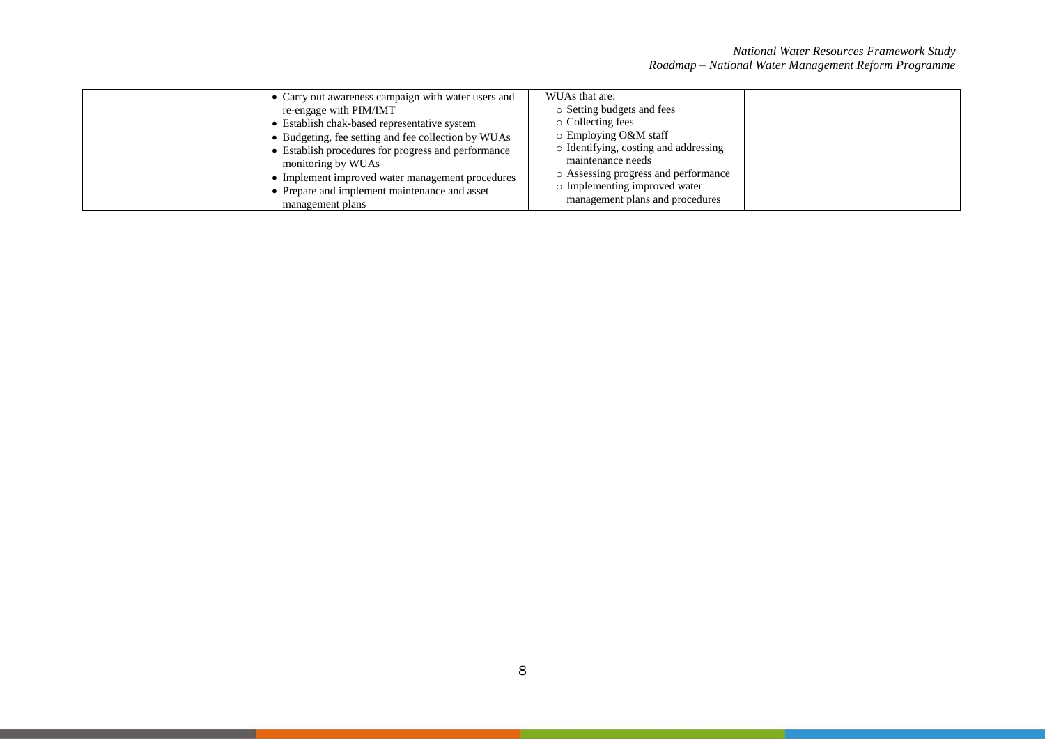| | | | | |
|---|---|---|---|---|
| | | • Carry out awareness campaign with water users and re-engage with PIM/IMT<br>• Establish chak-based representative system<br>• Budgeting, fee setting and fee collection by WUAs<br>• Establish procedures for progress and performance monitoring by WUAs<br>• Implement improved water management procedures<br>• Prepare and implement maintenance and asset management plans | WUAs that are:<br>○ Setting budgets and fees<br>○ Collecting fees<br>○ Employing O&M staff<br>○ Identifying, costing and addressing maintenance needs<br>○ Assessing progress and performance<br>○ Implementing improved water management plans and procedures | |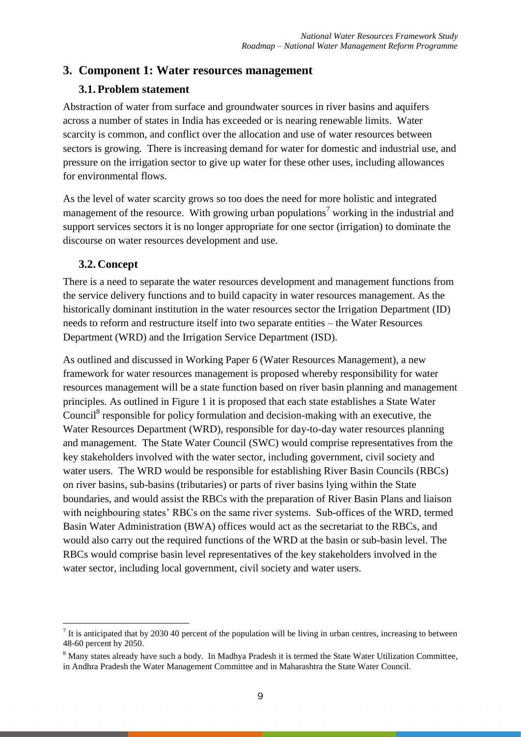# 3. Component 1: Water resources management

## 3.1. Problem statement

Abstraction of water from surface and groundwater sources in river basins and aquifers across a number of states in India has exceeded or is nearing renewable limits. Water scarcity is common, and conflict over the allocation and use of water resources between sectors is growing. There is increasing demand for water for domestic and industrial use, and pressure on the irrigation sector to give up water for these other uses, including allowances for environmental flows.

As the level of water scarcity grows so too does the need for more holistic and integrated management of the resource. With growing urban populations[7] working in the industrial and support services sectors it is no longer appropriate for one sector (irrigation) to dominate the discourse on water resources development and use.

## 3.2. Concept

There is a need to separate the water resources development and management functions from the service delivery functions and to build capacity in water resources management. As the historically dominant institution in the water resources sector the Irrigation Department (ID) needs to reform and restructure itself into two separate entities – the Water Resources Department (WRD) and the Irrigation Service Department (ISD).

As outlined and discussed in Working Paper 6 (Water Resources Management), a new framework for water resources management is proposed whereby responsibility for water resources management will be a state function based on river basin planning and management principles. As outlined in Figure 1 it is proposed that each state establishes a State Water Council[8] responsible for policy formulation and decision-making with an executive, the Water Resources Department (WRD), responsible for day-to-day water resources planning and management. The State Water Council (SWC) would comprise representatives from the key stakeholders involved with the water sector, including government, civil society and water users. The WRD would be responsible for establishing River Basin Councils (RBCs) on river basins, sub-basins (tributaries) or parts of river basins lying within the State boundaries, and would assist the RBCs with the preparation of River Basin Plans and liaison with neighbouring states' RBCs on the same river systems. Sub-offices of the WRD, termed Basin Water Administration (BWA) offices would act as the secretariat to the RBCs, and would also carry out the required functions of the WRD at the basin or sub-basin level. The RBCs would comprise basin level representatives of the key stakeholders involved in the water sector, including local government, civil society and water users.

---

[7] It is anticipated that by 2030 40 percent of the population will be living in urban centres, increasing to between 48-60 percent by 2050.

[8] Many states already have such a body. In Madhya Pradesh it is termed the State Water Utilization Committee, in Andhra Pradesh the Water Management Committee and in Maharashtra the State Water Council.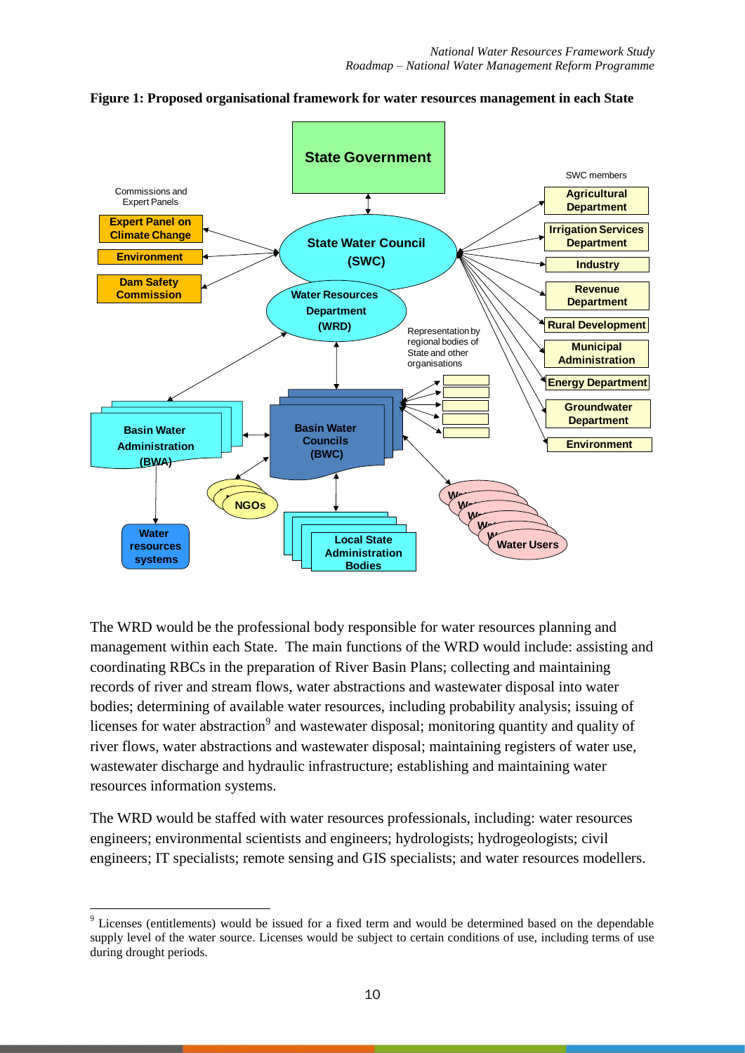**Figure 1: Proposed organisational framework for water resources management in each State**

The WRD would be the professional body responsible for water resources planning and management within each State. The main functions of the WRD would include: assisting and coordinating RBCs in the preparation of River Basin Plans; collecting and maintaining records of river and stream flows, water abstractions and wastewater disposal into water bodies; determining of available water resources, including probability analysis; issuing of licenses for water abstraction[9] and wastewater disposal; monitoring quantity and quality of river flows, water abstractions and wastewater disposal; maintaining registers of water use, wastewater discharge and hydraulic infrastructure; establishing and maintaining water resources information systems.

The WRD would be staffed with water resources professionals, including: water resources engineers; environmental scientists and engineers; hydrologists; hydrogeologists; civil engineers; IT specialists; remote sensing and GIS specialists; and water resources modellers.

[9] Licenses (entitlements) would be issued for a fixed term and would be determined based on the dependable supply level of the water source. Licenses would be subject to certain conditions of use, including terms of use during drought periods.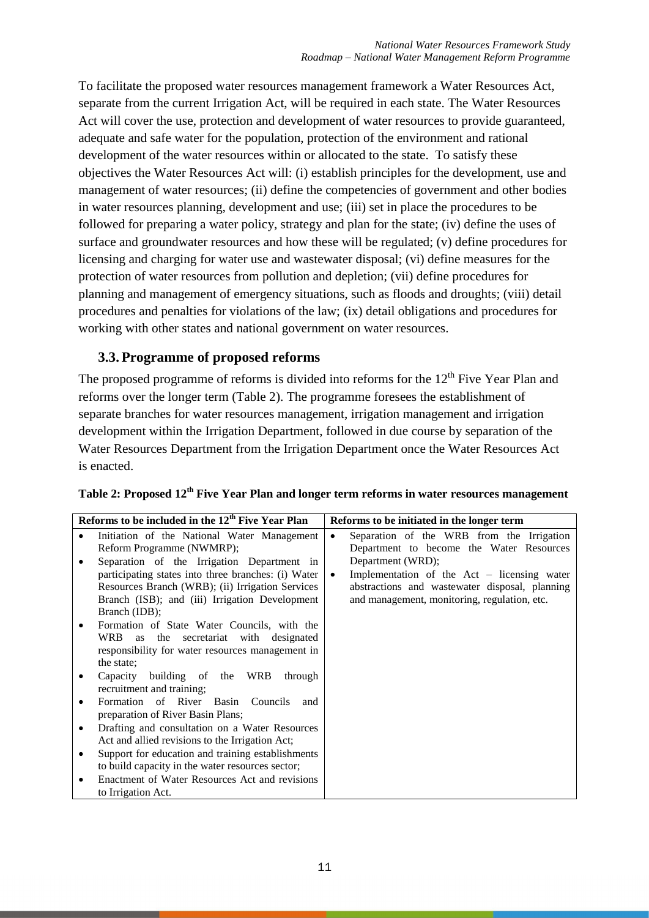To facilitate the proposed water resources management framework a Water Resources Act, separate from the current Irrigation Act, will be required in each state. The Water Resources Act will cover the use, protection and development of water resources to provide guaranteed, adequate and safe water for the population, protection of the environment and rational development of the water resources within or allocated to the state. To satisfy these objectives the Water Resources Act will: (i) establish principles for the development, use and management of water resources; (ii) define the competencies of government and other bodies in water resources planning, development and use; (iii) set in place the procedures to be followed for preparing a water policy, strategy and plan for the state; (iv) define the uses of surface and groundwater resources and how these will be regulated; (v) define procedures for licensing and charging for water use and wastewater disposal; (vi) define measures for the protection of water resources from pollution and depletion; (vii) define procedures for planning and management of emergency situations, such as floods and droughts; (viii) detail procedures and penalties for violations of the law; (ix) detail obligations and procedures for working with other states and national government on water resources.

## 3.3. Programme of proposed reforms

The proposed programme of reforms is divided into reforms for the 12th Five Year Plan and reforms over the longer term (Table 2). The programme foresees the establishment of separate branches for water resources management, irrigation management and irrigation development within the Irrigation Department, followed in due course by separation of the Water Resources Department from the Irrigation Department once the Water Resources Act is enacted.

**Table 2: Proposed 12th Five Year Plan and longer term reforms in water resources management**

| Reforms to be included in the 12th Five Year Plan | Reforms to be initiated in the longer term |
| --- | --- |
| • Initiation of the National Water Management Reform Programme (NWMRP);<br>• Separation of the Irrigation Department in participating states into three branches: (i) Water Resources Branch (WRB); (ii) Irrigation Services Branch (ISB); and (iii) Irrigation Development Branch (IDB);<br>• Formation of State Water Councils, with the WRB as the secretariat with designated responsibility for water resources management in the state;<br>• Capacity building of the WRB through recruitment and training;<br>• Formation of River Basin Councils and preparation of River Basin Plans;<br>• Drafting and consultation on a Water Resources Act and allied revisions to the Irrigation Act;<br>• Support for education and training establishments to build capacity in the water resources sector;<br>• Enactment of Water Resources Act and revisions to Irrigation Act. | • Separation of the WRB from the Irrigation Department to become the Water Resources Department (WRD);<br>• Implementation of the Act – licensing water abstractions and wastewater disposal, planning and management, monitoring, regulation, etc. |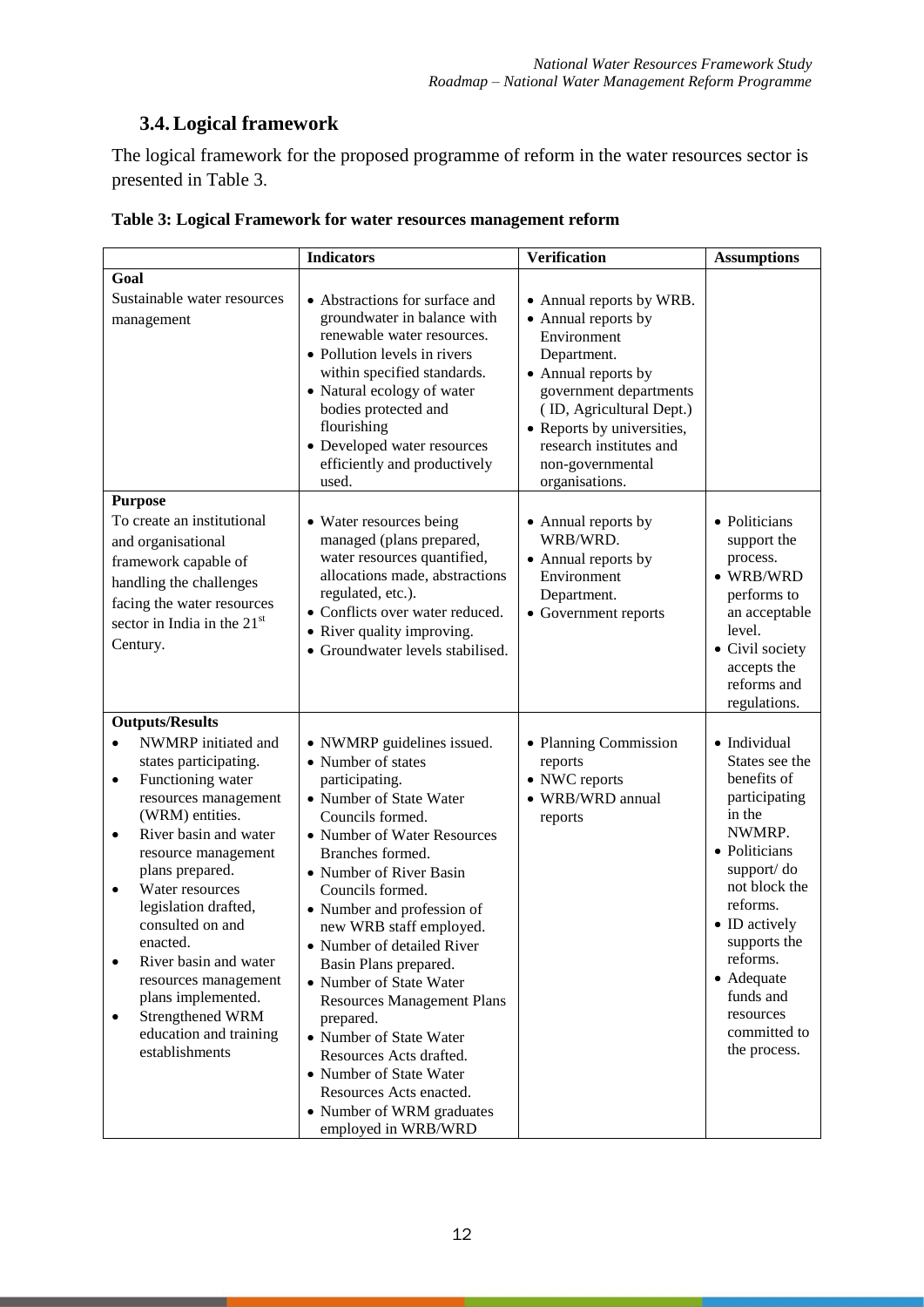## 3.4. Logical framework

The logical framework for the proposed programme of reform in the water resources sector is presented in Table 3.

**Table 3: Logical Framework for water resources management reform**

| | Indicators | Verification | Assumptions |
|---|---|---|---|
| **Goal**<br>Sustainable water resources management | • Abstractions for surface and groundwater in balance with renewable water resources.<br>• Pollution levels in rivers within specified standards.<br>• Natural ecology of water bodies protected and flourishing<br>• Developed water resources efficiently and productively used. | • Annual reports by WRB.<br>• Annual reports by Environment Department.<br>• Annual reports by government departments ( ID, Agricultural Dept.)<br>• Reports by universities, research institutes and non-governmental organisations. | |
| **Purpose**<br>To create an institutional and organisational framework capable of handling the challenges facing the water resources sector in India in the 21st Century. | • Water resources being managed (plans prepared, water resources quantified, allocations made, abstractions regulated, etc.).<br>• Conflicts over water reduced.<br>• River quality improving.<br>• Groundwater levels stabilised. | • Annual reports by WRB/WRD.<br>• Annual reports by Environment Department.<br>• Government reports | • Politicians support the process.<br>• WRB/WRD performs to an acceptable level.<br>• Civil society accepts the reforms and regulations. |
| **Outputs/Results**<br>• NWMRP initiated and states participating.<br>• Functioning water resources management (WRM) entities.<br>• River basin and water resource management plans prepared.<br>• Water resources legislation drafted, consulted on and enacted.<br>• River basin and water resources management plans implemented.<br>• Strengthened WRM education and training establishments | • NWMRP guidelines issued.<br>• Number of states participating.<br>• Number of State Water Councils formed.<br>• Number of Water Resources Branches formed.<br>• Number of River Basin Councils formed.<br>• Number and profession of new WRB staff employed.<br>• Number of detailed River Basin Plans prepared.<br>• Number of State Water Resources Management Plans prepared.<br>• Number of State Water Resources Acts drafted.<br>• Number of State Water Resources Acts enacted.<br>• Number of WRM graduates employed in WRB/WRD | • Planning Commission reports<br>• NWC reports<br>• WRB/WRD annual reports | • Individual States see the benefits of participating in the NWMRP.<br>• Politicians support/ do not block the reforms.<br>• ID actively supports the reforms.<br>• Adequate funds and resources committed to the process. |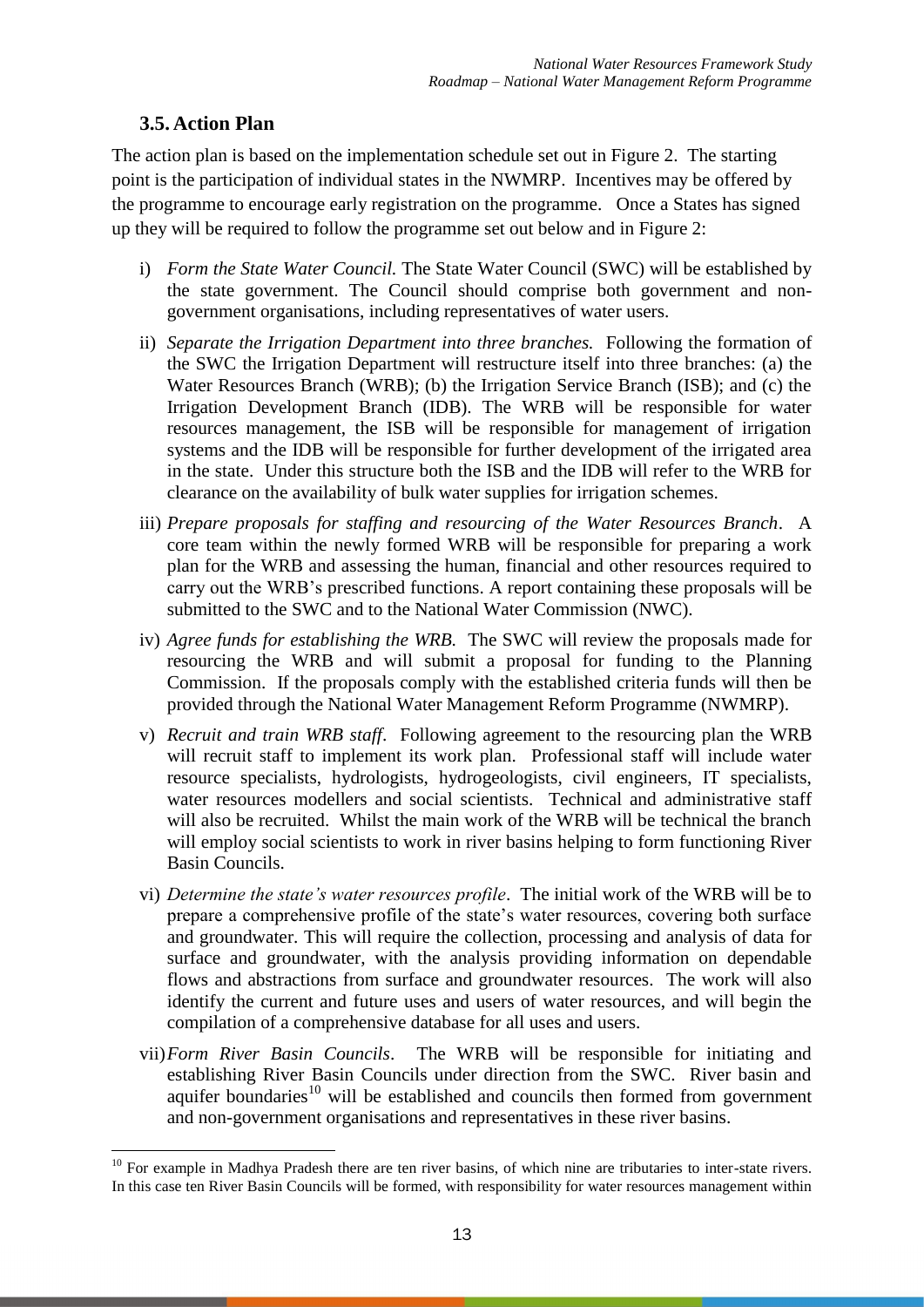## 3.5. Action Plan

The action plan is based on the implementation schedule set out in Figure 2. The starting point is the participation of individual states in the NWMRP. Incentives may be offered by the programme to encourage early registration on the programme. Once a States has signed up they will be required to follow the programme set out below and in Figure 2:

i) *Form the State Water Council.* The State Water Council (SWC) will be established by the state government. The Council should comprise both government and non-government organisations, including representatives of water users.

ii) *Separate the Irrigation Department into three branches.* Following the formation of the SWC the Irrigation Department will restructure itself into three branches: (a) the Water Resources Branch (WRB); (b) the Irrigation Service Branch (ISB); and (c) the Irrigation Development Branch (IDB). The WRB will be responsible for water resources management, the ISB will be responsible for management of irrigation systems and the IDB will be responsible for further development of the irrigated area in the state. Under this structure both the ISB and the IDB will refer to the WRB for clearance on the availability of bulk water supplies for irrigation schemes.

iii) *Prepare proposals for staffing and resourcing of the Water Resources Branch*. A core team within the newly formed WRB will be responsible for preparing a work plan for the WRB and assessing the human, financial and other resources required to carry out the WRB's prescribed functions. A report containing these proposals will be submitted to the SWC and to the National Water Commission (NWC).

iv) *Agree funds for establishing the WRB.* The SWC will review the proposals made for resourcing the WRB and will submit a proposal for funding to the Planning Commission. If the proposals comply with the established criteria funds will then be provided through the National Water Management Reform Programme (NWMRP).

v) *Recruit and train WRB staff*. Following agreement to the resourcing plan the WRB will recruit staff to implement its work plan. Professional staff will include water resource specialists, hydrologists, hydrogeologists, civil engineers, IT specialists, water resources modellers and social scientists. Technical and administrative staff will also be recruited. Whilst the main work of the WRB will be technical the branch will employ social scientists to work in river basins helping to form functioning River Basin Councils.

vi) *Determine the state's water resources profile*. The initial work of the WRB will be to prepare a comprehensive profile of the state's water resources, covering both surface and groundwater. This will require the collection, processing and analysis of data for surface and groundwater, with the analysis providing information on dependable flows and abstractions from surface and groundwater resources. The work will also identify the current and future uses and users of water resources, and will begin the compilation of a comprehensive database for all uses and users.

vii) *Form River Basin Councils*. The WRB will be responsible for initiating and establishing River Basin Councils under direction from the SWC. River basin and aquifer boundaries[10] will be established and councils then formed from government and non-government organisations and representatives in these river basins.

---

[10] For example in Madhya Pradesh there are ten river basins, of which nine are tributaries to inter-state rivers. In this case ten River Basin Councils will be formed, with responsibility for water resources management within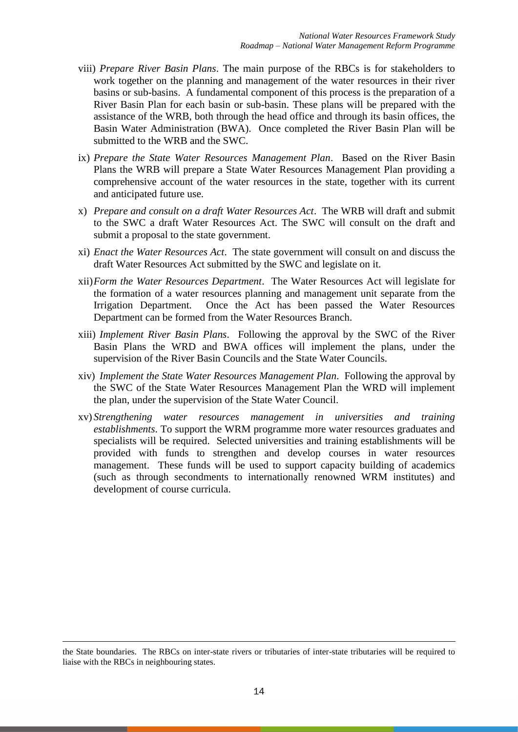viii) *Prepare River Basin Plans*. The main purpose of the RBCs is for stakeholders to work together on the planning and management of the water resources in their river basins or sub-basins. A fundamental component of this process is the preparation of a River Basin Plan for each basin or sub-basin. These plans will be prepared with the assistance of the WRB, both through the head office and through its basin offices, the Basin Water Administration (BWA). Once completed the River Basin Plan will be submitted to the WRB and the SWC.

ix) *Prepare the State Water Resources Management Plan*. Based on the River Basin Plans the WRB will prepare a State Water Resources Management Plan providing a comprehensive account of the water resources in the state, together with its current and anticipated future use.

x) *Prepare and consult on a draft Water Resources Act*. The WRB will draft and submit to the SWC a draft Water Resources Act. The SWC will consult on the draft and submit a proposal to the state government.

xi) *Enact the Water Resources Act*. The state government will consult on and discuss the draft Water Resources Act submitted by the SWC and legislate on it.

xii) *Form the Water Resources Department*. The Water Resources Act will legislate for the formation of a water resources planning and management unit separate from the Irrigation Department. Once the Act has been passed the Water Resources Department can be formed from the Water Resources Branch.

xiii) *Implement River Basin Plans*. Following the approval by the SWC of the River Basin Plans the WRD and BWA offices will implement the plans, under the supervision of the River Basin Councils and the State Water Councils.

xiv) *Implement the State Water Resources Management Plan*. Following the approval by the SWC of the State Water Resources Management Plan the WRD will implement the plan, under the supervision of the State Water Council.

xv) *Strengthening water resources management in universities and training establishments*. To support the WRM programme more water resources graduates and specialists will be required. Selected universities and training establishments will be provided with funds to strengthen and develop courses in water resources management. These funds will be used to support capacity building of academics (such as through secondments to internationally renowned WRM institutes) and development of course curricula.

---

the State boundaries. The RBCs on inter-state rivers or tributaries of inter-state tributaries will be required to liaise with the RBCs in neighbouring states.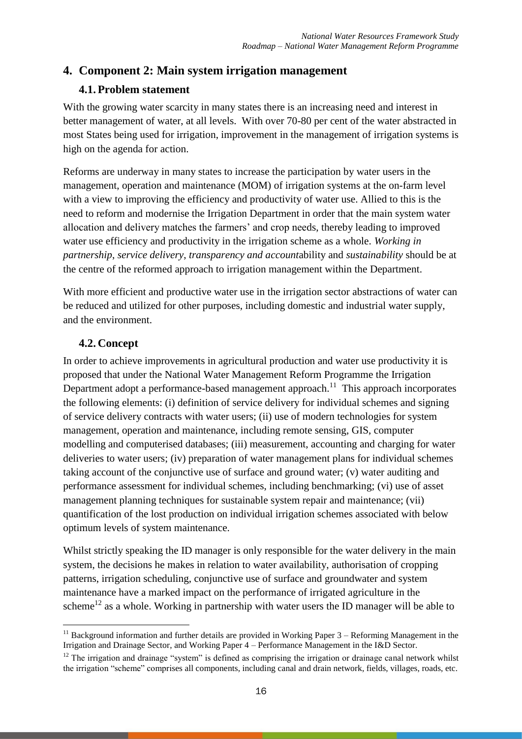## 4. Component 2: Main system irrigation management

### 4.1. Problem statement

With the growing water scarcity in many states there is an increasing need and interest in better management of water, at all levels. With over 70-80 per cent of the water abstracted in most States being used for irrigation, improvement in the management of irrigation systems is high on the agenda for action.

Reforms are underway in many states to increase the participation by water users in the management, operation and maintenance (MOM) of irrigation systems at the on-farm level with a view to improving the efficiency and productivity of water use. Allied to this is the need to reform and modernise the Irrigation Department in order that the main system water allocation and delivery matches the farmers' and crop needs, thereby leading to improved water use efficiency and productivity in the irrigation scheme as a whole. *Working in partnership*, *service delivery*, *transparency and account*ability and *sustainability* should be at the centre of the reformed approach to irrigation management within the Department.

With more efficient and productive water use in the irrigation sector abstractions of water can be reduced and utilized for other purposes, including domestic and industrial water supply, and the environment.

### 4.2. Concept

In order to achieve improvements in agricultural production and water use productivity it is proposed that under the National Water Management Reform Programme the Irrigation Department adopt a performance-based management approach.[11] This approach incorporates the following elements: (i) definition of service delivery for individual schemes and signing of service delivery contracts with water users; (ii) use of modern technologies for system management, operation and maintenance, including remote sensing, GIS, computer modelling and computerised databases; (iii) measurement, accounting and charging for water deliveries to water users; (iv) preparation of water management plans for individual schemes taking account of the conjunctive use of surface and ground water; (v) water auditing and performance assessment for individual schemes, including benchmarking; (vi) use of asset management planning techniques for sustainable system repair and maintenance; (vii) quantification of the lost production on individual irrigation schemes associated with below optimum levels of system maintenance.

Whilst strictly speaking the ID manager is only responsible for the water delivery in the main system, the decisions he makes in relation to water availability, authorisation of cropping patterns, irrigation scheduling, conjunctive use of surface and groundwater and system maintenance have a marked impact on the performance of irrigated agriculture in the scheme[12] as a whole. Working in partnership with water users the ID manager will be able to

[11] Background information and further details are provided in Working Paper 3 – Reforming Management in the Irrigation and Drainage Sector, and Working Paper 4 – Performance Management in the I&D Sector.

[12] The irrigation and drainage "system" is defined as comprising the irrigation or drainage canal network whilst the irrigation "scheme" comprises all components, including canal and drain network, fields, villages, roads, etc.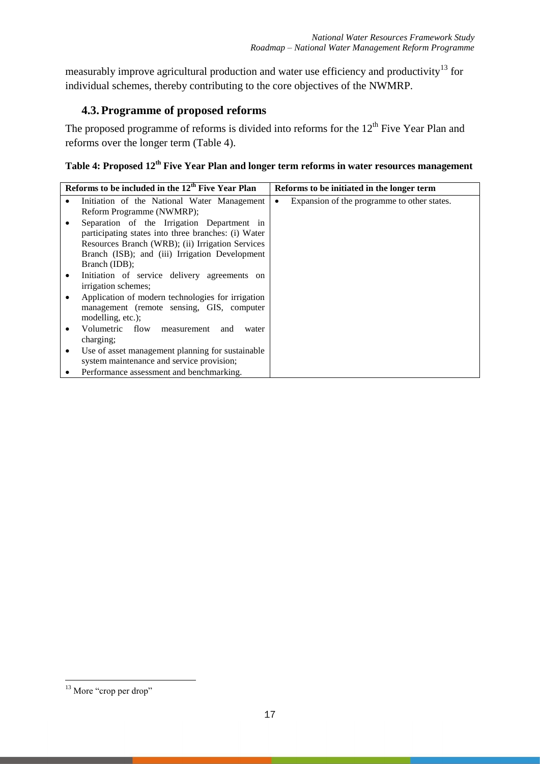measurably improve agricultural production and water use efficiency and productivity[13] for individual schemes, thereby contributing to the core objectives of the NWMRP.

## 4.3. Programme of proposed reforms

The proposed programme of reforms is divided into reforms for the 12th Five Year Plan and reforms over the longer term (Table 4).

**Table 4: Proposed 12th Five Year Plan and longer term reforms in water resources management**

| Reforms to be included in the 12th Five Year Plan | Reforms to be initiated in the longer term |
|---|---|
| • Initiation of the National Water Management Reform Programme (NWMRP);<br>• Separation of the Irrigation Department in participating states into three branches: (i) Water Resources Branch (WRB); (ii) Irrigation Services Branch (ISB); and (iii) Irrigation Development Branch (IDB);<br>• Initiation of service delivery agreements on irrigation schemes;<br>• Application of modern technologies for irrigation management (remote sensing, GIS, computer modelling, etc.);<br>• Volumetric flow measurement and water charging;<br>• Use of asset management planning for sustainable system maintenance and service provision;<br>• Performance assessment and benchmarking. | • Expansion of the programme to other states. |

[13] More "crop per drop"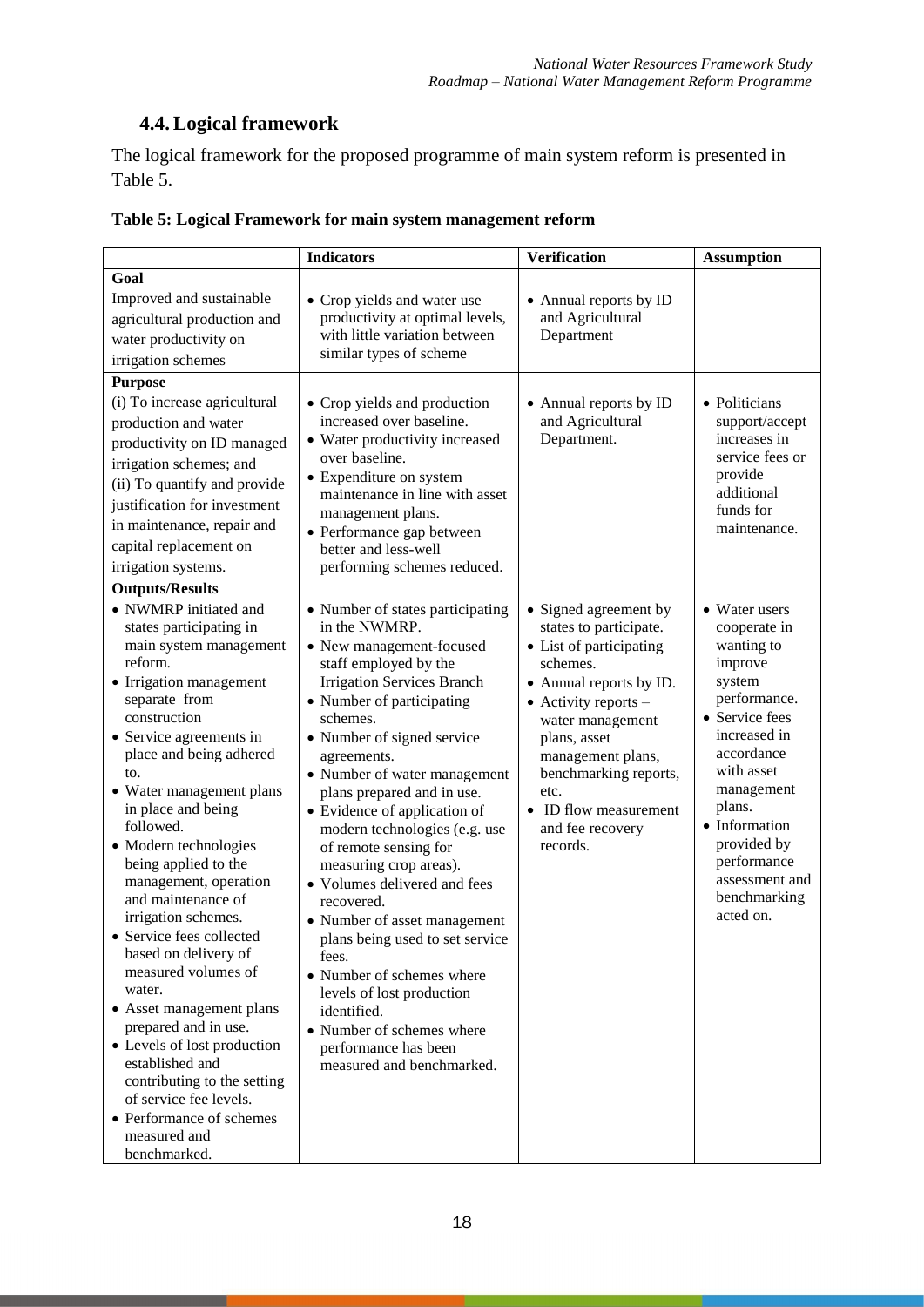## 4.4. Logical framework

The logical framework for the proposed programme of main system reform is presented in Table 5.

**Table 5: Logical Framework for main system management reform**

| | Indicators | Verification | Assumption |
|---|---|---|---|
| **Goal**<br>Improved and sustainable agricultural production and water productivity on irrigation schemes | • Crop yields and water use productivity at optimal levels, with little variation between similar types of scheme | • Annual reports by ID and Agricultural Department | |
| **Purpose**<br>(i) To increase agricultural production and water productivity on ID managed irrigation schemes; and<br>(ii) To quantify and provide justification for investment in maintenance, repair and capital replacement on irrigation systems. | • Crop yields and production increased over baseline.<br>• Water productivity increased over baseline.<br>• Expenditure on system maintenance in line with asset management plans.<br>• Performance gap between better and less-well performing schemes reduced. | • Annual reports by ID and Agricultural Department. | • Politicians support/accept increases in service fees or provide additional funds for maintenance. |
| **Outputs/Results**<br>• NWMRP initiated and states participating in main system management reform.<br>• Irrigation management separate from construction<br>• Service agreements in place and being adhered to.<br>• Water management plans in place and being followed.<br>• Modern technologies being applied to the management, operation and maintenance of irrigation schemes.<br>• Service fees collected based on delivery of measured volumes of water.<br>• Asset management plans prepared and in use.<br>• Levels of lost production established and contributing to the setting of service fee levels.<br>• Performance of schemes measured and benchmarked. | • Number of states participating in the NWMRP.<br>• New management-focused staff employed by the Irrigation Services Branch<br>• Number of participating schemes.<br>• Number of signed service agreements.<br>• Number of water management plans prepared and in use.<br>• Evidence of application of modern technologies (e.g. use of remote sensing for measuring crop areas).<br>• Volumes delivered and fees recovered.<br>• Number of asset management plans being used to set service fees.<br>• Number of schemes where levels of lost production identified.<br>• Number of schemes where performance has been measured and benchmarked. | • Signed agreement by states to participate.<br>• List of participating schemes.<br>• Annual reports by ID.<br>• Activity reports – water management plans, asset management plans, benchmarking reports, etc.<br>• ID flow measurement and fee recovery records. | • Water users cooperate in wanting to improve system performance.<br>• Service fees increased in accordance with asset management plans.<br>• Information provided by performance assessment and benchmarking acted on. |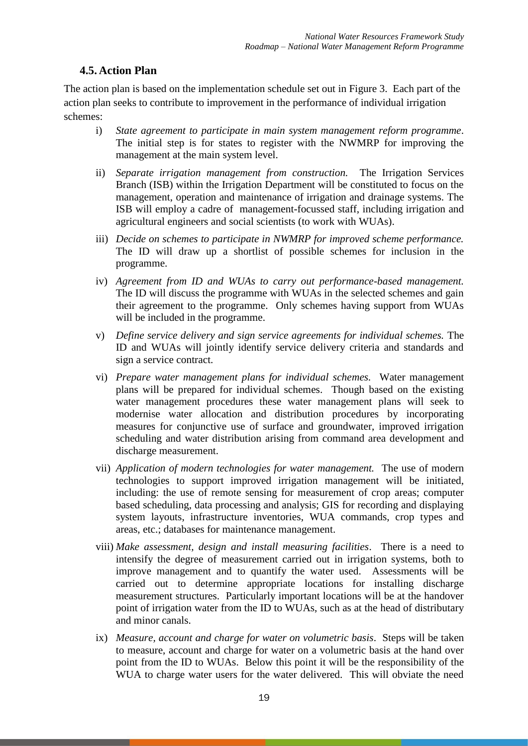## 4.5. Action Plan

The action plan is based on the implementation schedule set out in Figure 3. Each part of the action plan seeks to contribute to improvement in the performance of individual irrigation schemes:

i) *State agreement to participate in main system management reform programme*. The initial step is for states to register with the NWMRP for improving the management at the main system level.

ii) *Separate irrigation management from construction.* The Irrigation Services Branch (ISB) within the Irrigation Department will be constituted to focus on the management, operation and maintenance of irrigation and drainage systems. The ISB will employ a cadre of management-focussed staff, including irrigation and agricultural engineers and social scientists (to work with WUAs).

iii) *Decide on schemes to participate in NWMRP for improved scheme performance.* The ID will draw up a shortlist of possible schemes for inclusion in the programme.

iv) *Agreement from ID and WUAs to carry out performance-based management.* The ID will discuss the programme with WUAs in the selected schemes and gain their agreement to the programme. Only schemes having support from WUAs will be included in the programme.

v) *Define service delivery and sign service agreements for individual schemes.* The ID and WUAs will jointly identify service delivery criteria and standards and sign a service contract.

vi) *Prepare water management plans for individual schemes.* Water management plans will be prepared for individual schemes. Though based on the existing water management procedures these water management plans will seek to modernise water allocation and distribution procedures by incorporating measures for conjunctive use of surface and groundwater, improved irrigation scheduling and water distribution arising from command area development and discharge measurement.

vii) *Application of modern technologies for water management.* The use of modern technologies to support improved irrigation management will be initiated, including: the use of remote sensing for measurement of crop areas; computer based scheduling, data processing and analysis; GIS for recording and displaying system layouts, infrastructure inventories, WUA commands, crop types and areas, etc.; databases for maintenance management.

viii) *Make assessment, design and install measuring facilities*. There is a need to intensify the degree of measurement carried out in irrigation systems, both to improve management and to quantify the water used. Assessments will be carried out to determine appropriate locations for installing discharge measurement structures. Particularly important locations will be at the handover point of irrigation water from the ID to WUAs, such as at the head of distributary and minor canals.

ix) *Measure, account and charge for water on volumetric basis*. Steps will be taken to measure, account and charge for water on a volumetric basis at the hand over point from the ID to WUAs. Below this point it will be the responsibility of the WUA to charge water users for the water delivered. This will obviate the need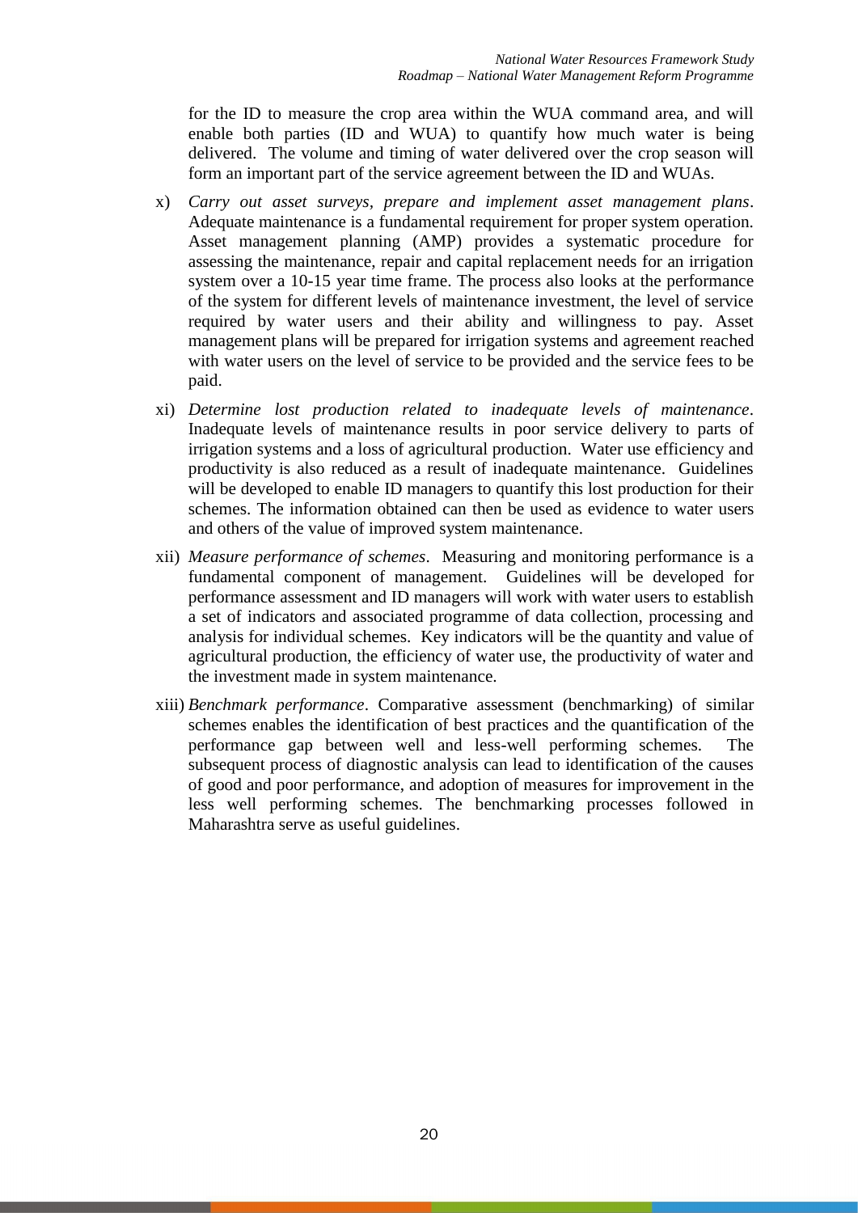for the ID to measure the crop area within the WUA command area, and will enable both parties (ID and WUA) to quantify how much water is being delivered. The volume and timing of water delivered over the crop season will form an important part of the service agreement between the ID and WUAs.

x) *Carry out asset surveys, prepare and implement asset management plans*. Adequate maintenance is a fundamental requirement for proper system operation. Asset management planning (AMP) provides a systematic procedure for assessing the maintenance, repair and capital replacement needs for an irrigation system over a 10-15 year time frame. The process also looks at the performance of the system for different levels of maintenance investment, the level of service required by water users and their ability and willingness to pay. Asset management plans will be prepared for irrigation systems and agreement reached with water users on the level of service to be provided and the service fees to be paid.

xi) *Determine lost production related to inadequate levels of maintenance*. Inadequate levels of maintenance results in poor service delivery to parts of irrigation systems and a loss of agricultural production. Water use efficiency and productivity is also reduced as a result of inadequate maintenance. Guidelines will be developed to enable ID managers to quantify this lost production for their schemes. The information obtained can then be used as evidence to water users and others of the value of improved system maintenance.

xii) *Measure performance of schemes*. Measuring and monitoring performance is a fundamental component of management. Guidelines will be developed for performance assessment and ID managers will work with water users to establish a set of indicators and associated programme of data collection, processing and analysis for individual schemes. Key indicators will be the quantity and value of agricultural production, the efficiency of water use, the productivity of water and the investment made in system maintenance.

xiii) *Benchmark performance*. Comparative assessment (benchmarking) of similar schemes enables the identification of best practices and the quantification of the performance gap between well and less-well performing schemes. The subsequent process of diagnostic analysis can lead to identification of the causes of good and poor performance, and adoption of measures for improvement in the less well performing schemes. The benchmarking processes followed in Maharashtra serve as useful guidelines.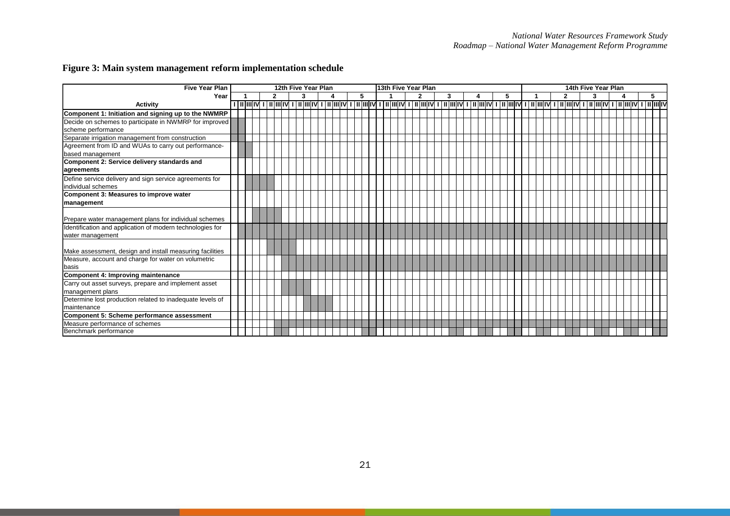## Figure 3: Main system management reform implementation schedule

Shaded quarters are shown for each year (I, II, III, IV = quarters).

| Activity | 12th Five Year Plan Year 1 | 12th Year 2 | 12th Year 3 | 12th Year 4 | 12th Year 5 | 13th Five Year Plan Year 1 | 13th Year 2 | 13th Year 3 | 13th Year 4 | 13th Year 5 | 14th Five Year Plan Year 1 | 14th Year 2 | 14th Year 3 | 14th Year 4 | 14th Year 5 |
|---|---|---|---|---|---|---|---|---|---|---|---|---|---|---|---|
| **Component 1: Initiation and signing up to the NWMRP** | | | | | | | | | | | | | | | |
| Decide on schemes to participate in NWMRP for improved scheme performance | I–II | | | | | | | | | | | | | | |
| Separate irrigation management from construction | I–II | | | | | | | | | | | | | | |
| Agreement from ID and WUAs to carry out performance-based management | II–III | | | | | | | | | | | | | | |
| **Component 2: Service delivery standards and agreements** | | | | | | | | | | | | | | | |
| Define service delivery and sign service agreements for individual schemes | III–IV | I–II | | | | | | | | | | | | | |
| **Component 3: Measures to improve water management** | | | | | | | | | | | | | | | |
| Prepare water management plans for individual schemes | IV | I–III | | | | | | | | | | | | | |
| Identification and application of modern technologies for water management | II–IV | I–IV | I–IV | I–IV | I–IV | I–IV | I–IV | I–IV | I–IV | I–IV | I–IV | I–IV | I–IV | I–IV | I–IV |
| Make assessment, design and install measuring facilities | | II–IV | I | | | | | | | | | | | | |
| Measure, account and charge for water on volumetric basis | | IV | I–IV | I–IV | I–IV | I–IV | I–IV | I–IV | I–IV | I–IV | I–IV | I–IV | I–IV | I–IV | I–IV |
| **Component 4: Improving maintenance** | | | | | | | | | | | | | | | |
| Carry out asset surveys, prepare and implement asset management plans | | IV | I–III | | | | | | | | | | | | |
| Determine lost production related to inadequate levels of maintenance | | | III–IV | I–II | | | | | | | | | | | |
| **Component 5: Scheme performance assessment** | | | | | | | | | | | | | | | |
| Measure performance of schemes | | III–IV | I–IV | I–IV | I–IV | I–IV | I–IV | I–IV | I–IV | I–IV | I–IV | I–IV | I–IV | I–IV | I–IV |
| Benchmark performance | | III–IV | | | IV | | | III–IV | III–IV | III–IV | III–IV | III–IV | III–IV | III–IV | III–IV |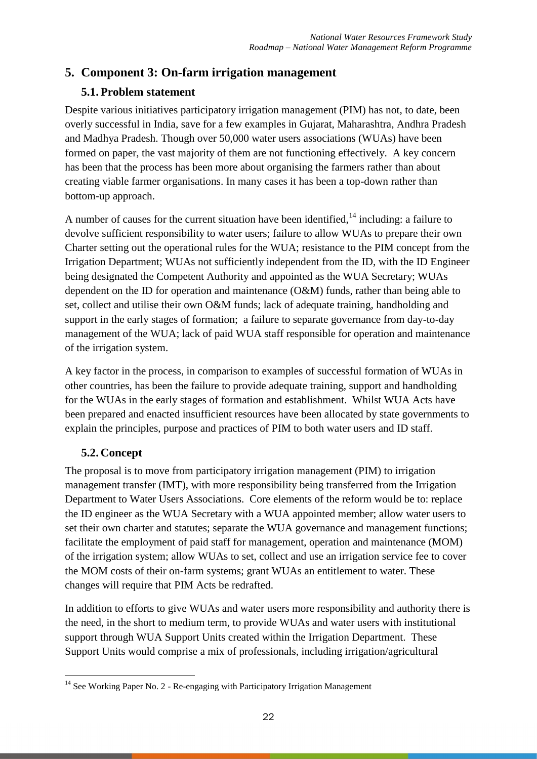## 5. Component 3: On-farm irrigation management

### 5.1. Problem statement

Despite various initiatives participatory irrigation management (PIM) has not, to date, been overly successful in India, save for a few examples in Gujarat, Maharashtra, Andhra Pradesh and Madhya Pradesh. Though over 50,000 water users associations (WUAs) have been formed on paper, the vast majority of them are not functioning effectively. A key concern has been that the process has been more about organising the farmers rather than about creating viable farmer organisations. In many cases it has been a top-down rather than bottom-up approach.

A number of causes for the current situation have been identified,[14] including: a failure to devolve sufficient responsibility to water users; failure to allow WUAs to prepare their own Charter setting out the operational rules for the WUA; resistance to the PIM concept from the Irrigation Department; WUAs not sufficiently independent from the ID, with the ID Engineer being designated the Competent Authority and appointed as the WUA Secretary; WUAs dependent on the ID for operation and maintenance (O&M) funds, rather than being able to set, collect and utilise their own O&M funds; lack of adequate training, handholding and support in the early stages of formation; a failure to separate governance from day-to-day management of the WUA; lack of paid WUA staff responsible for operation and maintenance of the irrigation system.

A key factor in the process, in comparison to examples of successful formation of WUAs in other countries, has been the failure to provide adequate training, support and handholding for the WUAs in the early stages of formation and establishment. Whilst WUA Acts have been prepared and enacted insufficient resources have been allocated by state governments to explain the principles, purpose and practices of PIM to both water users and ID staff.

### 5.2. Concept

The proposal is to move from participatory irrigation management (PIM) to irrigation management transfer (IMT), with more responsibility being transferred from the Irrigation Department to Water Users Associations. Core elements of the reform would be to: replace the ID engineer as the WUA Secretary with a WUA appointed member; allow water users to set their own charter and statutes; separate the WUA governance and management functions; facilitate the employment of paid staff for management, operation and maintenance (MOM) of the irrigation system; allow WUAs to set, collect and use an irrigation service fee to cover the MOM costs of their on-farm systems; grant WUAs an entitlement to water. These changes will require that PIM Acts be redrafted.

In addition to efforts to give WUAs and water users more responsibility and authority there is the need, in the short to medium term, to provide WUAs and water users with institutional support through WUA Support Units created within the Irrigation Department. These Support Units would comprise a mix of professionals, including irrigation/agricultural

[14] See Working Paper No. 2 - Re-engaging with Participatory Irrigation Management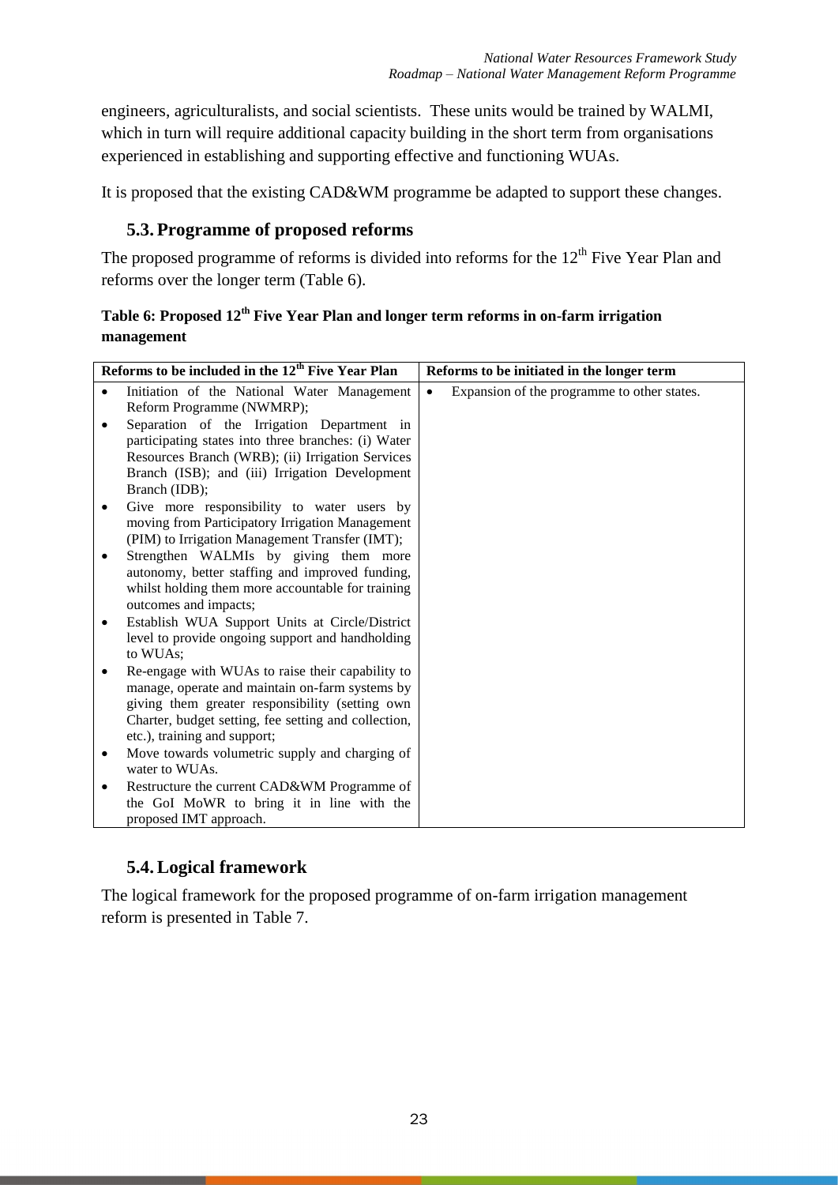engineers, agriculturalists, and social scientists. These units would be trained by WALMI, which in turn will require additional capacity building in the short term from organisations experienced in establishing and supporting effective and functioning WUAs.

It is proposed that the existing CAD&WM programme be adapted to support these changes.

## 5.3. Programme of proposed reforms

The proposed programme of reforms is divided into reforms for the 12th Five Year Plan and reforms over the longer term (Table 6).

**Table 6: Proposed 12th Five Year Plan and longer term reforms in on-farm irrigation management**

| Reforms to be included in the 12th Five Year Plan | Reforms to be initiated in the longer term |
|---|---|
| • Initiation of the National Water Management Reform Programme (NWMRP);<br>• Separation of the Irrigation Department in participating states into three branches: (i) Water Resources Branch (WRB); (ii) Irrigation Services Branch (ISB); and (iii) Irrigation Development Branch (IDB);<br>• Give more responsibility to water users by moving from Participatory Irrigation Management (PIM) to Irrigation Management Transfer (IMT);<br>• Strengthen WALMIs by giving them more autonomy, better staffing and improved funding, whilst holding them more accountable for training outcomes and impacts;<br>• Establish WUA Support Units at Circle/District level to provide ongoing support and handholding to WUAs;<br>• Re-engage with WUAs to raise their capability to manage, operate and maintain on-farm systems by giving them greater responsibility (setting own Charter, budget setting, fee setting and collection, etc.), training and support;<br>• Move towards volumetric supply and charging of water to WUAs.<br>• Restructure the current CAD&WM Programme of the GoI MoWR to bring it in line with the proposed IMT approach. | • Expansion of the programme to other states. |

## 5.4. Logical framework

The logical framework for the proposed programme of on-farm irrigation management reform is presented in Table 7.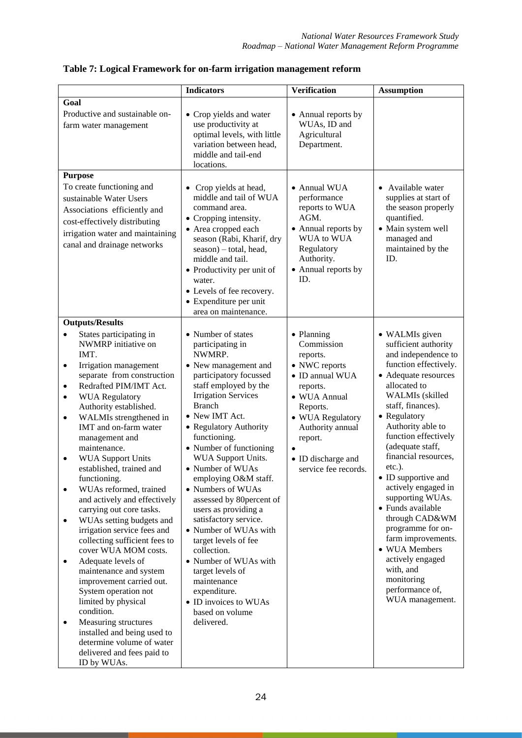**Table 7: Logical Framework for on-farm irrigation management reform**

| | Indicators | Verification | Assumption |
|---|---|---|---|
| **Goal**<br>Productive and sustainable on-farm water management | • Crop yields and water use productivity at optimal levels, with little variation between head, middle and tail-end locations. | • Annual reports by WUAs, ID and Agricultural Department. | |
| **Purpose**<br>To create functioning and sustainable Water Users Associations efficiently and cost-effectively distributing irrigation water and maintaining canal and drainage networks | • Crop yields at head, middle and tail of WUA command area.<br>• Cropping intensity.<br>• Area cropped each season (Rabi, Kharif, dry season) – total, head, middle and tail.<br>• Productivity per unit of water.<br>• Levels of fee recovery.<br>• Expenditure per unit area on maintenance. | • Annual WUA performance reports to WUA AGM.<br>• Annual reports by WUA to WUA Regulatory Authority.<br>• Annual reports by ID. | • Available water supplies at start of the season properly quantified.<br>• Main system well managed and maintained by the ID. |
| **Outputs/Results**<br>• States participating in NWMRP initiative on IMT.<br>• Irrigation management separate from construction<br>• Redrafted PIM/IMT Act.<br>• WUA Regulatory Authority established.<br>• WALMIs strengthened in IMT and on-farm water management and maintenance.<br>• WUA Support Units established, trained and functioning.<br>• WUAs reformed, trained and actively and effectively carrying out core tasks.<br>• WUAs setting budgets and irrigation service fees and collecting sufficient fees to cover WUA MOM costs.<br>• Adequate levels of maintenance and system improvement carried out. System operation not limited by physical condition.<br>• Measuring structures installed and being used to determine volume of water delivered and fees paid to ID by WUAs. | • Number of states participating in NWMRP.<br>• New management and participatory focussed staff employed by the Irrigation Services Branch<br>• New IMT Act.<br>• Regulatory Authority functioning.<br>• Number of functioning WUA Support Units.<br>• Number of WUAs employing O&M staff.<br>• Numbers of WUAs assessed by 80percent of users as providing a satisfactory service.<br>• Number of WUAs with target levels of fee collection.<br>• Number of WUAs with target levels of maintenance expenditure.<br>• ID invoices to WUAs based on volume delivered. | • Planning Commission reports.<br>• NWC reports<br>• ID annual WUA reports.<br>• WUA Annual Reports.<br>• WUA Regulatory Authority annual report.<br>•<br>• ID discharge and service fee records. | • WALMIs given sufficient authority and independence to function effectively.<br>• Adequate resources allocated to WALMIs (skilled staff, finances).<br>• Regulatory Authority able to function effectively (adequate staff, financial resources, etc.).<br>• ID supportive and actively engaged in supporting WUAs.<br>• Funds available through CAD&WM programme for on-farm improvements.<br>• WUA Members actively engaged with, and monitoring performance of, WUA management. |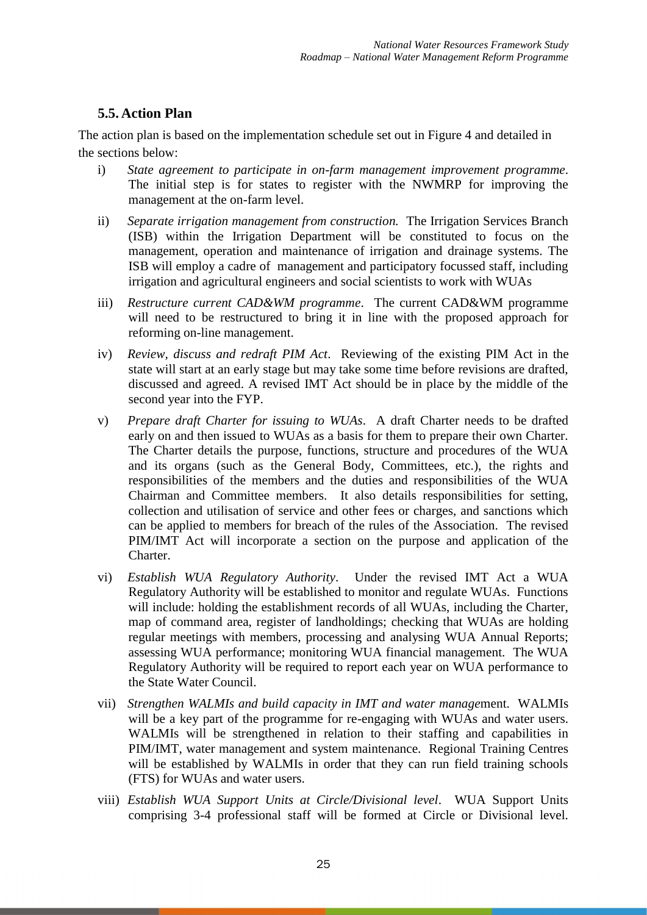### 5.5. Action Plan

The action plan is based on the implementation schedule set out in Figure 4 and detailed in the sections below:

i) *State agreement to participate in on-farm management improvement programme*. The initial step is for states to register with the NWMRP for improving the management at the on-farm level.

ii) *Separate irrigation management from construction.* The Irrigation Services Branch (ISB) within the Irrigation Department will be constituted to focus on the management, operation and maintenance of irrigation and drainage systems. The ISB will employ a cadre of management and participatory focussed staff, including irrigation and agricultural engineers and social scientists to work with WUAs

iii) *Restructure current CAD&WM programme*. The current CAD&WM programme will need to be restructured to bring it in line with the proposed approach for reforming on-line management.

iv) *Review, discuss and redraft PIM Act*. Reviewing of the existing PIM Act in the state will start at an early stage but may take some time before revisions are drafted, discussed and agreed. A revised IMT Act should be in place by the middle of the second year into the FYP.

v) *Prepare draft Charter for issuing to WUAs*. A draft Charter needs to be drafted early on and then issued to WUAs as a basis for them to prepare their own Charter. The Charter details the purpose, functions, structure and procedures of the WUA and its organs (such as the General Body, Committees, etc.), the rights and responsibilities of the members and the duties and responsibilities of the WUA Chairman and Committee members. It also details responsibilities for setting, collection and utilisation of service and other fees or charges, and sanctions which can be applied to members for breach of the rules of the Association. The revised PIM/IMT Act will incorporate a section on the purpose and application of the Charter.

vi) *Establish WUA Regulatory Authority*. Under the revised IMT Act a WUA Regulatory Authority will be established to monitor and regulate WUAs. Functions will include: holding the establishment records of all WUAs, including the Charter, map of command area, register of landholdings; checking that WUAs are holding regular meetings with members, processing and analysing WUA Annual Reports; assessing WUA performance; monitoring WUA financial management. The WUA Regulatory Authority will be required to report each year on WUA performance to the State Water Council.

vii) *Strengthen WALMIs and build capacity in IMT and water manage*ment. WALMIs will be a key part of the programme for re-engaging with WUAs and water users. WALMIs will be strengthened in relation to their staffing and capabilities in PIM/IMT, water management and system maintenance. Regional Training Centres will be established by WALMIs in order that they can run field training schools (FTS) for WUAs and water users.

viii) *Establish WUA Support Units at Circle/Divisional level*. WUA Support Units comprising 3-4 professional staff will be formed at Circle or Divisional level.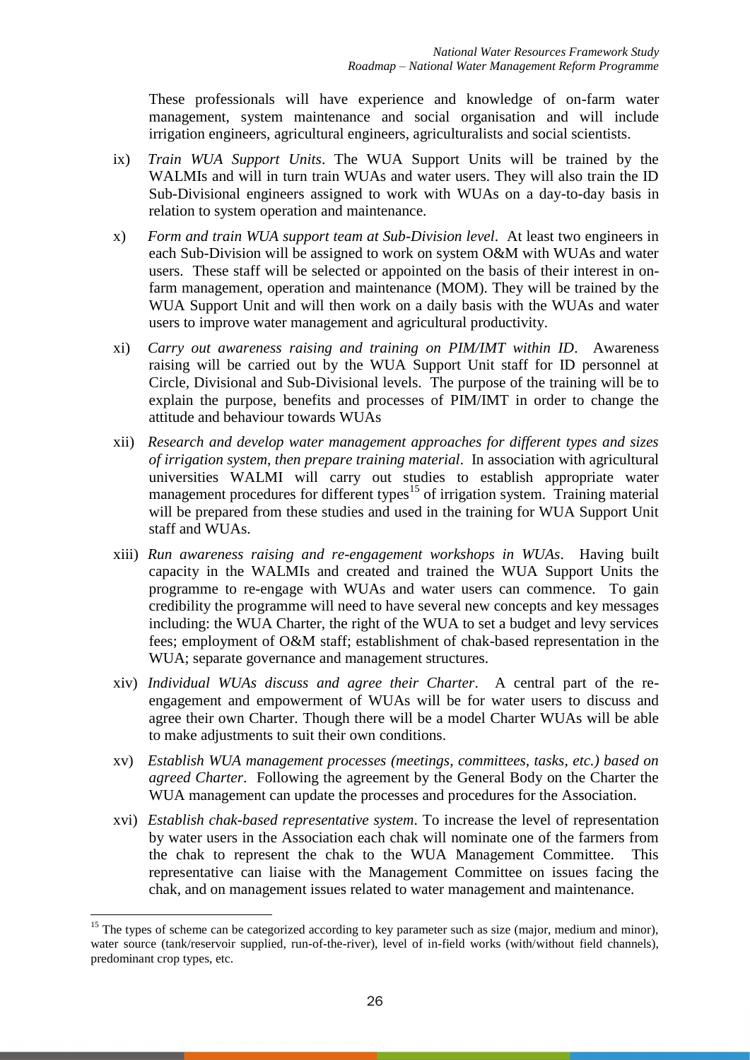These professionals will have experience and knowledge of on-farm water management, system maintenance and social organisation and will include irrigation engineers, agricultural engineers, agriculturalists and social scientists.

ix) *Train WUA Support Units*. The WUA Support Units will be trained by the WALMIs and will in turn train WUAs and water users. They will also train the ID Sub-Divisional engineers assigned to work with WUAs on a day-to-day basis in relation to system operation and maintenance.

x) *Form and train WUA support team at Sub-Division level*. At least two engineers in each Sub-Division will be assigned to work on system O&M with WUAs and water users. These staff will be selected or appointed on the basis of their interest in on-farm management, operation and maintenance (MOM). They will be trained by the WUA Support Unit and will then work on a daily basis with the WUAs and water users to improve water management and agricultural productivity.

xi) *Carry out awareness raising and training on PIM/IMT within ID*. Awareness raising will be carried out by the WUA Support Unit staff for ID personnel at Circle, Divisional and Sub-Divisional levels. The purpose of the training will be to explain the purpose, benefits and processes of PIM/IMT in order to change the attitude and behaviour towards WUAs

xii) *Research and develop water management approaches for different types and sizes of irrigation system, then prepare training material*. In association with agricultural universities WALMI will carry out studies to establish appropriate water management procedures for different types[15] of irrigation system. Training material will be prepared from these studies and used in the training for WUA Support Unit staff and WUAs.

xiii) *Run awareness raising and re-engagement workshops in WUAs*. Having built capacity in the WALMIs and created and trained the WUA Support Units the programme to re-engage with WUAs and water users can commence. To gain credibility the programme will need to have several new concepts and key messages including: the WUA Charter, the right of the WUA to set a budget and levy services fees; employment of O&M staff; establishment of chak-based representation in the WUA; separate governance and management structures.

xiv) *Individual WUAs discuss and agree their Charter*. A central part of the re-engagement and empowerment of WUAs will be for water users to discuss and agree their own Charter. Though there will be a model Charter WUAs will be able to make adjustments to suit their own conditions.

xv) *Establish WUA management processes (meetings, committees, tasks, etc.) based on agreed Charter*. Following the agreement by the General Body on the Charter the WUA management can update the processes and procedures for the Association.

xvi) *Establish chak-based representative system*. To increase the level of representation by water users in the Association each chak will nominate one of the farmers from the chak to represent the chak to the WUA Management Committee. This representative can liaise with the Management Committee on issues facing the chak, and on management issues related to water management and maintenance.

---

[15] The types of scheme can be categorized according to key parameter such as size (major, medium and minor), water source (tank/reservoir supplied, run-of-the-river), level of in-field works (with/without field channels), predominant crop types, etc.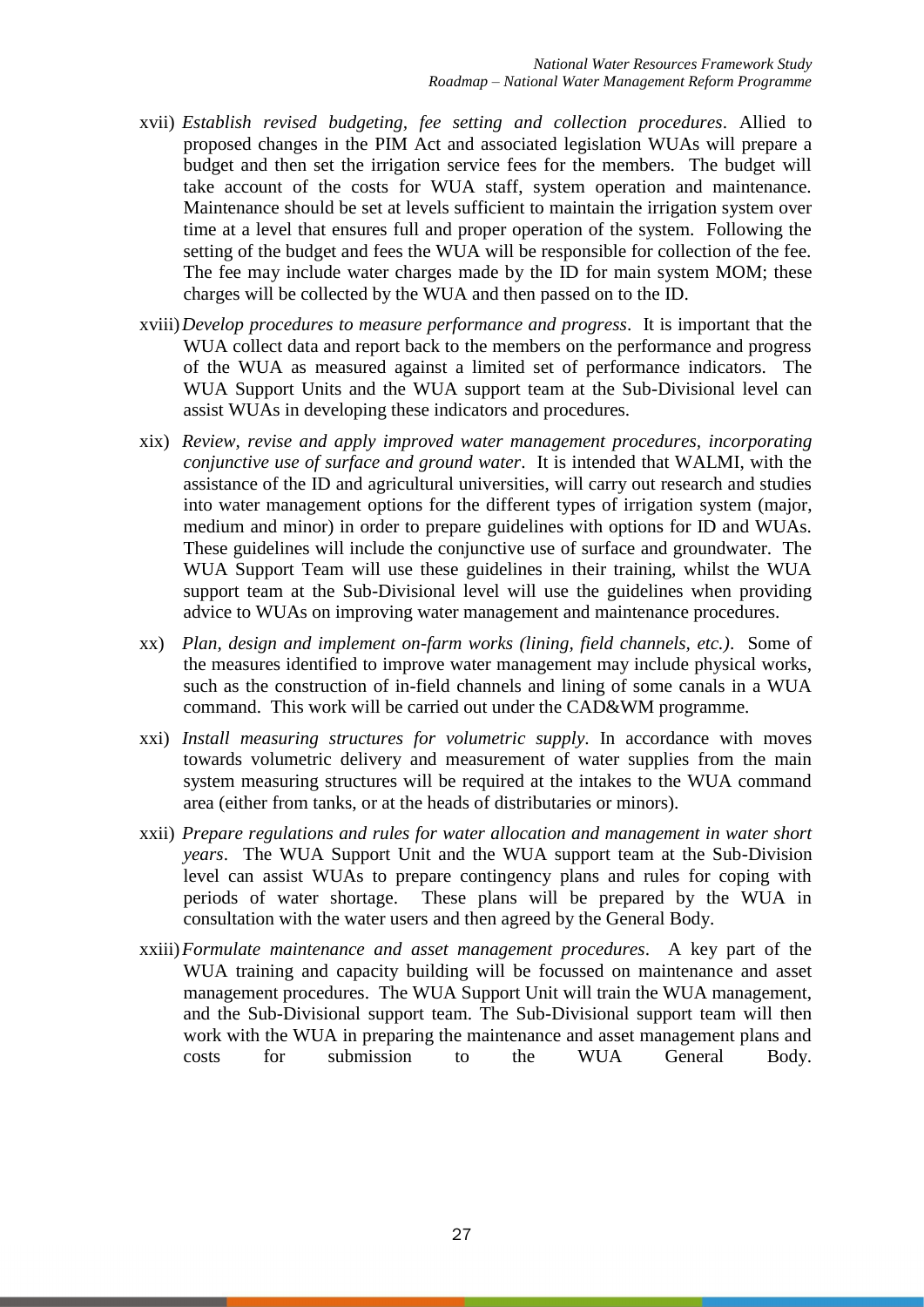xvii) *Establish revised budgeting, fee setting and collection procedures*. Allied to proposed changes in the PIM Act and associated legislation WUAs will prepare a budget and then set the irrigation service fees for the members. The budget will take account of the costs for WUA staff, system operation and maintenance. Maintenance should be set at levels sufficient to maintain the irrigation system over time at a level that ensures full and proper operation of the system. Following the setting of the budget and fees the WUA will be responsible for collection of the fee. The fee may include water charges made by the ID for main system MOM; these charges will be collected by the WUA and then passed on to the ID.

xviii) *Develop procedures to measure performance and progress*. It is important that the WUA collect data and report back to the members on the performance and progress of the WUA as measured against a limited set of performance indicators. The WUA Support Units and the WUA support team at the Sub-Divisional level can assist WUAs in developing these indicators and procedures.

xix) *Review, revise and apply improved water management procedures, incorporating conjunctive use of surface and ground water*. It is intended that WALMI, with the assistance of the ID and agricultural universities, will carry out research and studies into water management options for the different types of irrigation system (major, medium and minor) in order to prepare guidelines with options for ID and WUAs. These guidelines will include the conjunctive use of surface and groundwater. The WUA Support Team will use these guidelines in their training, whilst the WUA support team at the Sub-Divisional level will use the guidelines when providing advice to WUAs on improving water management and maintenance procedures.

xx) *Plan, design and implement on-farm works (lining, field channels, etc.)*. Some of the measures identified to improve water management may include physical works, such as the construction of in-field channels and lining of some canals in a WUA command. This work will be carried out under the CAD&WM programme.

xxi) *Install measuring structures for volumetric supply*. In accordance with moves towards volumetric delivery and measurement of water supplies from the main system measuring structures will be required at the intakes to the WUA command area (either from tanks, or at the heads of distributaries or minors).

xxii) *Prepare regulations and rules for water allocation and management in water short years*. The WUA Support Unit and the WUA support team at the Sub-Division level can assist WUAs to prepare contingency plans and rules for coping with periods of water shortage. These plans will be prepared by the WUA in consultation with the water users and then agreed by the General Body.

xxiii) *Formulate maintenance and asset management procedures*. A key part of the WUA training and capacity building will be focussed on maintenance and asset management procedures. The WUA Support Unit will train the WUA management, and the Sub-Divisional support team. The Sub-Divisional support team will then work with the WUA in preparing the maintenance and asset management plans and costs for submission to the WUA General Body.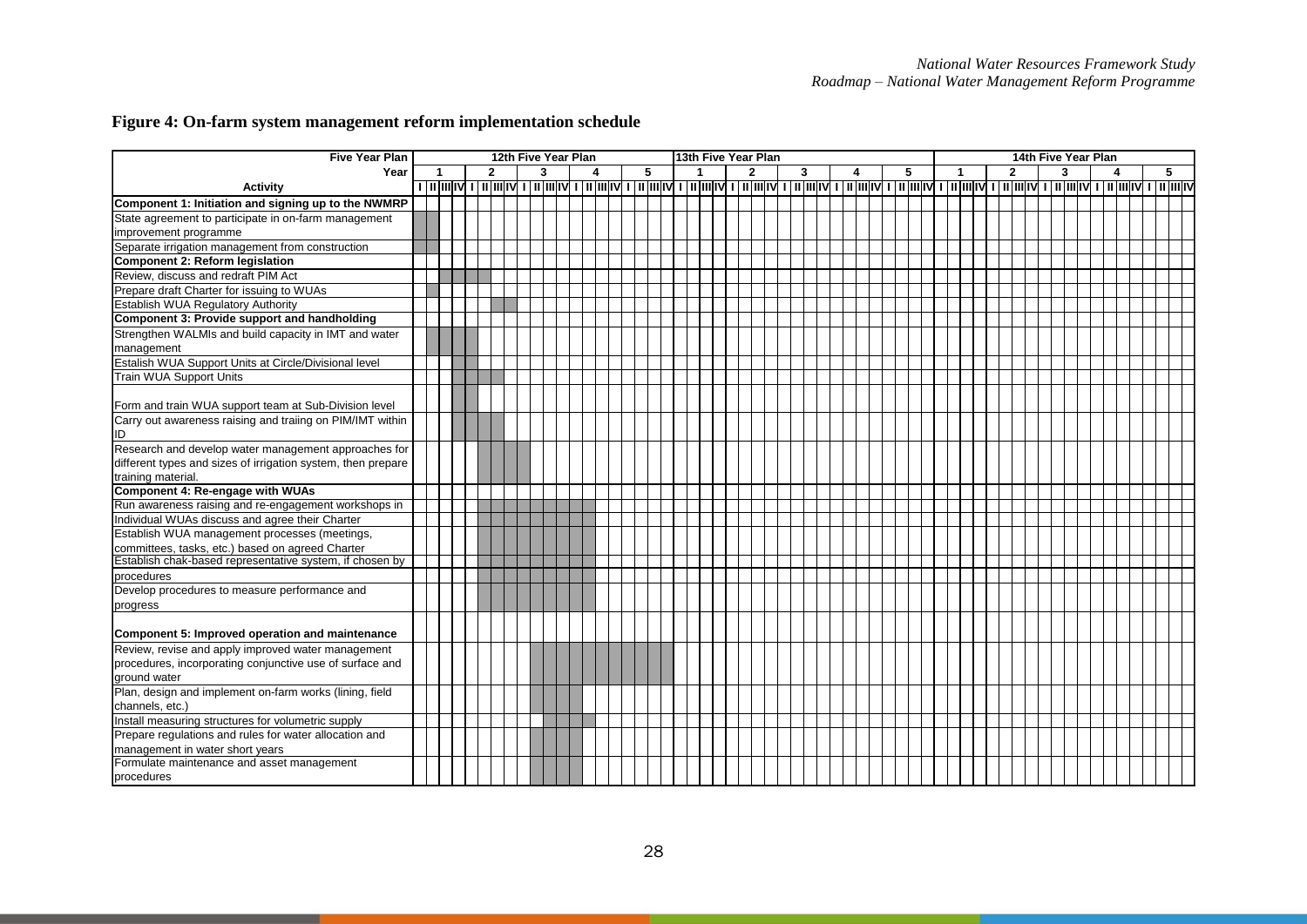# Figure 4: On-farm system management reform implementation schedule

Shaded quarters (I, II, III, IV) are listed for each year in which the activity is scheduled.

| Five Year Plan | 12th Five Year Plan | | | | | 13th Five Year Plan | | | | | 14th Five Year Plan | | | | |
|---|---|---|---|---|---|---|---|---|---|---|---|---|---|---|---|
| **Year** | **1** | **2** | **3** | **4** | **5** | **1** | **2** | **3** | **4** | **5** | **1** | **2** | **3** | **4** | **5** |
| **Activity** | I II III IV | I II III IV | I II III IV | I II III IV | I II III IV | I II III IV | I II III IV | I II III IV | I II III IV | I II III IV | I II III IV | I II III IV | I II III IV | I II III IV | I II III IV |
| **Component 1: Initiation and signing up to the NWMRP** | | | | | | | | | | | | | | | |
| State agreement to participate in on-farm management improvement programme | I, II | | | | | | | | | | | | | | |
| Separate irrigation management from construction | I, II | | | | | | | | | | | | | | |
| **Component 2: Reform legislation** | | | | | | | | | | | | | | | |
| Review, discuss and redraft PIM Act | III, IV | I, II | | | | | | | | | | | | | |
| Prepare draft Charter for issuing to WUAs | II | | | | | | | | | | | | | | |
| Establish WUA Regulatory Authority | | III, IV | | | | | | | | | | | | | |
| **Component 3: Provide support and handholding** | | | | | | | | | | | | | | | |
| Strengthen WALMIs and build capacity in IMT and water management | II, III, IV | I | | | | | | | | | | | | | |
| Estalish WUA Support Units at Circle/Divisional level | IV | I | | | | | | | | | | | | | |
| Train WUA Support Units | IV | I, II, III | | | | | | | | | | | | | |
| Form and train WUA support team at Sub-Division level | IV | I | | | | | | | | | | | | | |
| Carry out awareness raising and traiing on PIM/IMT within ID | IV | I, II, III | | | | | | | | | | | | | |
| Research and develop water management approaches for different types and sizes of irrigation system, then prepare training material. | | II, III, IV | I | | | | | | | | | | | | |
| **Component 4: Re-engage with WUAs** | | | | | | | | | | | | | | | |
| Run awareness raising and re-engagement workshops in | | II, III, IV | I, II, III, IV | I, II | | | | | | | | | | | |
| Individual WUAs discuss and agree their Charter | | II, III, IV | I, II, III, IV | I, II | | | | | | | | | | | |
| Establish WUA management processes (meetings, committees, tasks, etc.) based on agreed Charter | | II, III, IV | I, II, III, IV | I, II | | | | | | | | | | | |
| Establish chak-based representative system, if chosen by procedures | | II, III, IV | I, II, III, IV | I, II | | | | | | | | | | | |
| Develop procedures to measure performance and progress | | II, III, IV | I, II, III, IV | I, II | | | | | | | | | | | |
| **Component 5: Improved operation and maintenance** | | | | | | | | | | | | | | | |
| Review, revise and apply improved water management procedures, incorporating conjunctive use of surface and ground water | | | II, III, IV | I, II, III, IV | I, II, III, IV | | | | | | | | | | |
| Plan, design and implement on-farm works (lining, field channels, etc.) | | | II, III, IV | I | | | | | | | | | | | |
| Install measuring structures for volumetric supply | | | III, IV | I, II | | | | | | | | | | | |
| Prepare regulations and rules for water allocation and management in water short years | | | II, III, IV | I | | | | | | | | | | | |
| Formulate maintenance and asset management procedures | | | II, III, IV | I | | | | | | | | | | | |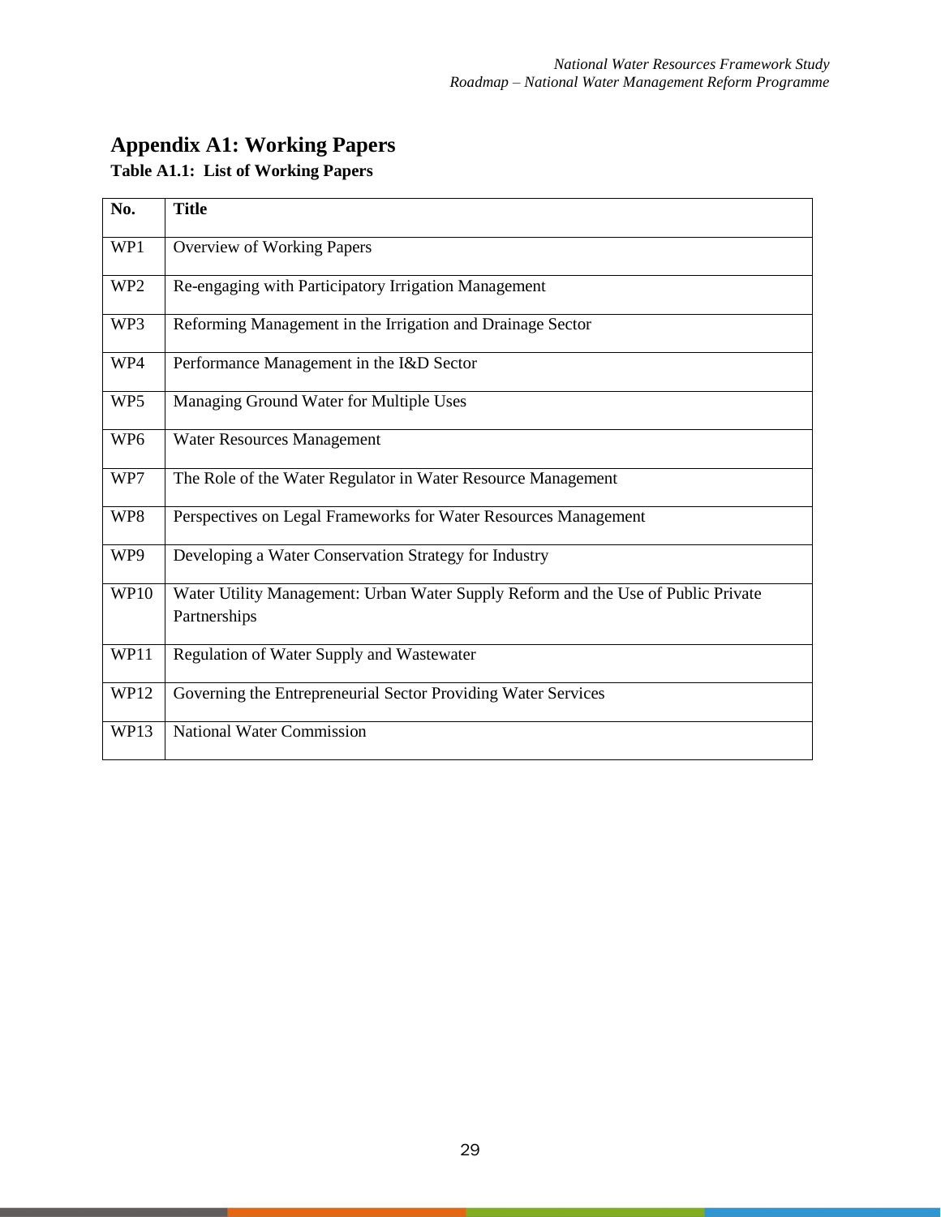# Appendix A1: Working Papers

**Table A1.1: List of Working Papers**

| No. | Title |
| --- | --- |
| WP1 | Overview of Working Papers |
| WP2 | Re-engaging with Participatory Irrigation Management |
| WP3 | Reforming Management in the Irrigation and Drainage Sector |
| WP4 | Performance Management in the I&D Sector |
| WP5 | Managing Ground Water for Multiple Uses |
| WP6 | Water Resources Management |
| WP7 | The Role of the Water Regulator in Water Resource Management |
| WP8 | Perspectives on Legal Frameworks for Water Resources Management |
| WP9 | Developing a Water Conservation Strategy for Industry |
| WP10 | Water Utility Management: Urban Water Supply Reform and the Use of Public Private Partnerships |
| WP11 | Regulation of Water Supply and Wastewater |
| WP12 | Governing the Entrepreneurial Sector Providing Water Services |
| WP13 | National Water Commission |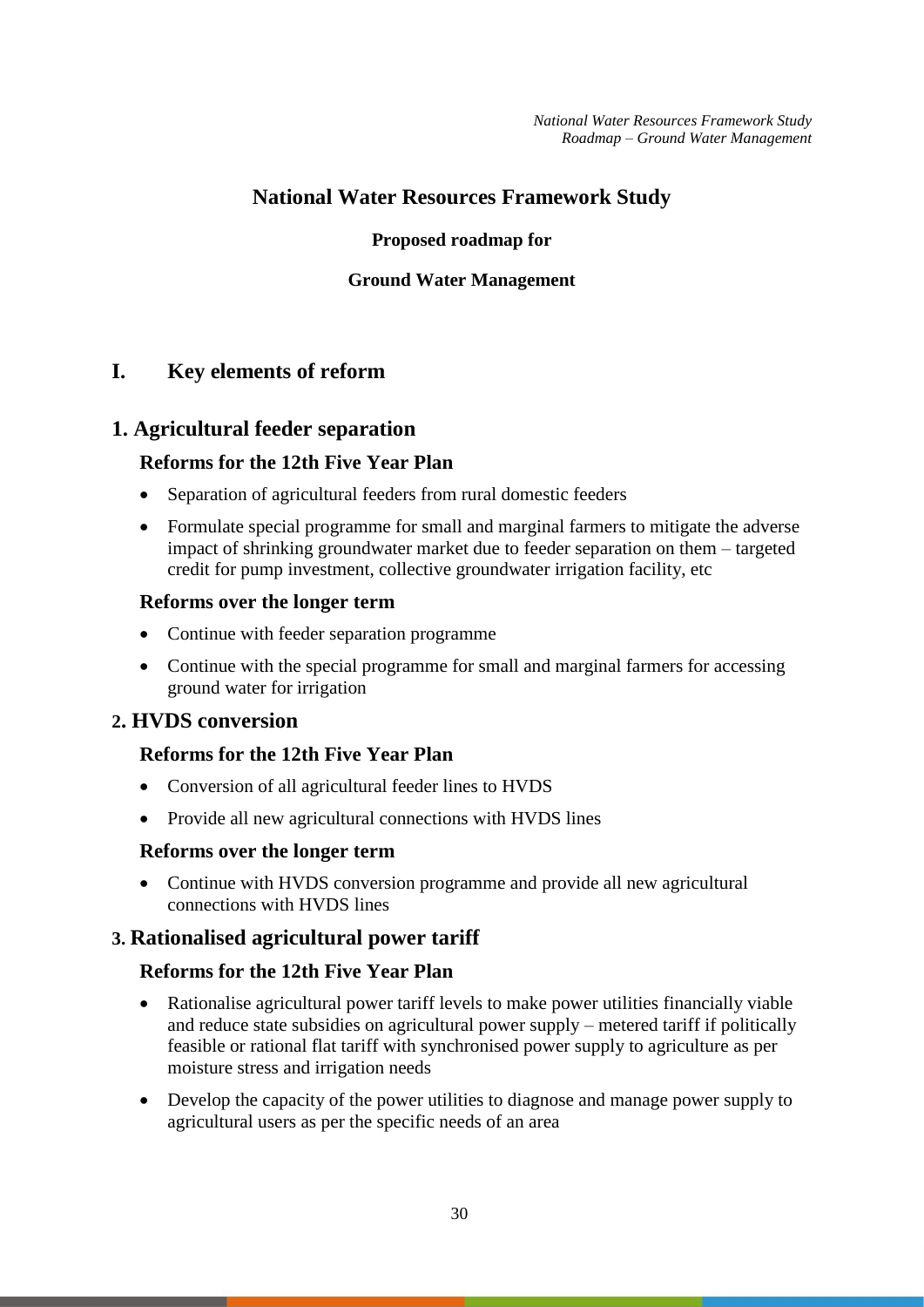# National Water Resources Framework Study

**Proposed roadmap for**

**Ground Water Management**

## I. Key elements of reform

## 1. Agricultural feeder separation

### Reforms for the 12th Five Year Plan

- Separation of agricultural feeders from rural domestic feeders
- Formulate special programme for small and marginal farmers to mitigate the adverse impact of shrinking groundwater market due to feeder separation on them – targeted credit for pump investment, collective groundwater irrigation facility, etc

### Reforms over the longer term

- Continue with feeder separation programme
- Continue with the special programme for small and marginal farmers for accessing ground water for irrigation

## 2. HVDS conversion

### Reforms for the 12th Five Year Plan

- Conversion of all agricultural feeder lines to HVDS
- Provide all new agricultural connections with HVDS lines

### Reforms over the longer term

- Continue with HVDS conversion programme and provide all new agricultural connections with HVDS lines

## 3. Rationalised agricultural power tariff

### Reforms for the 12th Five Year Plan

- Rationalise agricultural power tariff levels to make power utilities financially viable and reduce state subsidies on agricultural power supply – metered tariff if politically feasible or rational flat tariff with synchronised power supply to agriculture as per moisture stress and irrigation needs
- Develop the capacity of the power utilities to diagnose and manage power supply to agricultural users as per the specific needs of an area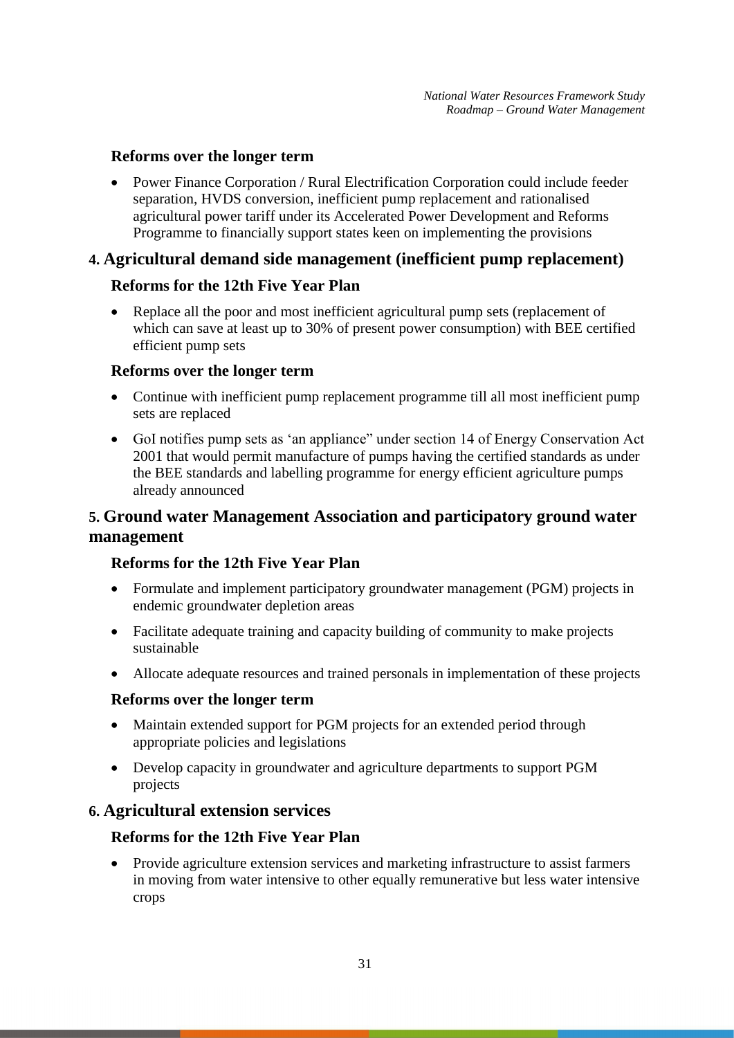### Reforms over the longer term

- Power Finance Corporation / Rural Electrification Corporation could include feeder separation, HVDS conversion, inefficient pump replacement and rationalised agricultural power tariff under its Accelerated Power Development and Reforms Programme to financially support states keen on implementing the provisions

## 4. Agricultural demand side management (inefficient pump replacement)

### Reforms for the 12th Five Year Plan

- Replace all the poor and most inefficient agricultural pump sets (replacement of which can save at least up to 30% of present power consumption) with BEE certified efficient pump sets

### Reforms over the longer term

- Continue with inefficient pump replacement programme till all most inefficient pump sets are replaced
- GoI notifies pump sets as 'an appliance" under section 14 of Energy Conservation Act 2001 that would permit manufacture of pumps having the certified standards as under the BEE standards and labelling programme for energy efficient agriculture pumps already announced

## 5. Ground water Management Association and participatory ground water management

### Reforms for the 12th Five Year Plan

- Formulate and implement participatory groundwater management (PGM) projects in endemic groundwater depletion areas
- Facilitate adequate training and capacity building of community to make projects sustainable
- Allocate adequate resources and trained personals in implementation of these projects

### Reforms over the longer term

- Maintain extended support for PGM projects for an extended period through appropriate policies and legislations
- Develop capacity in groundwater and agriculture departments to support PGM projects

## 6. Agricultural extension services

### Reforms for the 12th Five Year Plan

- Provide agriculture extension services and marketing infrastructure to assist farmers in moving from water intensive to other equally remunerative but less water intensive crops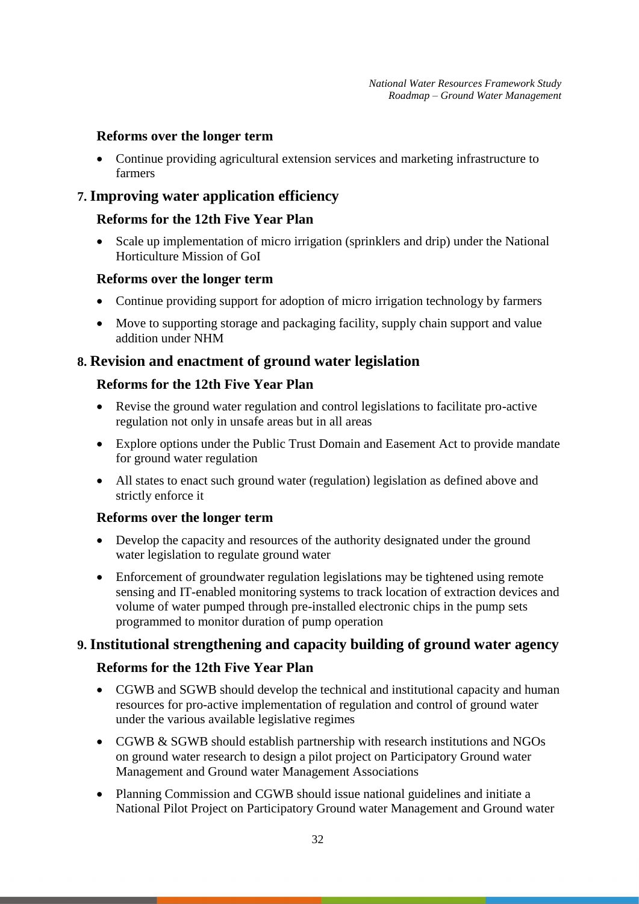### Reforms over the longer term

- Continue providing agricultural extension services and marketing infrastructure to farmers

## 7. Improving water application efficiency

### Reforms for the 12th Five Year Plan

- Scale up implementation of micro irrigation (sprinklers and drip) under the National Horticulture Mission of GoI

### Reforms over the longer term

- Continue providing support for adoption of micro irrigation technology by farmers
- Move to supporting storage and packaging facility, supply chain support and value addition under NHM

## 8. Revision and enactment of ground water legislation

### Reforms for the 12th Five Year Plan

- Revise the ground water regulation and control legislations to facilitate pro-active regulation not only in unsafe areas but in all areas
- Explore options under the Public Trust Domain and Easement Act to provide mandate for ground water regulation
- All states to enact such ground water (regulation) legislation as defined above and strictly enforce it

### Reforms over the longer term

- Develop the capacity and resources of the authority designated under the ground water legislation to regulate ground water
- Enforcement of groundwater regulation legislations may be tightened using remote sensing and IT-enabled monitoring systems to track location of extraction devices and volume of water pumped through pre-installed electronic chips in the pump sets programmed to monitor duration of pump operation

## 9. Institutional strengthening and capacity building of ground water agency

### Reforms for the 12th Five Year Plan

- CGWB and SGWB should develop the technical and institutional capacity and human resources for pro-active implementation of regulation and control of ground water under the various available legislative regimes
- CGWB & SGWB should establish partnership with research institutions and NGOs on ground water research to design a pilot project on Participatory Ground water Management and Ground water Management Associations
- Planning Commission and CGWB should issue national guidelines and initiate a National Pilot Project on Participatory Ground water Management and Ground water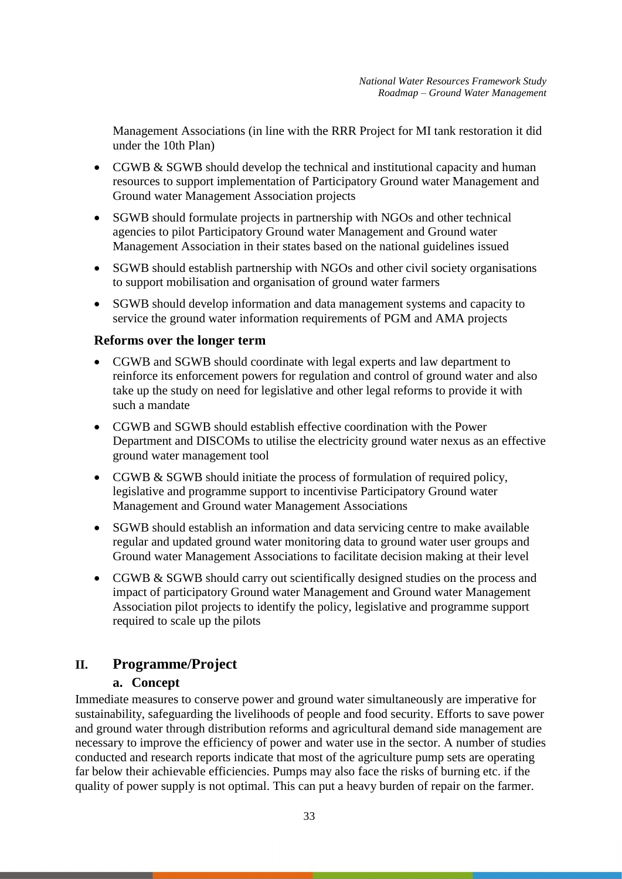Management Associations (in line with the RRR Project for MI tank restoration it did under the 10th Plan)

- CGWB & SGWB should develop the technical and institutional capacity and human resources to support implementation of Participatory Ground water Management and Ground water Management Association projects
- SGWB should formulate projects in partnership with NGOs and other technical agencies to pilot Participatory Ground water Management and Ground water Management Association in their states based on the national guidelines issued
- SGWB should establish partnership with NGOs and other civil society organisations to support mobilisation and organisation of ground water farmers
- SGWB should develop information and data management systems and capacity to service the ground water information requirements of PGM and AMA projects

### Reforms over the longer term

- CGWB and SGWB should coordinate with legal experts and law department to reinforce its enforcement powers for regulation and control of ground water and also take up the study on need for legislative and other legal reforms to provide it with such a mandate
- CGWB and SGWB should establish effective coordination with the Power Department and DISCOMs to utilise the electricity ground water nexus as an effective ground water management tool
- CGWB & SGWB should initiate the process of formulation of required policy, legislative and programme support to incentivise Participatory Ground water Management and Ground water Management Associations
- SGWB should establish an information and data servicing centre to make available regular and updated ground water monitoring data to ground water user groups and Ground water Management Associations to facilitate decision making at their level
- CGWB & SGWB should carry out scientifically designed studies on the process and impact of participatory Ground water Management and Ground water Management Association pilot projects to identify the policy, legislative and programme support required to scale up the pilots

## II. Programme/Project

### a. Concept

Immediate measures to conserve power and ground water simultaneously are imperative for sustainability, safeguarding the livelihoods of people and food security. Efforts to save power and ground water through distribution reforms and agricultural demand side management are necessary to improve the efficiency of power and water use in the sector. A number of studies conducted and research reports indicate that most of the agriculture pump sets are operating far below their achievable efficiencies. Pumps may also face the risks of burning etc. if the quality of power supply is not optimal. This can put a heavy burden of repair on the farmer.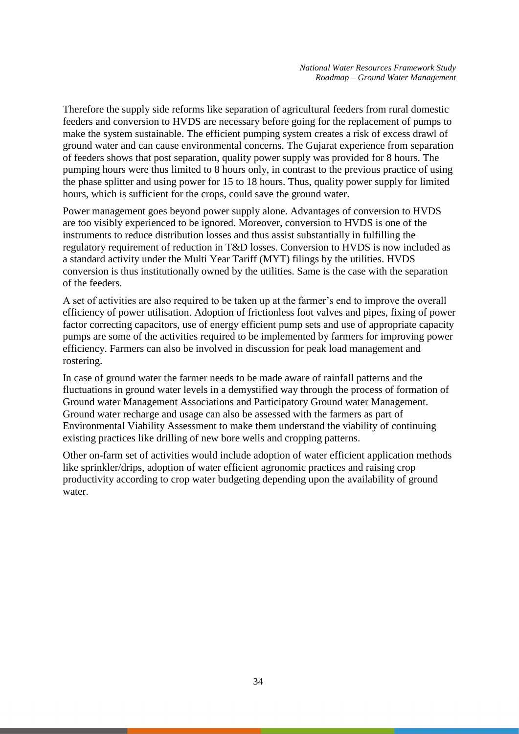Therefore the supply side reforms like separation of agricultural feeders from rural domestic feeders and conversion to HVDS are necessary before going for the replacement of pumps to make the system sustainable. The efficient pumping system creates a risk of excess drawl of ground water and can cause environmental concerns. The Gujarat experience from separation of feeders shows that post separation, quality power supply was provided for 8 hours. The pumping hours were thus limited to 8 hours only, in contrast to the previous practice of using the phase splitter and using power for 15 to 18 hours. Thus, quality power supply for limited hours, which is sufficient for the crops, could save the ground water.

Power management goes beyond power supply alone. Advantages of conversion to HVDS are too visibly experienced to be ignored. Moreover, conversion to HVDS is one of the instruments to reduce distribution losses and thus assist substantially in fulfilling the regulatory requirement of reduction in T&D losses. Conversion to HVDS is now included as a standard activity under the Multi Year Tariff (MYT) filings by the utilities. HVDS conversion is thus institutionally owned by the utilities. Same is the case with the separation of the feeders.

A set of activities are also required to be taken up at the farmer's end to improve the overall efficiency of power utilisation. Adoption of frictionless foot valves and pipes, fixing of power factor correcting capacitors, use of energy efficient pump sets and use of appropriate capacity pumps are some of the activities required to be implemented by farmers for improving power efficiency. Farmers can also be involved in discussion for peak load management and rostering.

In case of ground water the farmer needs to be made aware of rainfall patterns and the fluctuations in ground water levels in a demystified way through the process of formation of Ground water Management Associations and Participatory Ground water Management. Ground water recharge and usage can also be assessed with the farmers as part of Environmental Viability Assessment to make them understand the viability of continuing existing practices like drilling of new bore wells and cropping patterns.

Other on-farm set of activities would include adoption of water efficient application methods like sprinkler/drips, adoption of water efficient agronomic practices and raising crop productivity according to crop water budgeting depending upon the availability of ground water.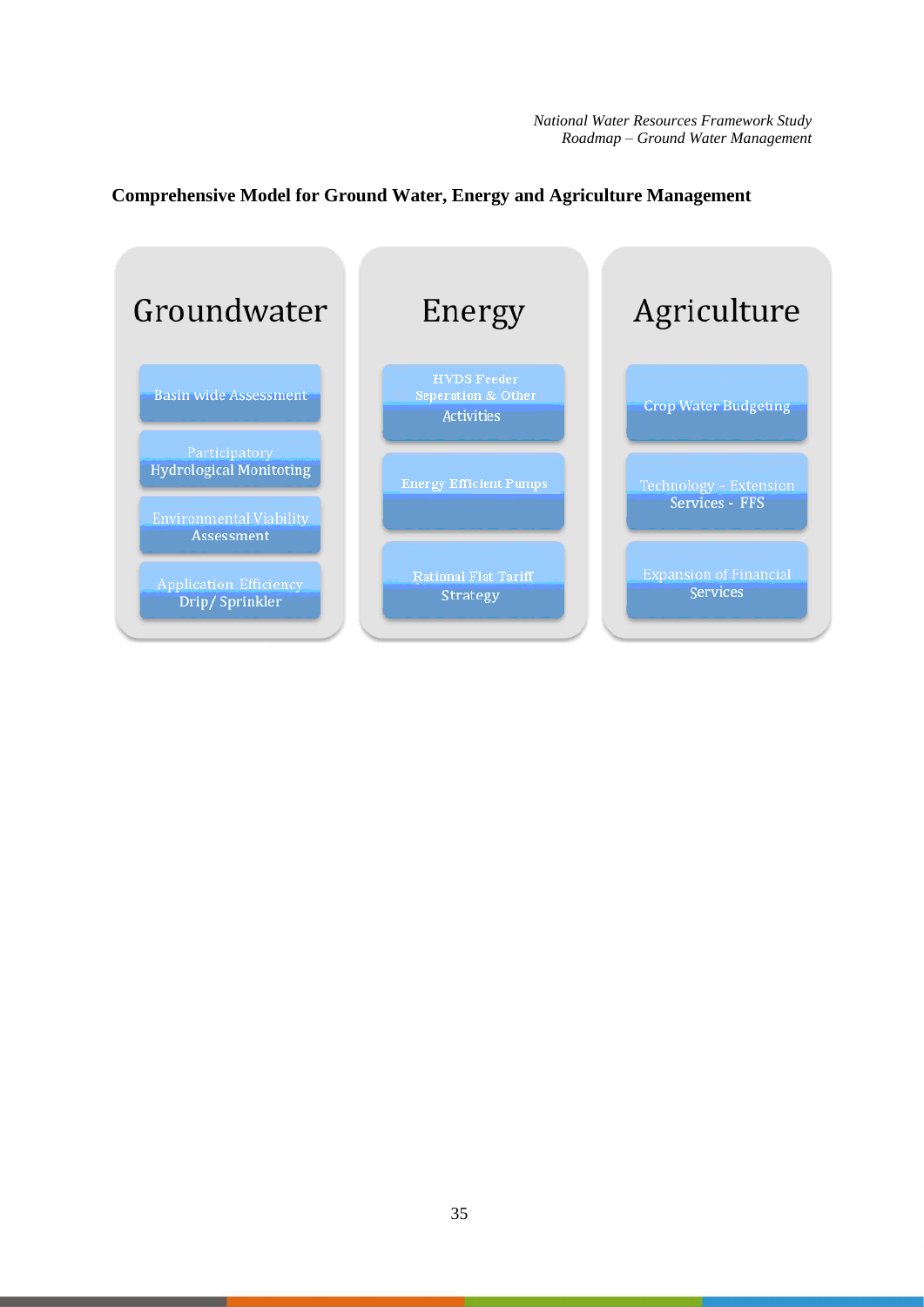**Comprehensive Model for Ground Water, Energy and Agriculture Management**

| Groundwater | Energy | Agriculture |
| --- | --- | --- |
| Basin wide Assessment | HVDS Feeder Seperation & Other Activities | Crop Water Budgeting |
| Participatory Hydrological Monitoting | Energy Efficient Pumps | Technology – Extension Services - FFS |
| Environmental Viability Assessment | Rational Flat Tariff Strategy | Expansion of Financial Services |
| Application Efficiency Drip/ Sprinkler | | |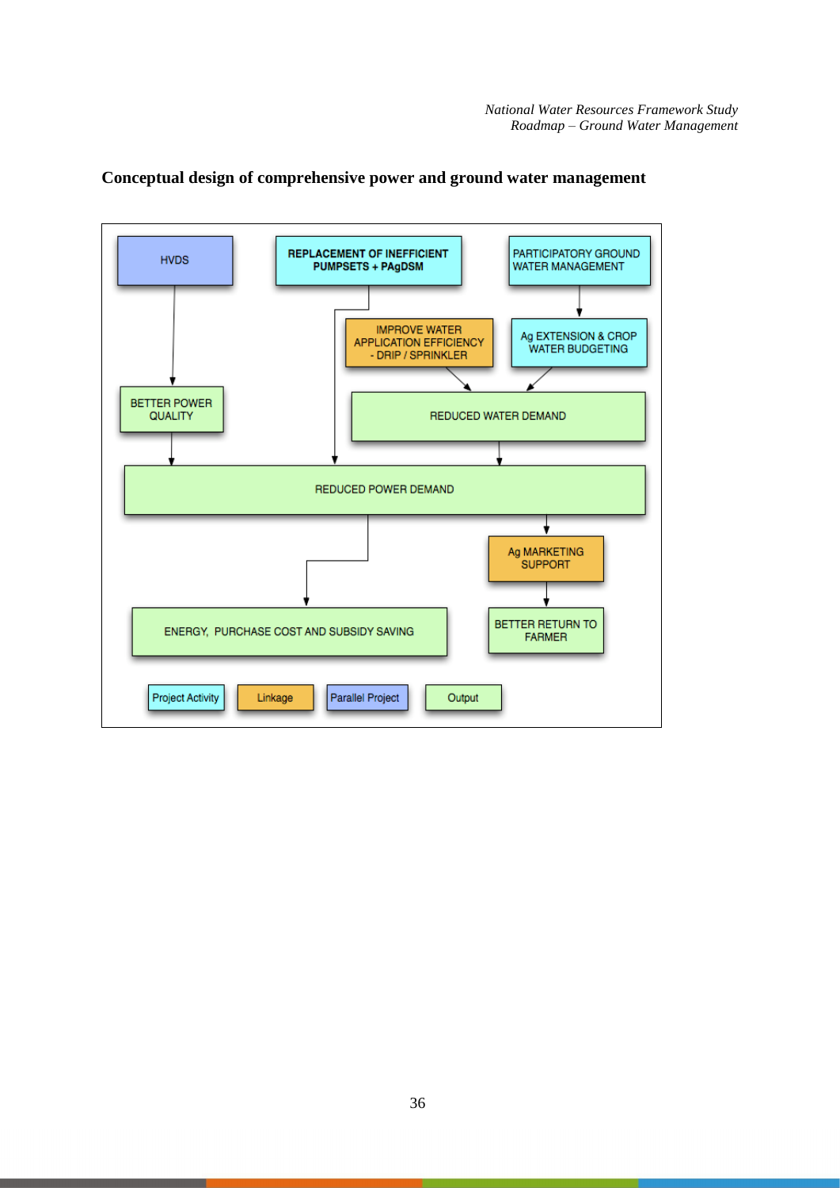**Conceptual design of comprehensive power and ground water management**

HVDS

REPLACEMENT OF INEFFICIENT PUMPSETS + PAgDSM

PARTICIPATORY GROUND WATER MANAGEMENT

IMPROVE WATER APPLICATION EFFICIENCY - DRIP / SPRINKLER

Ag EXTENSION & CROP WATER BUDGETING

BETTER POWER QUALITY

REDUCED WATER DEMAND

REDUCED POWER DEMAND

Ag MARKETING SUPPORT

ENERGY, PURCHASE COST AND SUBSIDY SAVING

BETTER RETURN TO FARMER

Project Activity | Linkage | Parallel Project | Output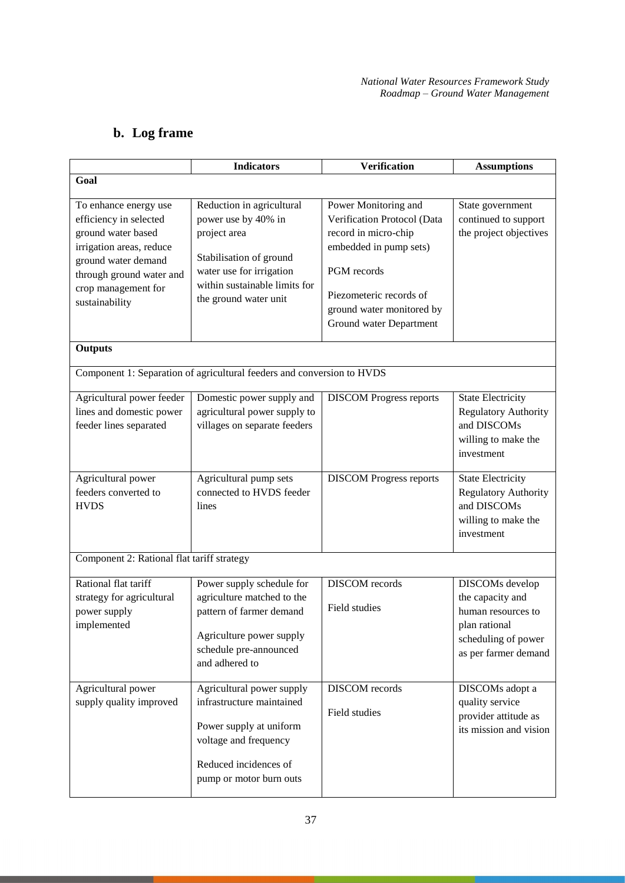## b. Log frame

| | Indicators | Verification | Assumptions |
|---|---|---|---|
| **Goal** | | | |
| To enhance energy use efficiency in selected ground water based irrigation areas, reduce ground water demand through ground water and crop management for sustainability | Reduction in agricultural power use by 40% in project area<br><br>Stabilisation of ground water use for irrigation within sustainable limits for the ground water unit | Power Monitoring and Verification Protocol (Data record in micro-chip embedded in pump sets)<br><br>PGM records<br><br>Piezometeric records of ground water monitored by Ground water Department | State government continued to support the project objectives |
| **Outputs** | | | |
| Component 1: Separation of agricultural feeders and conversion to HVDS | | | |
| Agricultural power feeder lines and domestic power feeder lines separated | Domestic power supply and agricultural power supply to villages on separate feeders | DISCOM Progress reports | State Electricity Regulatory Authority and DISCOMs willing to make the investment |
| Agricultural power feeders converted to HVDS | Agricultural pump sets connected to HVDS feeder lines | DISCOM Progress reports | State Electricity Regulatory Authority and DISCOMs willing to make the investment |
| Component 2: Rational flat tariff strategy | | | |
| Rational flat tariff strategy for agricultural power supply implemented | Power supply schedule for agriculture matched to the pattern of farmer demand<br><br>Agriculture power supply schedule pre-announced and adhered to | DISCOM records<br><br>Field studies | DISCOMs develop the capacity and human resources to plan rational scheduling of power as per farmer demand |
| Agricultural power supply quality improved | Agricultural power supply infrastructure maintained<br><br>Power supply at uniform voltage and frequency<br><br>Reduced incidences of pump or motor burn outs | DISCOM records<br><br>Field studies | DISCOMs adopt a quality service provider attitude as its mission and vision |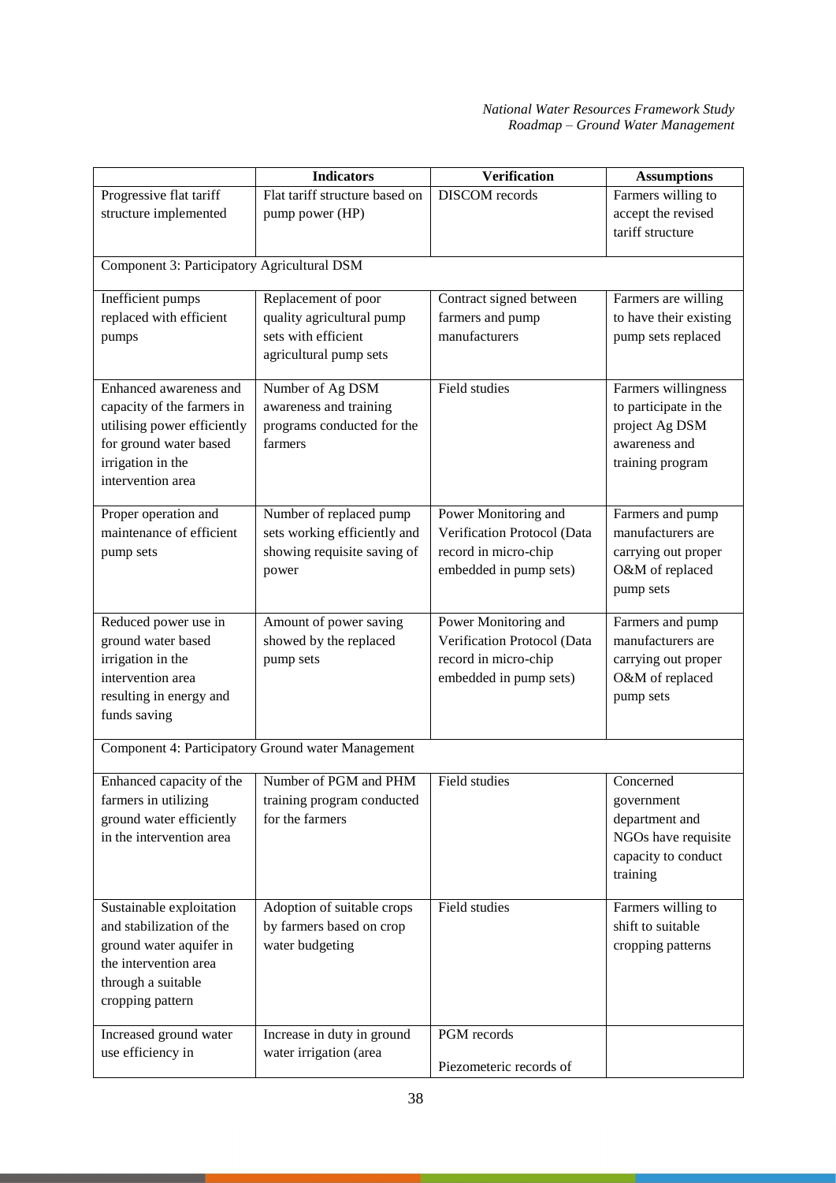| | Indicators | Verification | Assumptions |
|---|---|---|---|
| Progressive flat tariff structure implemented | Flat tariff structure based on pump power (HP) | DISCOM records | Farmers willing to accept the revised tariff structure |
| Component 3: Participatory Agricultural DSM | | | |
| Inefficient pumps replaced with efficient pumps | Replacement of poor quality agricultural pump sets with efficient agricultural pump sets | Contract signed between farmers and pump manufacturers | Farmers are willing to have their existing pump sets replaced |
| Enhanced awareness and capacity of the farmers in utilising power efficiently for ground water based irrigation in the intervention area | Number of Ag DSM awareness and training programs conducted for the farmers | Field studies | Farmers willingness to participate in the project Ag DSM awareness and training program |
| Proper operation and maintenance of efficient pump sets | Number of replaced pump sets working efficiently and showing requisite saving of power | Power Monitoring and Verification Protocol (Data record in micro-chip embedded in pump sets) | Farmers and pump manufacturers are carrying out proper O&M of replaced pump sets |
| Reduced power use in ground water based irrigation in the intervention area resulting in energy and funds saving | Amount of power saving showed by the replaced pump sets | Power Monitoring and Verification Protocol (Data record in micro-chip embedded in pump sets) | Farmers and pump manufacturers are carrying out proper O&M of replaced pump sets |
| Component 4: Participatory Ground water Management | | | |
| Enhanced capacity of the farmers in utilizing ground water efficiently in the intervention area | Number of PGM and PHM training program conducted for the farmers | Field studies | Concerned government department and NGOs have requisite capacity to conduct training |
| Sustainable exploitation and stabilization of the ground water aquifer in the intervention area through a suitable cropping pattern | Adoption of suitable crops by farmers based on crop water budgeting | Field studies | Farmers willing to shift to suitable cropping patterns |
| Increased ground water use efficiency in | Increase in duty in ground water irrigation (area | PGM records<br><br>Piezometeric records of | |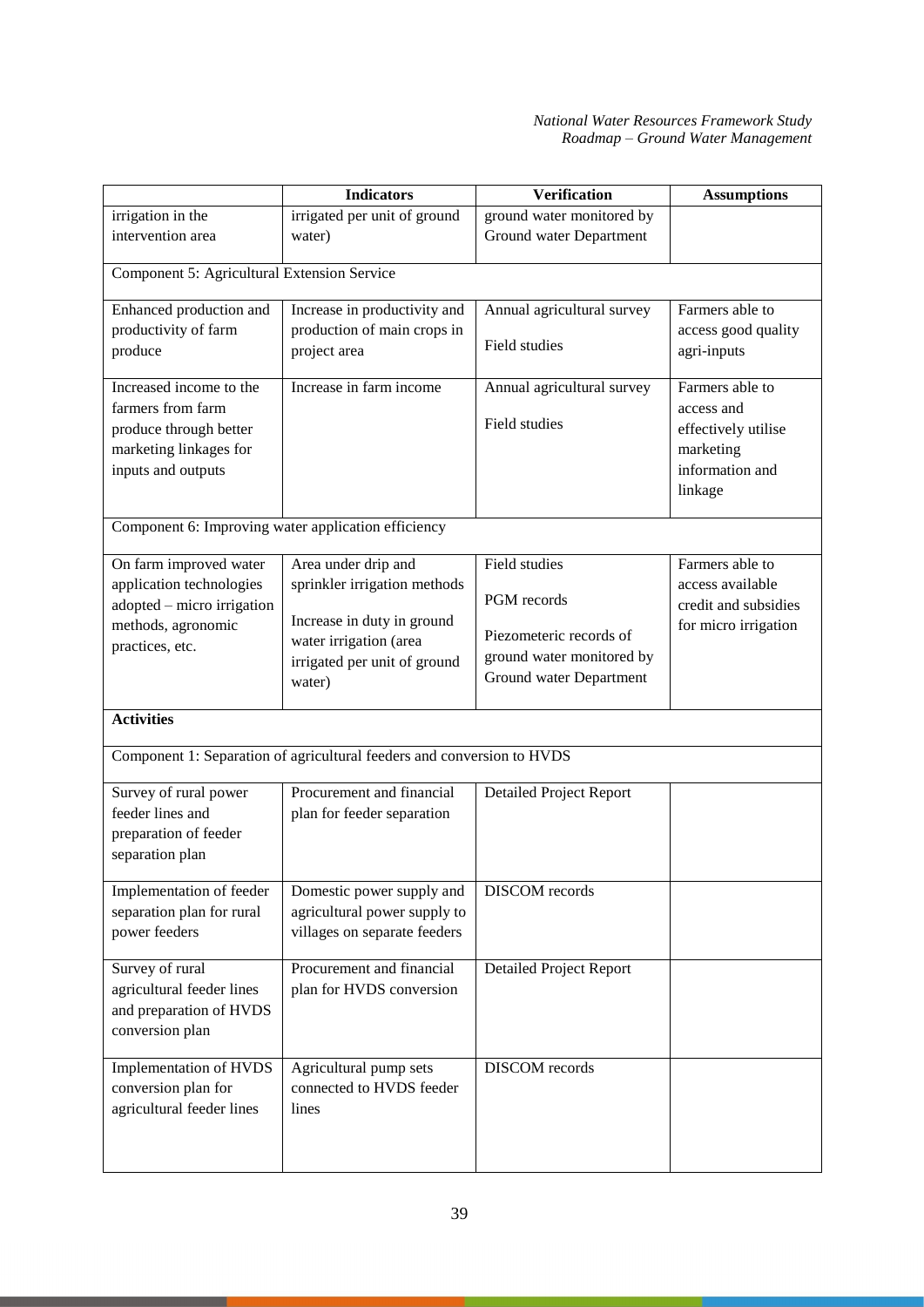| | Indicators | Verification | Assumptions |
|---|---|---|---|
| irrigation in the intervention area | irrigated per unit of ground water) | ground water monitored by Ground water Department | |
| Component 5: Agricultural Extension Service | | | |
| Enhanced production and productivity of farm produce | Increase in productivity and production of main crops in project area | Annual agricultural survey<br><br>Field studies | Farmers able to access good quality agri-inputs |
| Increased income to the farmers from farm produce through better marketing linkages for inputs and outputs | Increase in farm income | Annual agricultural survey<br><br>Field studies | Farmers able to access and effectively utilise marketing information and linkage |
| Component 6: Improving water application efficiency | | | |
| On farm improved water application technologies adopted – micro irrigation methods, agronomic practices, etc. | Area under drip and sprinkler irrigation methods<br><br>Increase in duty in ground water irrigation (area irrigated per unit of ground water) | Field studies<br><br>PGM records<br><br>Piezometeric records of ground water monitored by Ground water Department | Farmers able to access available credit and subsidies for micro irrigation |
| **Activities** | | | |
| Component 1: Separation of agricultural feeders and conversion to HVDS | | | |
| Survey of rural power feeder lines and preparation of feeder separation plan | Procurement and financial plan for feeder separation | Detailed Project Report | |
| Implementation of feeder separation plan for rural power feeders | Domestic power supply and agricultural power supply to villages on separate feeders | DISCOM records | |
| Survey of rural agricultural feeder lines and preparation of HVDS conversion plan | Procurement and financial plan for HVDS conversion | Detailed Project Report | |
| Implementation of HVDS conversion plan for agricultural feeder lines | Agricultural pump sets connected to HVDS feeder lines | DISCOM records | |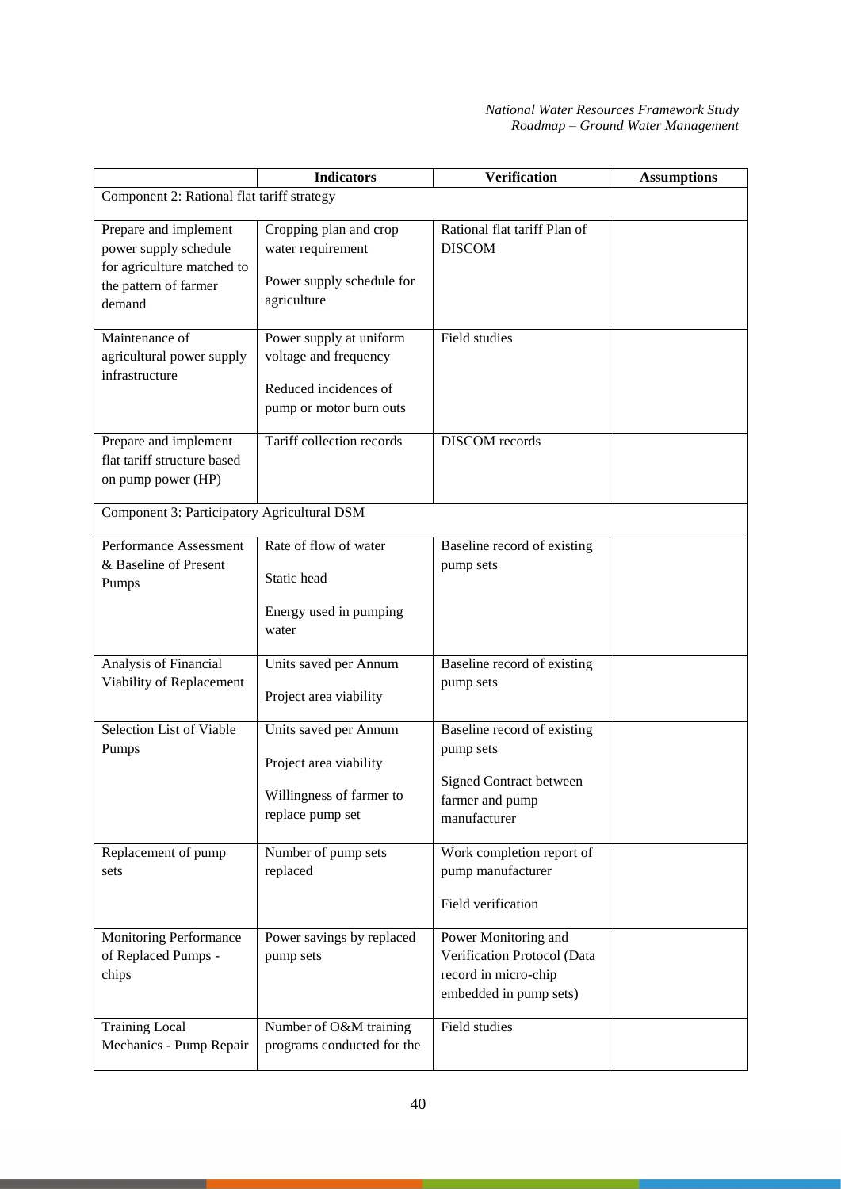| | Indicators | Verification | Assumptions |
|---|---|---|---|
| Component 2: Rational flat tariff strategy | | | |
| Prepare and implement power supply schedule for agriculture matched to the pattern of farmer demand | Cropping plan and crop water requirement<br><br>Power supply schedule for agriculture | Rational flat tariff Plan of DISCOM | |
| Maintenance of agricultural power supply infrastructure | Power supply at uniform voltage and frequency<br><br>Reduced incidences of pump or motor burn outs | Field studies | |
| Prepare and implement flat tariff structure based on pump power (HP) | Tariff collection records | DISCOM records | |
| Component 3: Participatory Agricultural DSM | | | |
| Performance Assessment & Baseline of Present Pumps | Rate of flow of water<br><br>Static head<br><br>Energy used in pumping water | Baseline record of existing pump sets | |
| Analysis of Financial Viability of Replacement | Units saved per Annum<br><br>Project area viability | Baseline record of existing pump sets | |
| Selection List of Viable Pumps | Units saved per Annum<br><br>Project area viability<br><br>Willingness of farmer to replace pump set | Baseline record of existing pump sets<br><br>Signed Contract between farmer and pump manufacturer | |
| Replacement of pump sets | Number of pump sets replaced | Work completion report of pump manufacturer<br><br>Field verification | |
| Monitoring Performance of Replaced Pumps - chips | Power savings by replaced pump sets | Power Monitoring and Verification Protocol (Data record in micro-chip embedded in pump sets) | |
| Training Local Mechanics - Pump Repair | Number of O&M training programs conducted for the | Field studies | |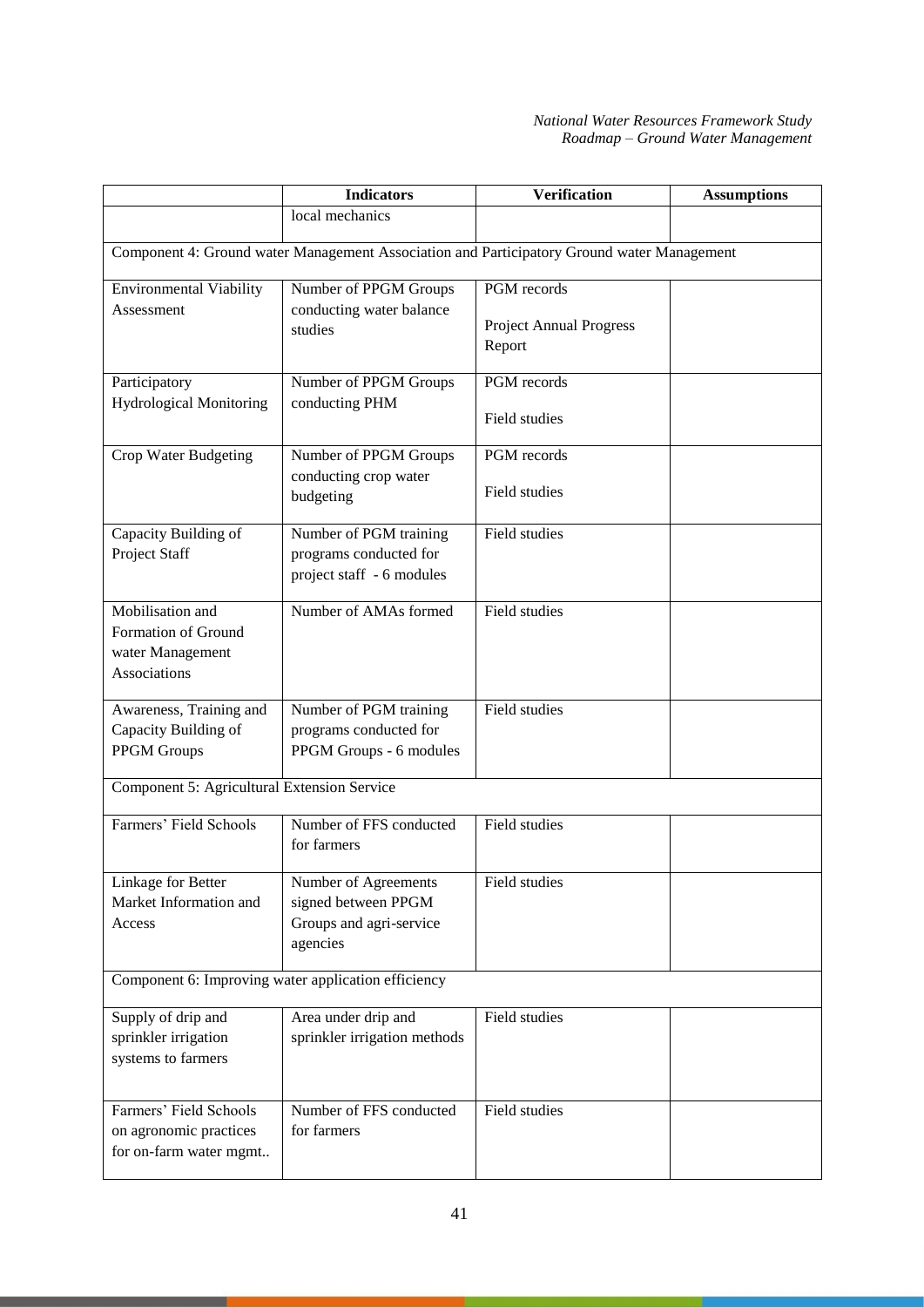| | Indicators | Verification | Assumptions |
|---|---|---|---|
| | local mechanics | | |
| Component 4: Ground water Management Association and Participatory Ground water Management | | | |
| Environmental Viability Assessment | Number of PPGM Groups conducting water balance studies | PGM records<br><br>Project Annual Progress Report | |
| Participatory Hydrological Monitoring | Number of PPGM Groups conducting PHM | PGM records<br><br>Field studies | |
| Crop Water Budgeting | Number of PPGM Groups conducting crop water budgeting | PGM records<br><br>Field studies | |
| Capacity Building of Project Staff | Number of PGM training programs conducted for project staff - 6 modules | Field studies | |
| Mobilisation and Formation of Ground water Management Associations | Number of AMAs formed | Field studies | |
| Awareness, Training and Capacity Building of PPGM Groups | Number of PGM training programs conducted for PPGM Groups - 6 modules | Field studies | |
| Component 5: Agricultural Extension Service | | | |
| Farmers' Field Schools | Number of FFS conducted for farmers | Field studies | |
| Linkage for Better Market Information and Access | Number of Agreements signed between PPGM Groups and agri-service agencies | Field studies | |
| Component 6: Improving water application efficiency | | | |
| Supply of drip and sprinkler irrigation systems to farmers | Area under drip and sprinkler irrigation methods | Field studies | |
| Farmers' Field Schools on agronomic practices for on-farm water mgmt.. | Number of FFS conducted for farmers | Field studies | |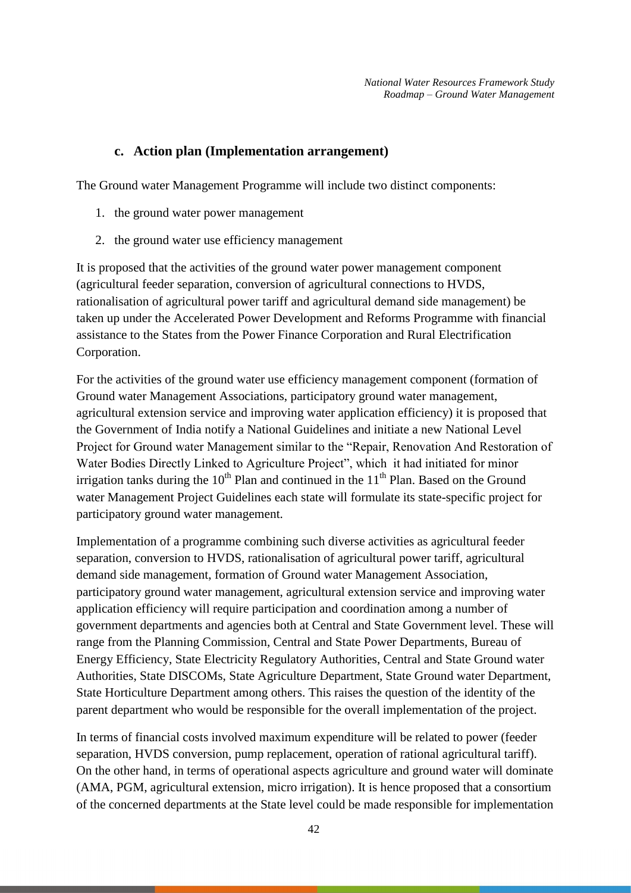### c. Action plan (Implementation arrangement)

The Ground water Management Programme will include two distinct components:

1. the ground water power management
2. the ground water use efficiency management

It is proposed that the activities of the ground water power management component (agricultural feeder separation, conversion of agricultural connections to HVDS, rationalisation of agricultural power tariff and agricultural demand side management) be taken up under the Accelerated Power Development and Reforms Programme with financial assistance to the States from the Power Finance Corporation and Rural Electrification Corporation.

For the activities of the ground water use efficiency management component (formation of Ground water Management Associations, participatory ground water management, agricultural extension service and improving water application efficiency) it is proposed that the Government of India notify a National Guidelines and initiate a new National Level Project for Ground water Management similar to the "Repair, Renovation And Restoration of Water Bodies Directly Linked to Agriculture Project", which it had initiated for minor irrigation tanks during the 10th Plan and continued in the 11th Plan. Based on the Ground water Management Project Guidelines each state will formulate its state-specific project for participatory ground water management.

Implementation of a programme combining such diverse activities as agricultural feeder separation, conversion to HVDS, rationalisation of agricultural power tariff, agricultural demand side management, formation of Ground water Management Association, participatory ground water management, agricultural extension service and improving water application efficiency will require participation and coordination among a number of government departments and agencies both at Central and State Government level. These will range from the Planning Commission, Central and State Power Departments, Bureau of Energy Efficiency, State Electricity Regulatory Authorities, Central and State Ground water Authorities, State DISCOMs, State Agriculture Department, State Ground water Department, State Horticulture Department among others. This raises the question of the identity of the parent department who would be responsible for the overall implementation of the project.

In terms of financial costs involved maximum expenditure will be related to power (feeder separation, HVDS conversion, pump replacement, operation of rational agricultural tariff). On the other hand, in terms of operational aspects agriculture and ground water will dominate (AMA, PGM, agricultural extension, micro irrigation). It is hence proposed that a consortium of the concerned departments at the State level could be made responsible for implementation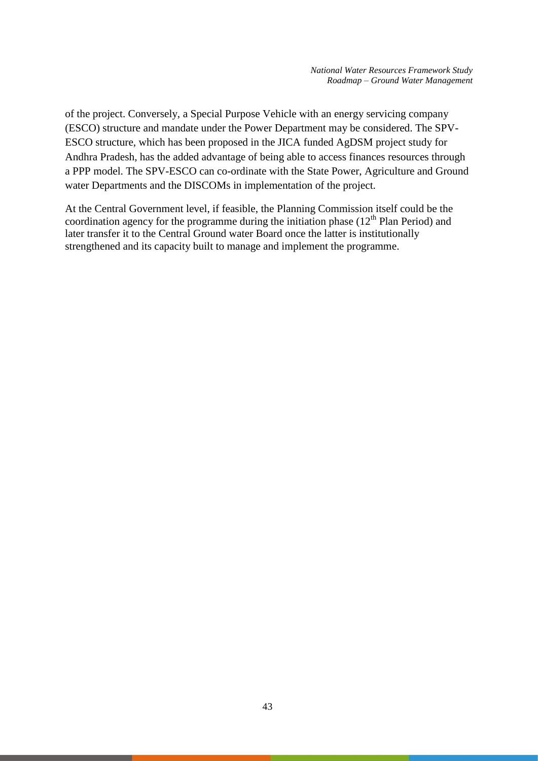of the project. Conversely, a Special Purpose Vehicle with an energy servicing company (ESCO) structure and mandate under the Power Department may be considered. The SPV-ESCO structure, which has been proposed in the JICA funded AgDSM project study for Andhra Pradesh, has the added advantage of being able to access finances resources through a PPP model. The SPV-ESCO can co-ordinate with the State Power, Agriculture and Ground water Departments and the DISCOMs in implementation of the project.

At the Central Government level, if feasible, the Planning Commission itself could be the coordination agency for the programme during the initiation phase ($12^{th}$ Plan Period) and later transfer it to the Central Ground water Board once the latter is institutionally strengthened and its capacity built to manage and implement the programme.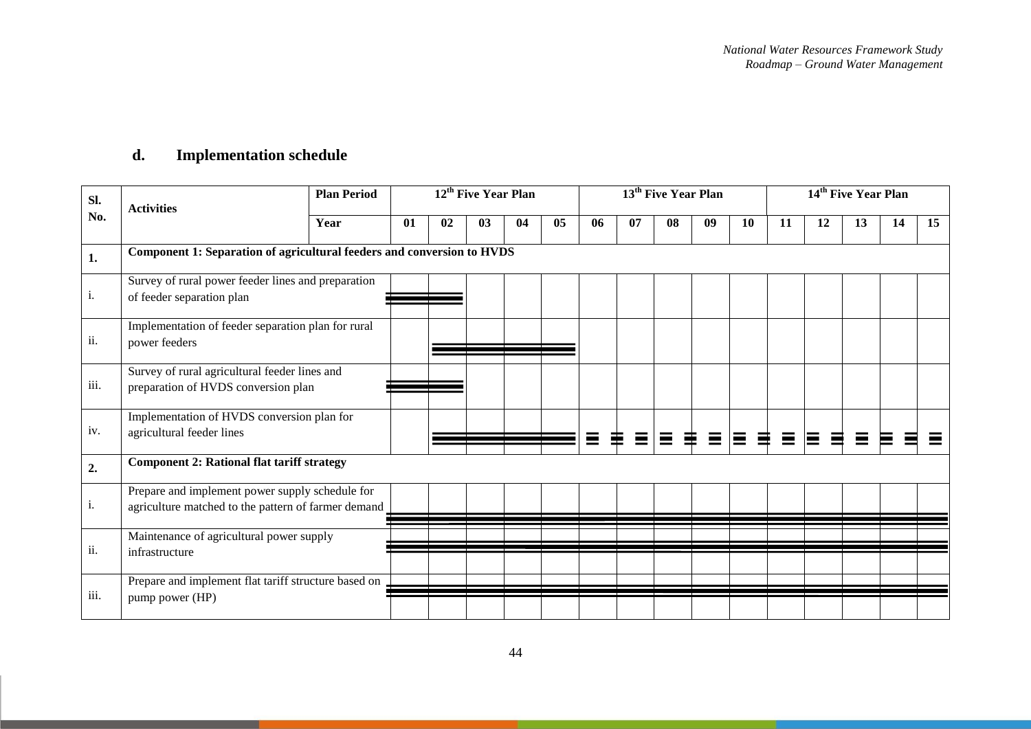## d. Implementation schedule

| Sl. No. | Activities | Plan Period | 12th Five Year Plan | | | | | 13th Five Year Plan | | | | | 14th Five Year Plan | | | | |
|---|---|---|---|---|---|---|---|---|---|---|---|---|---|---|---|---|---|
| | | Year | 01 | 02 | 03 | 04 | 05 | 06 | 07 | 08 | 09 | 10 | 11 | 12 | 13 | 14 | 15 |
| 1. | Component 1: Separation of agricultural feeders and conversion to HVDS | | | | | | | | | | | | | | | | |
| i. | Survey of rural power feeder lines and preparation of feeder separation plan | | ═ | ═ | | | | | | | | | | | | | |
| ii. | Implementation of feeder separation plan for rural power feeders | | | ═ | ═ | ═ | ═ | | | | | | | | | | |
| iii. | Survey of rural agricultural feeder lines and preparation of HVDS conversion plan | | ═ | ═ | | | | | | | | | | | | | |
| iv. | Implementation of HVDS conversion plan for agricultural feeder lines | | | ═ | ═ | ═ | ═ | ╌ | ╌ | ╌ | ╌ | ╌ | ╌ | ╌ | ╌ | ╌ | ╌ |
| 2. | Component 2: Rational flat tariff strategy | | | | | | | | | | | | | | | | |
| i. | Prepare and implement power supply schedule for agriculture matched to the pattern of farmer demand | | ═ | ═ | ═ | ═ | ═ | ═ | ═ | ═ | ═ | ═ | ═ | ═ | ═ | ═ | ═ |
| ii. | Maintenance of agricultural power supply infrastructure | | ═ | ═ | ═ | ═ | ═ | ═ | ═ | ═ | ═ | ═ | ═ | ═ | ═ | ═ | ═ |
| iii. | Prepare and implement flat tariff structure based on pump power (HP) | | ═ | ═ | ═ | ═ | ═ | ═ | ═ | ═ | ═ | ═ | ═ | ═ | ═ | ═ | ═ |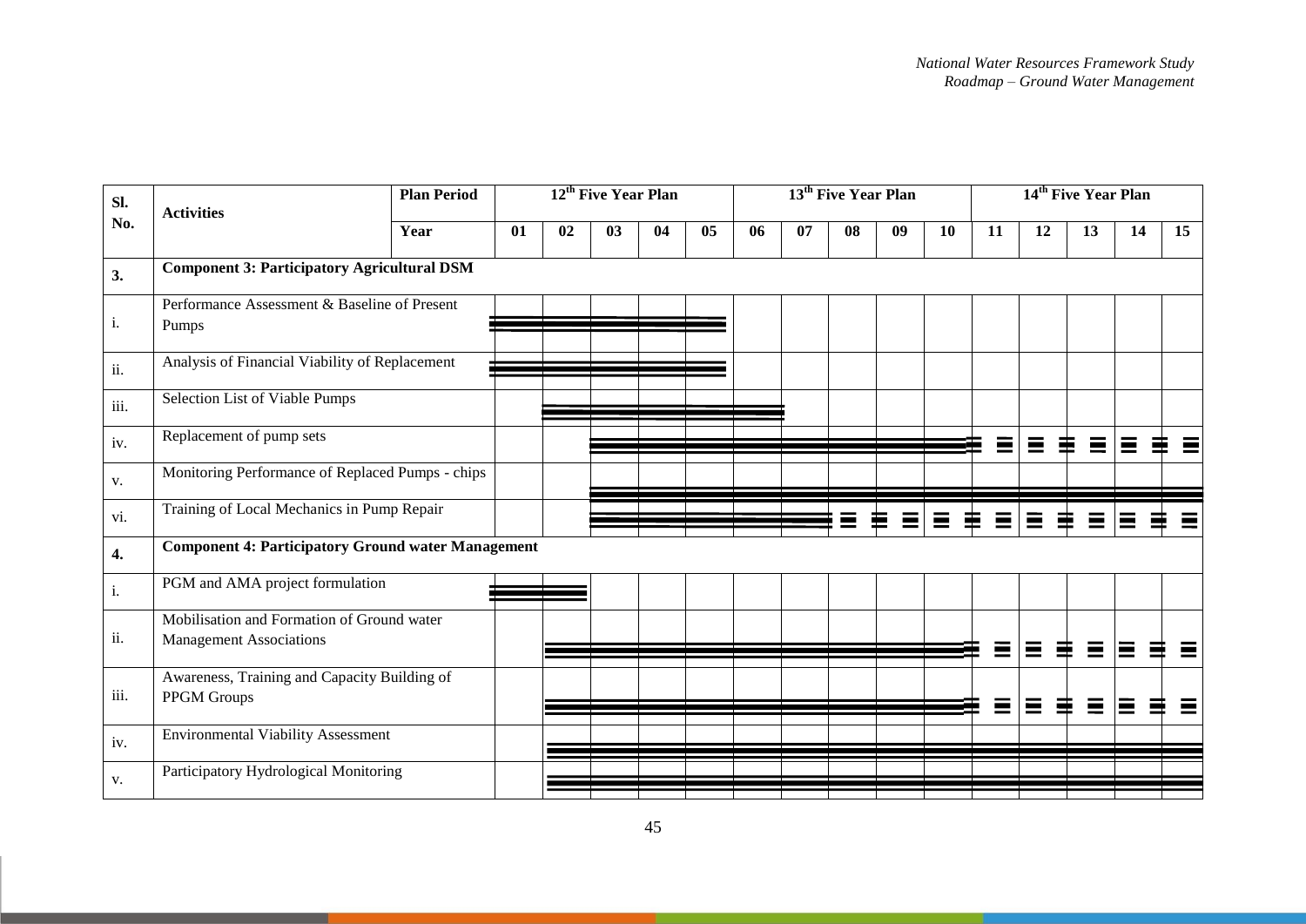| Sl. No. | Activities | Plan Period | 12th Five Year Plan | | | | | 13th Five Year Plan | | | | | 14th Five Year Plan | | | | |
|---|---|---|---|---|---|---|---|---|---|---|---|---|---|---|---|---|---|
| | | Year | 01 | 02 | 03 | 04 | 05 | 06 | 07 | 08 | 09 | 10 | 11 | 12 | 13 | 14 | 15 |
| **3.** | **Component 3: Participatory Agricultural DSM** | | | | | | | | | | | | | | | | |
| i. | Performance Assessment & Baseline of Present Pumps | | ═══ | ═══ | ═══ | ═══ | ═══ | | | | | | | | | | |
| ii. | Analysis of Financial Viability of Replacement | | ═══ | ═══ | ═══ | ═══ | ═══ | | | | | | | | | | |
| iii. | Selection List of Viable Pumps | | | ═══ | ═══ | ═══ | ═══ | ═══ | | | | | | | | | |
| iv. | Replacement of pump sets | | | | ═══ | ═══ | ═══ | ═══ | ═══ | ═══ | ═══ | ═══ | = = | = = | = = | = = | = = |
| v. | Monitoring Performance of Replaced Pumps - chips | | | | ═══ | ═══ | ═══ | ═══ | ═══ | ═══ | ═══ | ═══ | ═══ | ═══ | ═══ | ═══ | ═══ |
| vi. | Training of Local Mechanics in Pump Repair | | | | ═══ | ═══ | ═══ | ═══ | ═══ | = = | = = | = = | = = | = = | = = | = = | = = |
| **4.** | **Component 4: Participatory Ground water Management** | | | | | | | | | | | | | | | | |
| i. | PGM and AMA project formulation | | ═══ | ═══ | | | | | | | | | | | | | |
| ii. | Mobilisation and Formation of Ground water Management Associations | | | ═══ | ═══ | ═══ | ═══ | ═══ | ═══ | ═══ | ═══ | ═══ | = = | = = | = = | = = | = = |
| iii. | Awareness, Training and Capacity Building of PPGM Groups | | | ═══ | ═══ | ═══ | ═══ | ═══ | ═══ | ═══ | ═══ | ═══ | = = | = = | = = | = = | = = |
| iv. | Environmental Viability Assessment | | | ═══ | ═══ | ═══ | ═══ | ═══ | ═══ | ═══ | ═══ | ═══ | ═══ | ═══ | ═══ | ═══ | ═══ |
| v. | Participatory Hydrological Monitoring | | | ═══ | ═══ | ═══ | ═══ | ═══ | ═══ | ═══ | ═══ | ═══ | ═══ | ═══ | ═══ | ═══ | ═══ |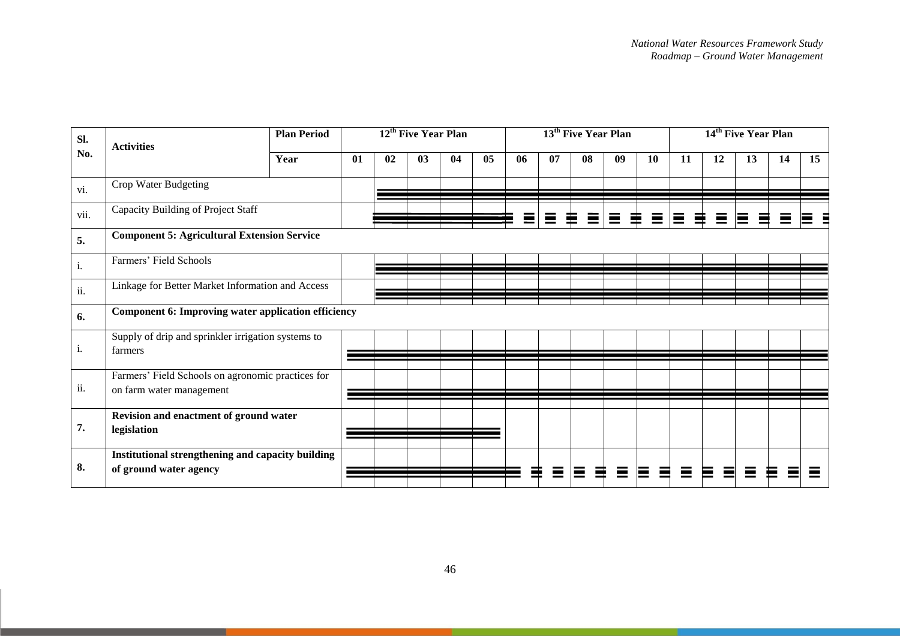| Sl. No. | Activities | Plan Period | 12th Five Year Plan | | | | | 13th Five Year Plan | | | | | 14th Five Year Plan | | | | |
|---|---|---|---|---|---|---|---|---|---|---|---|---|---|---|---|---|---|
| | | Year | 01 | 02 | 03 | 04 | 05 | 06 | 07 | 08 | 09 | 10 | 11 | 12 | 13 | 14 | 15 |
| vi. | Crop Water Budgeting | | | ═ | ═ | ═ | ═ | ═ | ═ | ═ | ═ | ═ | ═ | ═ | ═ | ═ | ═ |
| vii. | Capacity Building of Project Staff | | | ═ | ═ | ═ | ═ | = = | = = | = = | = = | = = | = = | = = | = = | = = | = = |
| 5. | **Component 5: Agricultural Extension Service** | | | | | | | | | | | | | | | | |
| i. | Farmers' Field Schools | | | ═ | ═ | ═ | ═ | ═ | ═ | ═ | ═ | ═ | ═ | ═ | ═ | ═ | ═ |
| ii. | Linkage for Better Market Information and Access | | | ═ | ═ | ═ | ═ | ═ | ═ | ═ | ═ | ═ | ═ | ═ | ═ | ═ | ═ |
| 6. | **Component 6: Improving water application efficiency** | | | | | | | | | | | | | | | | |
| i. | Supply of drip and sprinkler irrigation systems to farmers | | ═ | ═ | ═ | ═ | ═ | ═ | ═ | ═ | ═ | ═ | ═ | ═ | ═ | ═ | ═ |
| ii. | Farmers' Field Schools on agronomic practices for on farm water management | | ═ | ═ | ═ | ═ | ═ | ═ | ═ | ═ | ═ | ═ | ═ | ═ | ═ | ═ | ═ |
| 7. | **Revision and enactment of ground water legislation** | | ═ | ═ | ═ | ═ | ═ | | | | | | | | | | |
| 8. | **Institutional strengthening and capacity building of ground water agency** | | ═ | ═ | ═ | ═ | ═ | = = | = = | = = | = = | = = | = = | = = | = = | = = | = = |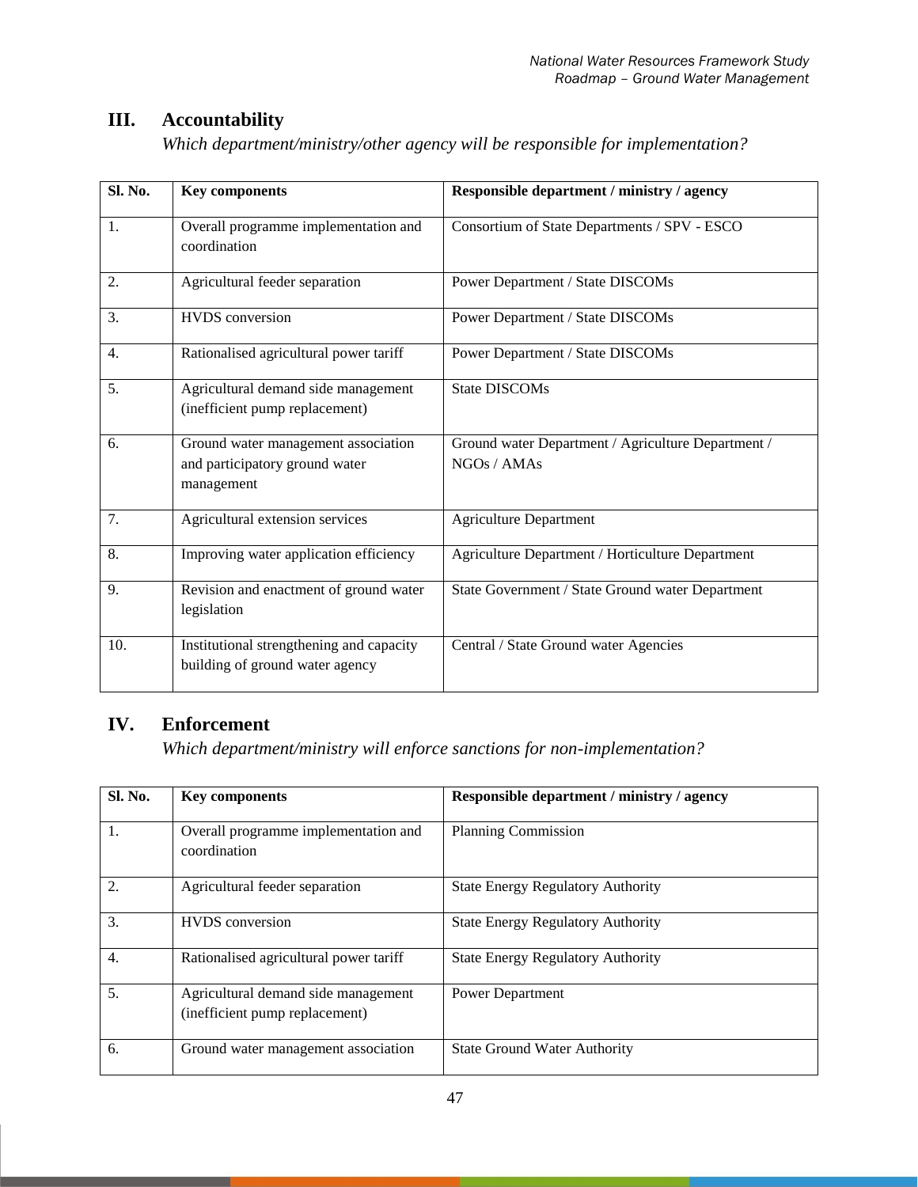## III. Accountability

*Which department/ministry/other agency will be responsible for implementation?*

| Sl. No. | Key components | Responsible department / ministry / agency |
|---|---|---|
| 1. | Overall programme implementation and coordination | Consortium of State Departments / SPV - ESCO |
| 2. | Agricultural feeder separation | Power Department / State DISCOMs |
| 3. | HVDS conversion | Power Department / State DISCOMs |
| 4. | Rationalised agricultural power tariff | Power Department / State DISCOMs |
| 5. | Agricultural demand side management (inefficient pump replacement) | State DISCOMs |
| 6. | Ground water management association and participatory ground water management | Ground water Department / Agriculture Department / NGOs / AMAs |
| 7. | Agricultural extension services | Agriculture Department |
| 8. | Improving water application efficiency | Agriculture Department / Horticulture Department |
| 9. | Revision and enactment of ground water legislation | State Government / State Ground water Department |
| 10. | Institutional strengthening and capacity building of ground water agency | Central / State Ground water Agencies |

## IV. Enforcement

*Which department/ministry will enforce sanctions for non-implementation?*

| Sl. No. | Key components | Responsible department / ministry / agency |
|---|---|---|
| 1. | Overall programme implementation and coordination | Planning Commission |
| 2. | Agricultural feeder separation | State Energy Regulatory Authority |
| 3. | HVDS conversion | State Energy Regulatory Authority |
| 4. | Rationalised agricultural power tariff | State Energy Regulatory Authority |
| 5. | Agricultural demand side management (inefficient pump replacement) | Power Department |
| 6. | Ground water management association | State Ground Water Authority |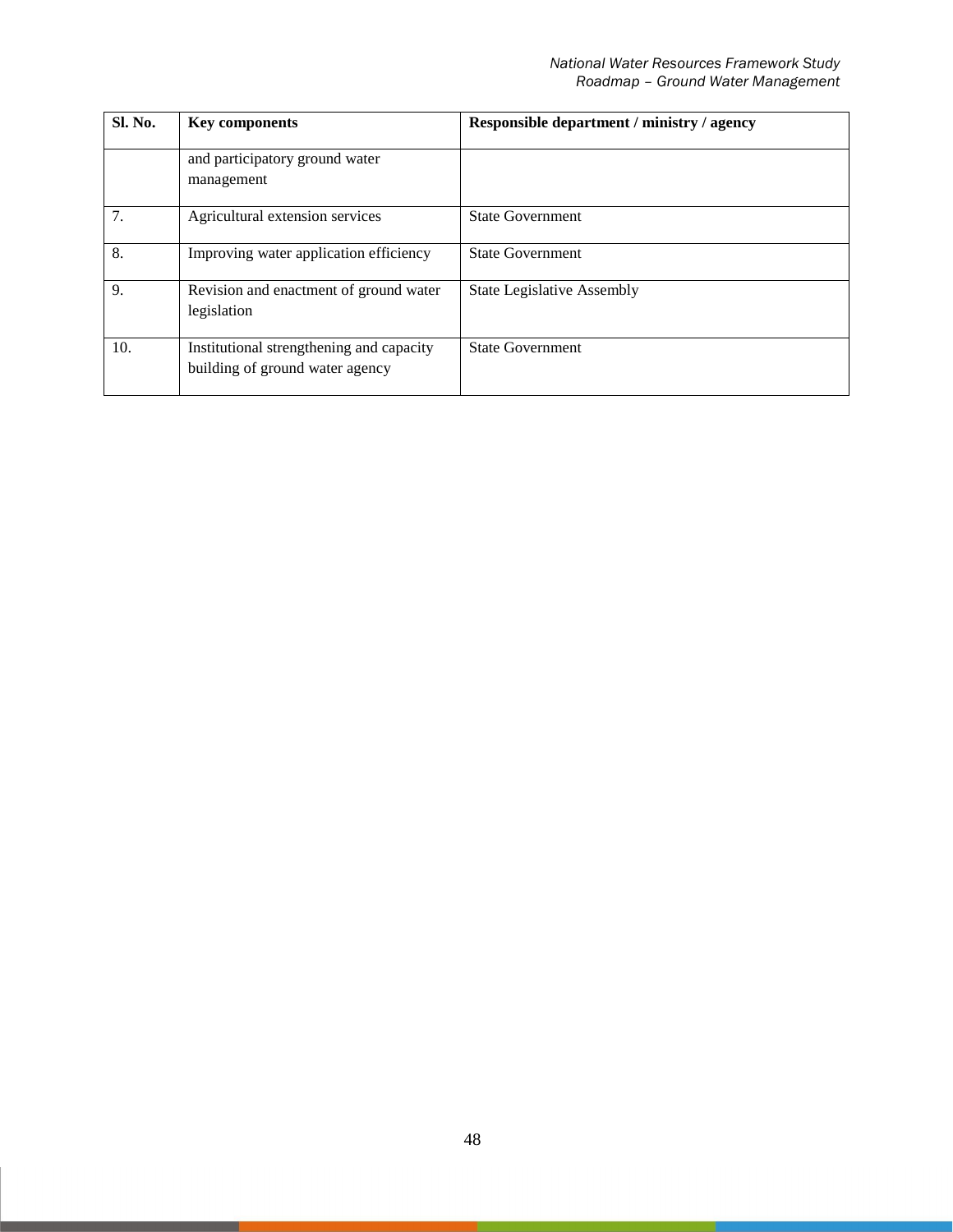| Sl. No. | Key components | Responsible department / ministry / agency |
|---|---|---|
| | and participatory ground water management | |
| 7. | Agricultural extension services | State Government |
| 8. | Improving water application efficiency | State Government |
| 9. | Revision and enactment of ground water legislation | State Legislative Assembly |
| 10. | Institutional strengthening and capacity building of ground water agency | State Government |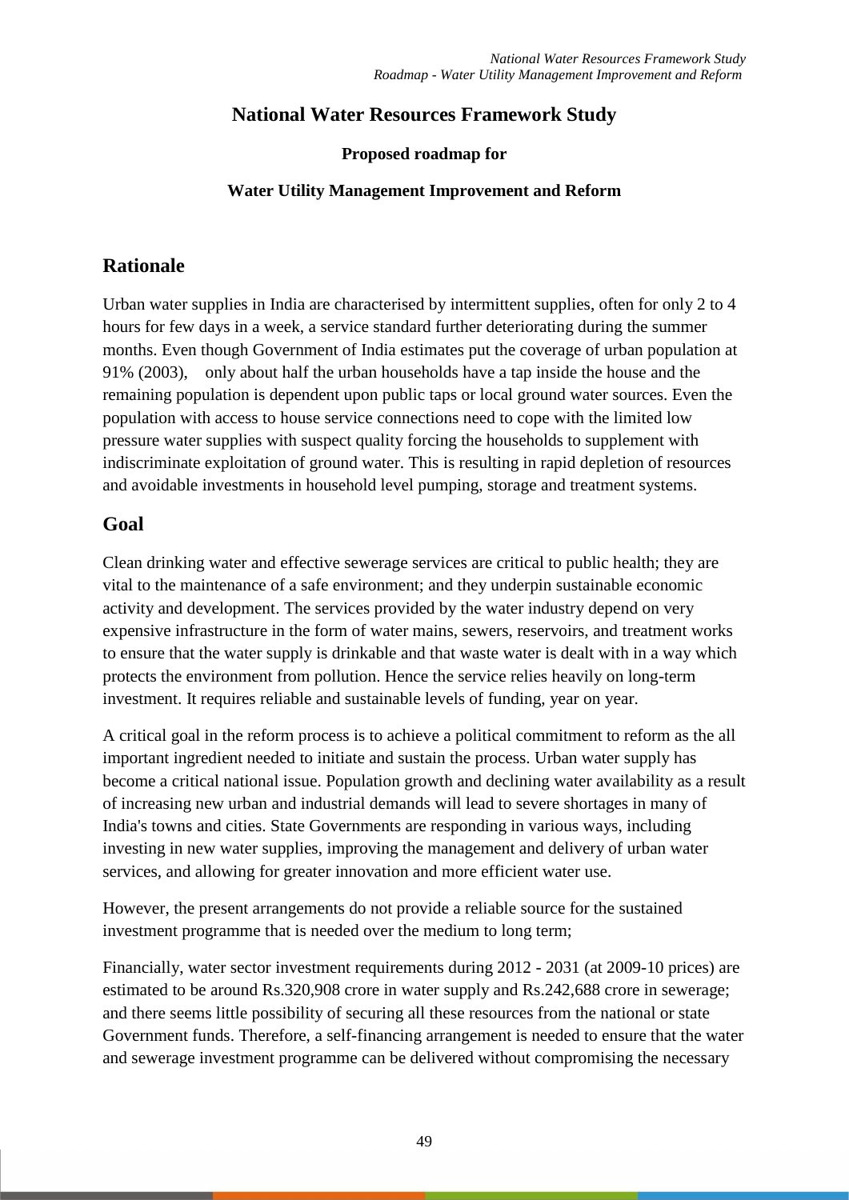# National Water Resources Framework Study

**Proposed roadmap for**

**Water Utility Management Improvement and Reform**

## Rationale

Urban water supplies in India are characterised by intermittent supplies, often for only 2 to 4 hours for few days in a week, a service standard further deteriorating during the summer months. Even though Government of India estimates put the coverage of urban population at 91% (2003), only about half the urban households have a tap inside the house and the remaining population is dependent upon public taps or local ground water sources. Even the population with access to house service connections need to cope with the limited low pressure water supplies with suspect quality forcing the households to supplement with indiscriminate exploitation of ground water. This is resulting in rapid depletion of resources and avoidable investments in household level pumping, storage and treatment systems.

## Goal

Clean drinking water and effective sewerage services are critical to public health; they are vital to the maintenance of a safe environment; and they underpin sustainable economic activity and development. The services provided by the water industry depend on very expensive infrastructure in the form of water mains, sewers, reservoirs, and treatment works to ensure that the water supply is drinkable and that waste water is dealt with in a way which protects the environment from pollution. Hence the service relies heavily on long-term investment. It requires reliable and sustainable levels of funding, year on year.

A critical goal in the reform process is to achieve a political commitment to reform as the all important ingredient needed to initiate and sustain the process. Urban water supply has become a critical national issue. Population growth and declining water availability as a result of increasing new urban and industrial demands will lead to severe shortages in many of India's towns and cities. State Governments are responding in various ways, including investing in new water supplies, improving the management and delivery of urban water services, and allowing for greater innovation and more efficient water use.

However, the present arrangements do not provide a reliable source for the sustained investment programme that is needed over the medium to long term;

Financially, water sector investment requirements during 2012 - 2031 (at 2009-10 prices) are estimated to be around Rs.320,908 crore in water supply and Rs.242,688 crore in sewerage; and there seems little possibility of securing all these resources from the national or state Government funds. Therefore, a self-financing arrangement is needed to ensure that the water and sewerage investment programme can be delivered without compromising the necessary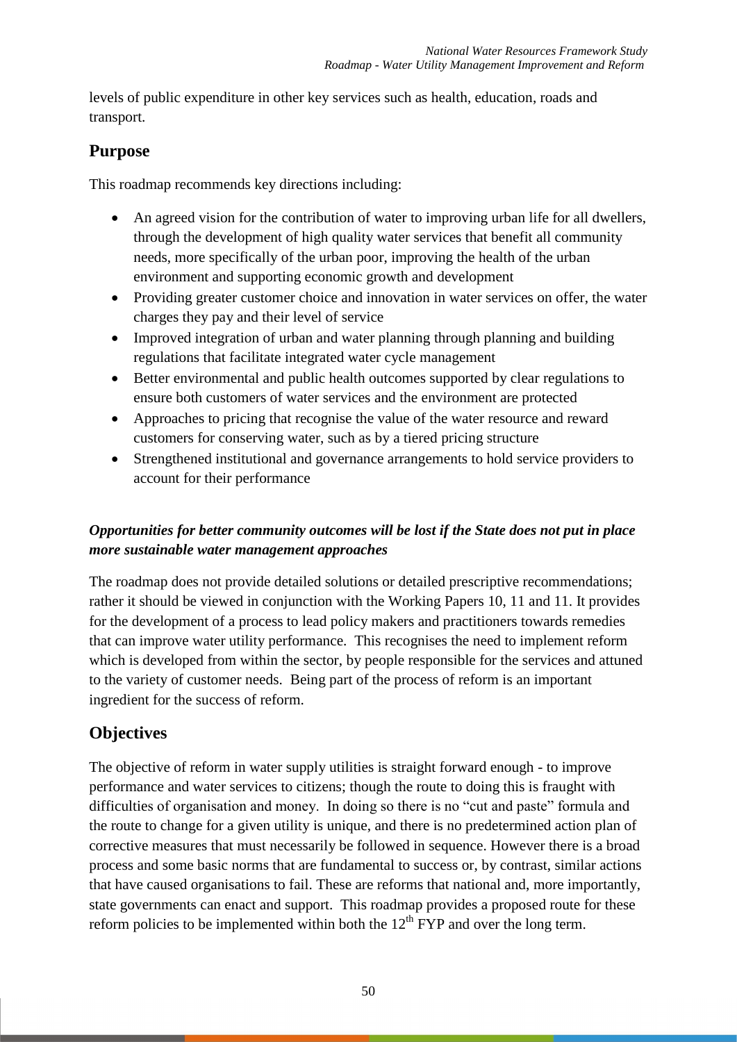levels of public expenditure in other key services such as health, education, roads and transport.

## Purpose

This roadmap recommends key directions including:

- An agreed vision for the contribution of water to improving urban life for all dwellers, through the development of high quality water services that benefit all community needs, more specifically of the urban poor, improving the health of the urban environment and supporting economic growth and development
- Providing greater customer choice and innovation in water services on offer, the water charges they pay and their level of service
- Improved integration of urban and water planning through planning and building regulations that facilitate integrated water cycle management
- Better environmental and public health outcomes supported by clear regulations to ensure both customers of water services and the environment are protected
- Approaches to pricing that recognise the value of the water resource and reward customers for conserving water, such as by a tiered pricing structure
- Strengthened institutional and governance arrangements to hold service providers to account for their performance

***Opportunities for better community outcomes will be lost if the State does not put in place more sustainable water management approaches***

The roadmap does not provide detailed solutions or detailed prescriptive recommendations; rather it should be viewed in conjunction with the Working Papers 10, 11 and 11. It provides for the development of a process to lead policy makers and practitioners towards remedies that can improve water utility performance. This recognises the need to implement reform which is developed from within the sector, by people responsible for the services and attuned to the variety of customer needs. Being part of the process of reform is an important ingredient for the success of reform.

## Objectives

The objective of reform in water supply utilities is straight forward enough - to improve performance and water services to citizens; though the route to doing this is fraught with difficulties of organisation and money. In doing so there is no "cut and paste" formula and the route to change for a given utility is unique, and there is no predetermined action plan of corrective measures that must necessarily be followed in sequence. However there is a broad process and some basic norms that are fundamental to success or, by contrast, similar actions that have caused organisations to fail. These are reforms that national and, more importantly, state governments can enact and support. This roadmap provides a proposed route for these reform policies to be implemented within both the 12th FYP and over the long term.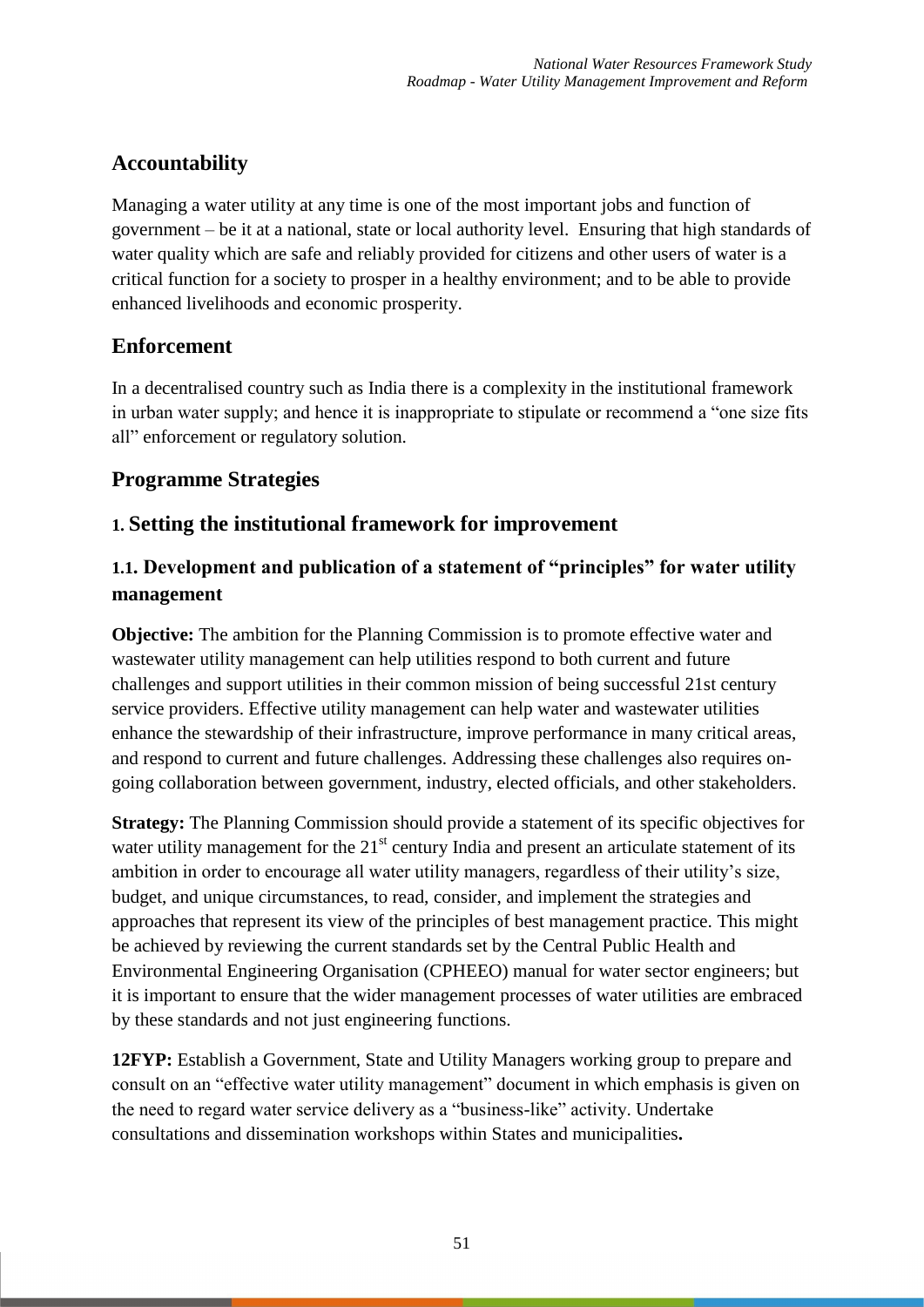## Accountability

Managing a water utility at any time is one of the most important jobs and function of government – be it at a national, state or local authority level. Ensuring that high standards of water quality which are safe and reliably provided for citizens and other users of water is a critical function for a society to prosper in a healthy environment; and to be able to provide enhanced livelihoods and economic prosperity.

## Enforcement

In a decentralised country such as India there is a complexity in the institutional framework in urban water supply; and hence it is inappropriate to stipulate or recommend a "one size fits all" enforcement or regulatory solution.

## Programme Strategies

## 1. Setting the institutional framework for improvement

### 1.1. Development and publication of a statement of "principles" for water utility management

**Objective:** The ambition for the Planning Commission is to promote effective water and wastewater utility management can help utilities respond to both current and future challenges and support utilities in their common mission of being successful 21st century service providers. Effective utility management can help water and wastewater utilities enhance the stewardship of their infrastructure, improve performance in many critical areas, and respond to current and future challenges. Addressing these challenges also requires on-going collaboration between government, industry, elected officials, and other stakeholders.

**Strategy:** The Planning Commission should provide a statement of its specific objectives for water utility management for the 21st century India and present an articulate statement of its ambition in order to encourage all water utility managers, regardless of their utility's size, budget, and unique circumstances, to read, consider, and implement the strategies and approaches that represent its view of the principles of best management practice. This might be achieved by reviewing the current standards set by the Central Public Health and Environmental Engineering Organisation (CPHEEO) manual for water sector engineers; but it is important to ensure that the wider management processes of water utilities are embraced by these standards and not just engineering functions.

**12FYP:** Establish a Government, State and Utility Managers working group to prepare and consult on an "effective water utility management" document in which emphasis is given on the need to regard water service delivery as a "business-like" activity. Undertake consultations and dissemination workshops within States and municipalities**.**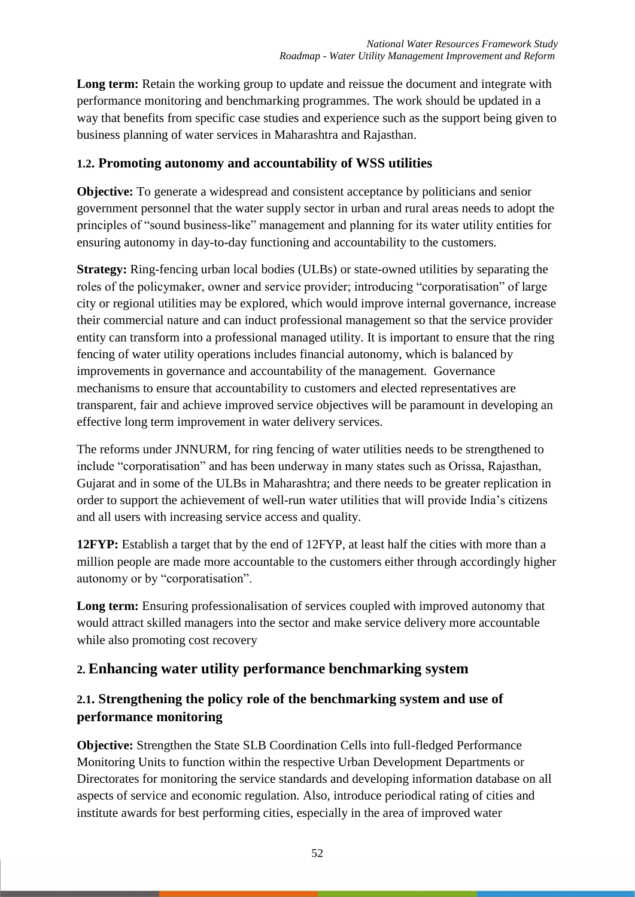**Long term:** Retain the working group to update and reissue the document and integrate with performance monitoring and benchmarking programmes. The work should be updated in a way that benefits from specific case studies and experience such as the support being given to business planning of water services in Maharashtra and Rajasthan.

### 1.2. Promoting autonomy and accountability of WSS utilities

**Objective:** To generate a widespread and consistent acceptance by politicians and senior government personnel that the water supply sector in urban and rural areas needs to adopt the principles of "sound business-like" management and planning for its water utility entities for ensuring autonomy in day-to-day functioning and accountability to the customers.

**Strategy:** Ring-fencing urban local bodies (ULBs) or state-owned utilities by separating the roles of the policymaker, owner and service provider; introducing "corporatisation" of large city or regional utilities may be explored, which would improve internal governance, increase their commercial nature and can induct professional management so that the service provider entity can transform into a professional managed utility. It is important to ensure that the ring fencing of water utility operations includes financial autonomy, which is balanced by improvements in governance and accountability of the management. Governance mechanisms to ensure that accountability to customers and elected representatives are transparent, fair and achieve improved service objectives will be paramount in developing an effective long term improvement in water delivery services.

The reforms under JNNURM, for ring fencing of water utilities needs to be strengthened to include "corporatisation" and has been underway in many states such as Orissa, Rajasthan, Gujarat and in some of the ULBs in Maharashtra; and there needs to be greater replication in order to support the achievement of well-run water utilities that will provide India's citizens and all users with increasing service access and quality.

**12FYP:** Establish a target that by the end of 12FYP, at least half the cities with more than a million people are made more accountable to the customers either through accordingly higher autonomy or by "corporatisation".

**Long term:** Ensuring professionalisation of services coupled with improved autonomy that would attract skilled managers into the sector and make service delivery more accountable while also promoting cost recovery

## 2. Enhancing water utility performance benchmarking system

### 2.1. Strengthening the policy role of the benchmarking system and use of performance monitoring

**Objective:** Strengthen the State SLB Coordination Cells into full-fledged Performance Monitoring Units to function within the respective Urban Development Departments or Directorates for monitoring the service standards and developing information database on all aspects of service and economic regulation. Also, introduce periodical rating of cities and institute awards for best performing cities, especially in the area of improved water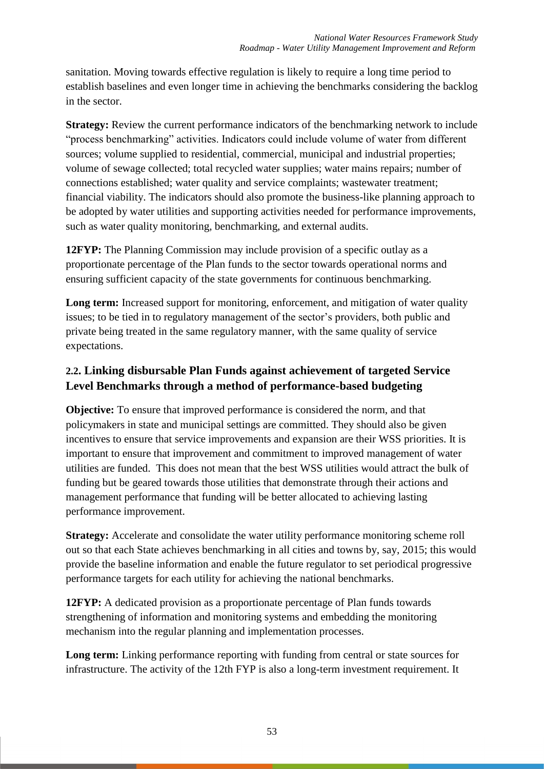sanitation. Moving towards effective regulation is likely to require a long time period to establish baselines and even longer time in achieving the benchmarks considering the backlog in the sector.

**Strategy:** Review the current performance indicators of the benchmarking network to include "process benchmarking" activities. Indicators could include volume of water from different sources; volume supplied to residential, commercial, municipal and industrial properties; volume of sewage collected; total recycled water supplies; water mains repairs; number of connections established; water quality and service complaints; wastewater treatment; financial viability. The indicators should also promote the business-like planning approach to be adopted by water utilities and supporting activities needed for performance improvements, such as water quality monitoring, benchmarking, and external audits.

**12FYP:** The Planning Commission may include provision of a specific outlay as a proportionate percentage of the Plan funds to the sector towards operational norms and ensuring sufficient capacity of the state governments for continuous benchmarking.

**Long term:** Increased support for monitoring, enforcement, and mitigation of water quality issues; to be tied in to regulatory management of the sector's providers, both public and private being treated in the same regulatory manner, with the same quality of service expectations.

### 2.2. Linking disbursable Plan Funds against achievement of targeted Service Level Benchmarks through a method of performance-based budgeting

**Objective:** To ensure that improved performance is considered the norm, and that policymakers in state and municipal settings are committed. They should also be given incentives to ensure that service improvements and expansion are their WSS priorities. It is important to ensure that improvement and commitment to improved management of water utilities are funded. This does not mean that the best WSS utilities would attract the bulk of funding but be geared towards those utilities that demonstrate through their actions and management performance that funding will be better allocated to achieving lasting performance improvement.

**Strategy:** Accelerate and consolidate the water utility performance monitoring scheme roll out so that each State achieves benchmarking in all cities and towns by, say, 2015; this would provide the baseline information and enable the future regulator to set periodical progressive performance targets for each utility for achieving the national benchmarks.

**12FYP:** A dedicated provision as a proportionate percentage of Plan funds towards strengthening of information and monitoring systems and embedding the monitoring mechanism into the regular planning and implementation processes.

**Long term:** Linking performance reporting with funding from central or state sources for infrastructure. The activity of the 12th FYP is also a long-term investment requirement. It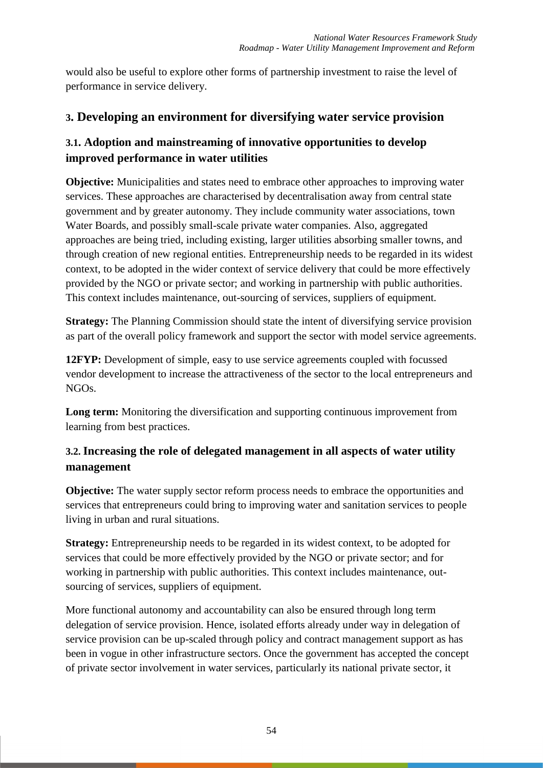would also be useful to explore other forms of partnership investment to raise the level of performance in service delivery.

## 3. Developing an environment for diversifying water service provision

### 3.1. Adoption and mainstreaming of innovative opportunities to develop improved performance in water utilities

**Objective:** Municipalities and states need to embrace other approaches to improving water services. These approaches are characterised by decentralisation away from central state government and by greater autonomy. They include community water associations, town Water Boards, and possibly small-scale private water companies. Also, aggregated approaches are being tried, including existing, larger utilities absorbing smaller towns, and through creation of new regional entities. Entrepreneurship needs to be regarded in its widest context, to be adopted in the wider context of service delivery that could be more effectively provided by the NGO or private sector; and working in partnership with public authorities. This context includes maintenance, out-sourcing of services, suppliers of equipment.

**Strategy:** The Planning Commission should state the intent of diversifying service provision as part of the overall policy framework and support the sector with model service agreements.

**12FYP:** Development of simple, easy to use service agreements coupled with focussed vendor development to increase the attractiveness of the sector to the local entrepreneurs and NGOs.

**Long term:** Monitoring the diversification and supporting continuous improvement from learning from best practices.

### 3.2. Increasing the role of delegated management in all aspects of water utility management

**Objective:** The water supply sector reform process needs to embrace the opportunities and services that entrepreneurs could bring to improving water and sanitation services to people living in urban and rural situations.

**Strategy:** Entrepreneurship needs to be regarded in its widest context, to be adopted for services that could be more effectively provided by the NGO or private sector; and for working in partnership with public authorities. This context includes maintenance, out-sourcing of services, suppliers of equipment.

More functional autonomy and accountability can also be ensured through long term delegation of service provision. Hence, isolated efforts already under way in delegation of service provision can be up-scaled through policy and contract management support as has been in vogue in other infrastructure sectors. Once the government has accepted the concept of private sector involvement in water services, particularly its national private sector, it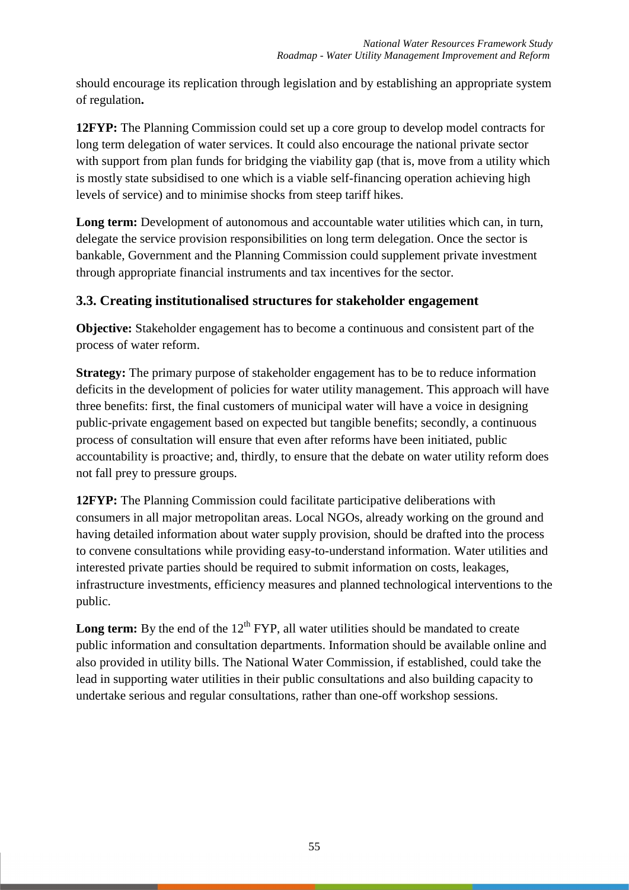should encourage its replication through legislation and by establishing an appropriate system of regulation**.**

**12FYP:** The Planning Commission could set up a core group to develop model contracts for long term delegation of water services. It could also encourage the national private sector with support from plan funds for bridging the viability gap (that is, move from a utility which is mostly state subsidised to one which is a viable self-financing operation achieving high levels of service) and to minimise shocks from steep tariff hikes.

**Long term:** Development of autonomous and accountable water utilities which can, in turn, delegate the service provision responsibilities on long term delegation. Once the sector is bankable, Government and the Planning Commission could supplement private investment through appropriate financial instruments and tax incentives for the sector.

## 3.3. Creating institutionalised structures for stakeholder engagement

**Objective:** Stakeholder engagement has to become a continuous and consistent part of the process of water reform.

**Strategy:** The primary purpose of stakeholder engagement has to be to reduce information deficits in the development of policies for water utility management. This approach will have three benefits: first, the final customers of municipal water will have a voice in designing public-private engagement based on expected but tangible benefits; secondly, a continuous process of consultation will ensure that even after reforms have been initiated, public accountability is proactive; and, thirdly, to ensure that the debate on water utility reform does not fall prey to pressure groups.

**12FYP:** The Planning Commission could facilitate participative deliberations with consumers in all major metropolitan areas. Local NGOs, already working on the ground and having detailed information about water supply provision, should be drafted into the process to convene consultations while providing easy-to-understand information. Water utilities and interested private parties should be required to submit information on costs, leakages, infrastructure investments, efficiency measures and planned technological interventions to the public.

**Long term:** By the end of the 12th FYP, all water utilities should be mandated to create public information and consultation departments. Information should be available online and also provided in utility bills. The National Water Commission, if established, could take the lead in supporting water utilities in their public consultations and also building capacity to undertake serious and regular consultations, rather than one-off workshop sessions.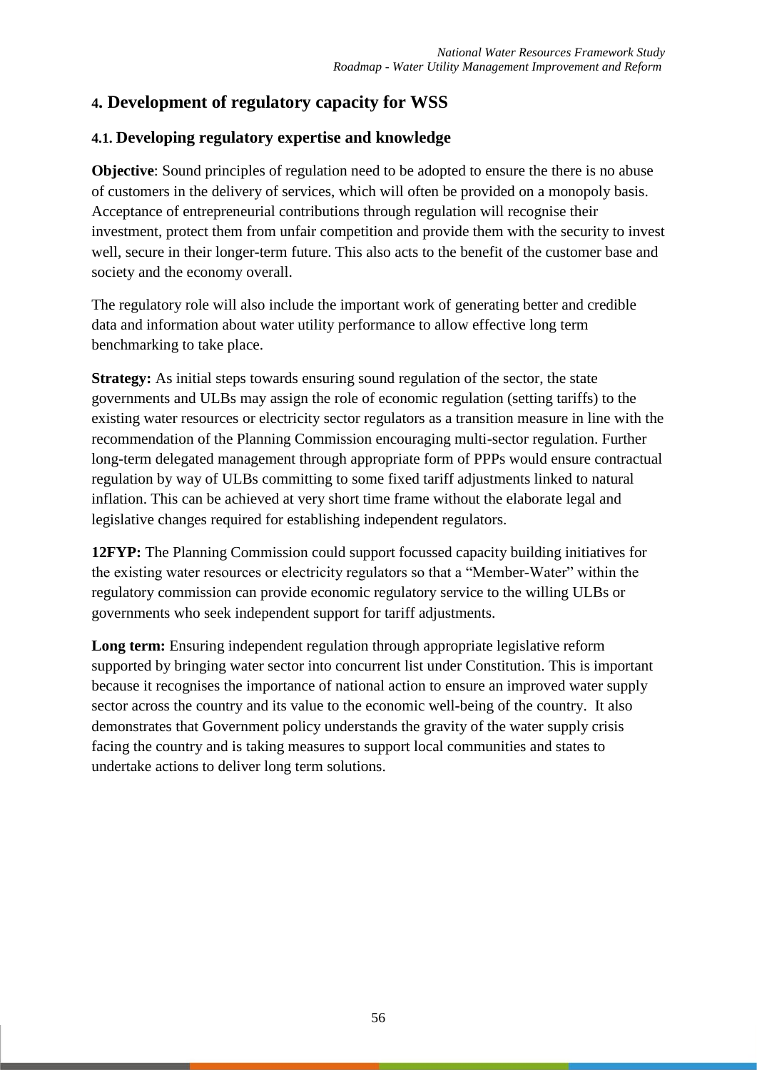# 4. Development of regulatory capacity for WSS

## 4.1. Developing regulatory expertise and knowledge

**Objective**: Sound principles of regulation need to be adopted to ensure the there is no abuse of customers in the delivery of services, which will often be provided on a monopoly basis. Acceptance of entrepreneurial contributions through regulation will recognise their investment, protect them from unfair competition and provide them with the security to invest well, secure in their longer-term future. This also acts to the benefit of the customer base and society and the economy overall.

The regulatory role will also include the important work of generating better and credible data and information about water utility performance to allow effective long term benchmarking to take place.

**Strategy:** As initial steps towards ensuring sound regulation of the sector, the state governments and ULBs may assign the role of economic regulation (setting tariffs) to the existing water resources or electricity sector regulators as a transition measure in line with the recommendation of the Planning Commission encouraging multi-sector regulation. Further long-term delegated management through appropriate form of PPPs would ensure contractual regulation by way of ULBs committing to some fixed tariff adjustments linked to natural inflation. This can be achieved at very short time frame without the elaborate legal and legislative changes required for establishing independent regulators.

**12FYP:** The Planning Commission could support focussed capacity building initiatives for the existing water resources or electricity regulators so that a "Member-Water" within the regulatory commission can provide economic regulatory service to the willing ULBs or governments who seek independent support for tariff adjustments.

**Long term:** Ensuring independent regulation through appropriate legislative reform supported by bringing water sector into concurrent list under Constitution. This is important because it recognises the importance of national action to ensure an improved water supply sector across the country and its value to the economic well-being of the country. It also demonstrates that Government policy understands the gravity of the water supply crisis facing the country and is taking measures to support local communities and states to undertake actions to deliver long term solutions.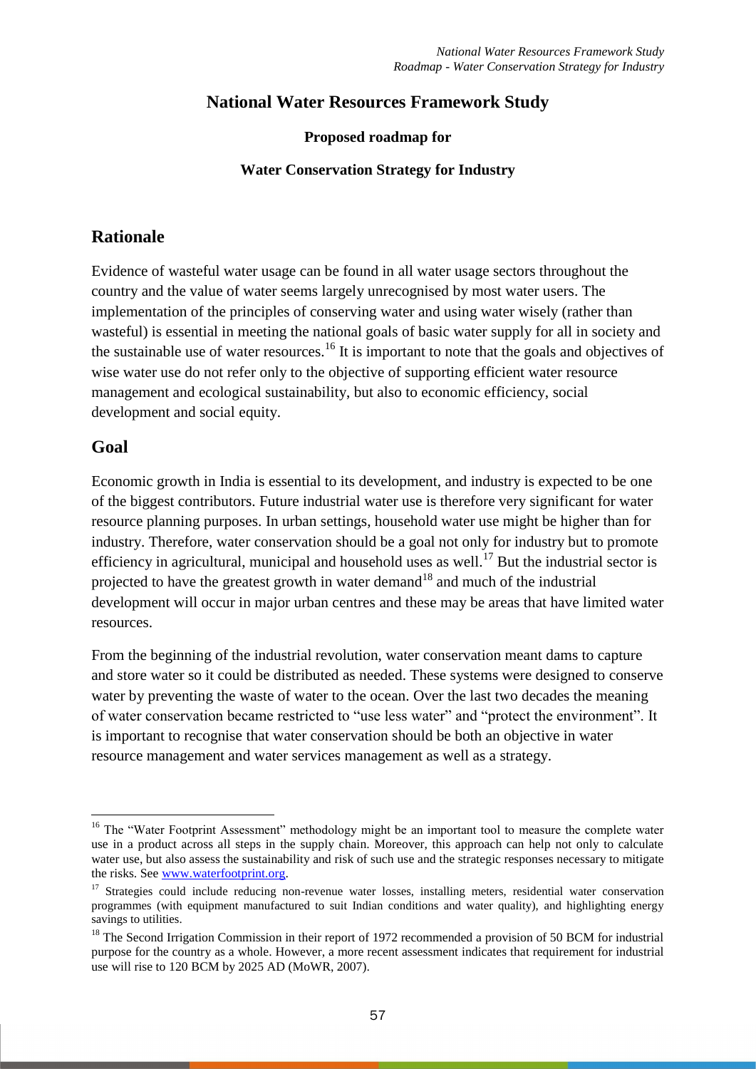# National Water Resources Framework Study

**Proposed roadmap for**

**Water Conservation Strategy for Industry**

## Rationale

Evidence of wasteful water usage can be found in all water usage sectors throughout the country and the value of water seems largely unrecognised by most water users. The implementation of the principles of conserving water and using water wisely (rather than wasteful) is essential in meeting the national goals of basic water supply for all in society and the sustainable use of water resources.[16] It is important to note that the goals and objectives of wise water use do not refer only to the objective of supporting efficient water resource management and ecological sustainability, but also to economic efficiency, social development and social equity.

## Goal

Economic growth in India is essential to its development, and industry is expected to be one of the biggest contributors. Future industrial water use is therefore very significant for water resource planning purposes. In urban settings, household water use might be higher than for industry. Therefore, water conservation should be a goal not only for industry but to promote efficiency in agricultural, municipal and household uses as well.[17] But the industrial sector is projected to have the greatest growth in water demand[18] and much of the industrial development will occur in major urban centres and these may be areas that have limited water resources.

From the beginning of the industrial revolution, water conservation meant dams to capture and store water so it could be distributed as needed. These systems were designed to conserve water by preventing the waste of water to the ocean. Over the last two decades the meaning of water conservation became restricted to "use less water" and "protect the environment". It is important to recognise that water conservation should be both an objective in water resource management and water services management as well as a strategy.

---

[16] The "Water Footprint Assessment" methodology might be an important tool to measure the complete water use in a product across all steps in the supply chain. Moreover, this approach can help not only to calculate water use, but also assess the sustainability and risk of such use and the strategic responses necessary to mitigate the risks. See www.waterfootprint.org.

[17] Strategies could include reducing non-revenue water losses, installing meters, residential water conservation programmes (with equipment manufactured to suit Indian conditions and water quality), and highlighting energy savings to utilities.

[18] The Second Irrigation Commission in their report of 1972 recommended a provision of 50 BCM for industrial purpose for the country as a whole. However, a more recent assessment indicates that requirement for industrial use will rise to 120 BCM by 2025 AD (MoWR, 2007).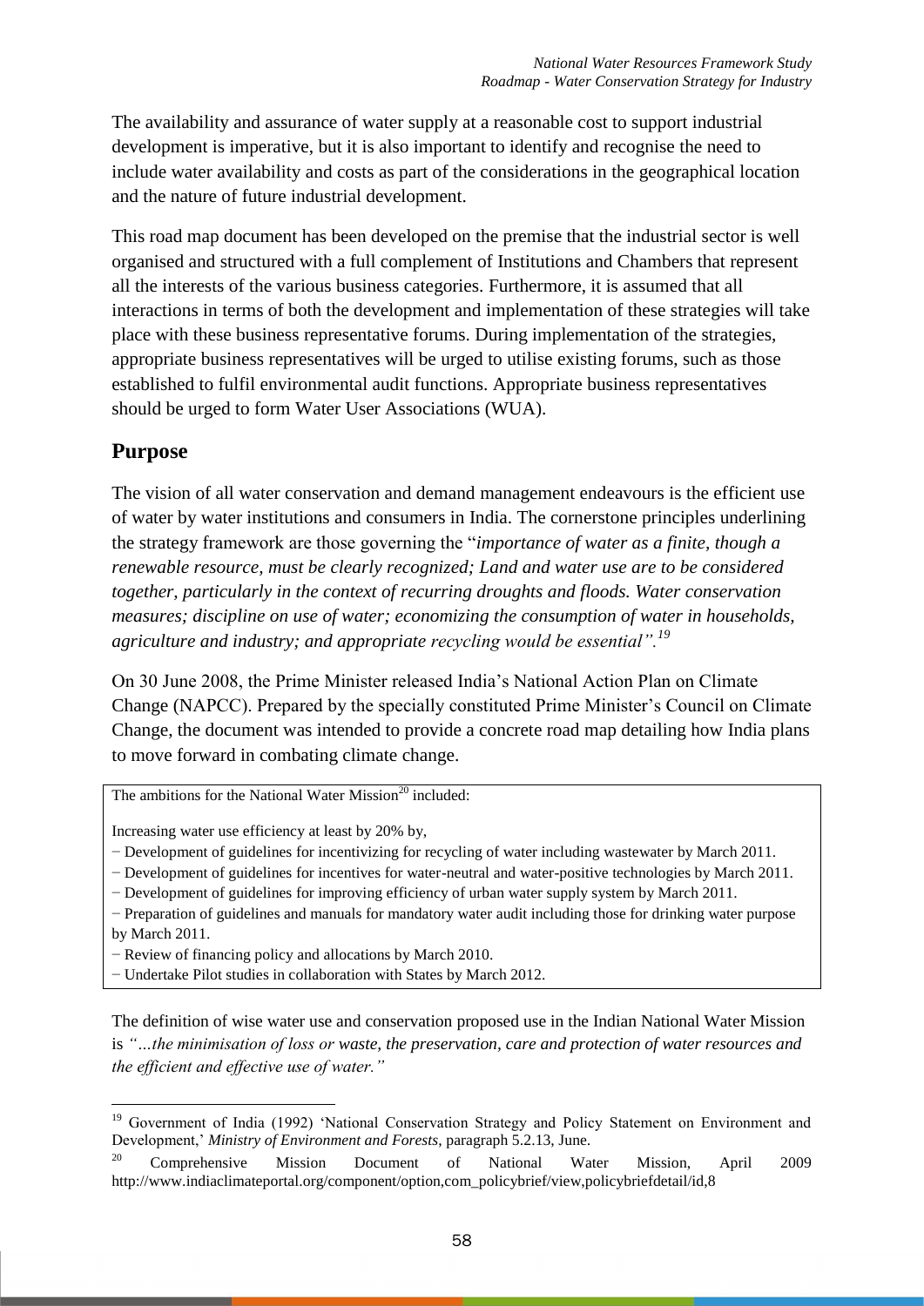The availability and assurance of water supply at a reasonable cost to support industrial development is imperative, but it is also important to identify and recognise the need to include water availability and costs as part of the considerations in the geographical location and the nature of future industrial development.

This road map document has been developed on the premise that the industrial sector is well organised and structured with a full complement of Institutions and Chambers that represent all the interests of the various business categories. Furthermore, it is assumed that all interactions in terms of both the development and implementation of these strategies will take place with these business representative forums. During implementation of the strategies, appropriate business representatives will be urged to utilise existing forums, such as those established to fulfil environmental audit functions. Appropriate business representatives should be urged to form Water User Associations (WUA).

## Purpose

The vision of all water conservation and demand management endeavours is the efficient use of water by water institutions and consumers in India. The cornerstone principles underlining the strategy framework are those governing the "*importance of water as a finite, though a renewable resource, must be clearly recognized; Land and water use are to be considered together, particularly in the context of recurring droughts and floods. Water conservation measures; discipline on use of water; economizing the consumption of water in households, agriculture and industry; and appropriate recycling would be essential".*[19]

On 30 June 2008, the Prime Minister released India's National Action Plan on Climate Change (NAPCC). Prepared by the specially constituted Prime Minister's Council on Climate Change, the document was intended to provide a concrete road map detailing how India plans to move forward in combating climate change.

> The ambitions for the National Water Mission[20] included:
>
> Increasing water use efficiency at least by 20% by,
>
> − Development of guidelines for incentivizing for recycling of water including wastewater by March 2011.
> − Development of guidelines for incentives for water-neutral and water-positive technologies by March 2011.
> − Development of guidelines for improving efficiency of urban water supply system by March 2011.
> − Preparation of guidelines and manuals for mandatory water audit including those for drinking water purpose by March 2011.
> − Review of financing policy and allocations by March 2010.
> − Undertake Pilot studies in collaboration with States by March 2012.

The definition of wise water use and conservation proposed use in the Indian National Water Mission is *"…the minimisation of loss or waste, the preservation, care and protection of water resources and the efficient and effective use of water."*

---

[19] Government of India (1992) 'National Conservation Strategy and Policy Statement on Environment and Development,' *Ministry of Environment and Forests*, paragraph 5.2.13, June.

[20] Comprehensive Mission Document of National Water Mission, April 2009 http://www.indiaclimateportal.org/component/option,com_policybrief/view,policybriefdetail/id,8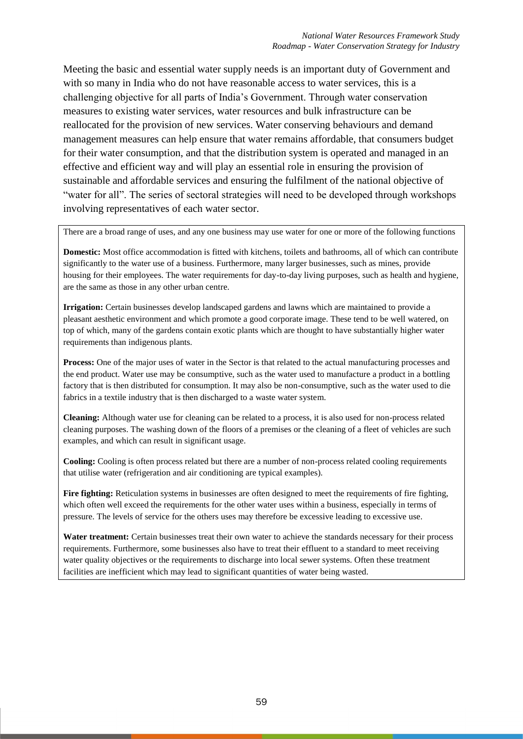Meeting the basic and essential water supply needs is an important duty of Government and with so many in India who do not have reasonable access to water services, this is a challenging objective for all parts of India's Government. Through water conservation measures to existing water services, water resources and bulk infrastructure can be reallocated for the provision of new services. Water conserving behaviours and demand management measures can help ensure that water remains affordable, that consumers budget for their water consumption, and that the distribution system is operated and managed in an effective and efficient way and will play an essential role in ensuring the provision of sustainable and affordable services and ensuring the fulfilment of the national objective of "water for all". The series of sectoral strategies will need to be developed through workshops involving representatives of each water sector.

There are a broad range of uses, and any one business may use water for one or more of the following functions

**Domestic:** Most office accommodation is fitted with kitchens, toilets and bathrooms, all of which can contribute significantly to the water use of a business. Furthermore, many larger businesses, such as mines, provide housing for their employees. The water requirements for day-to-day living purposes, such as health and hygiene, are the same as those in any other urban centre.

**Irrigation:** Certain businesses develop landscaped gardens and lawns which are maintained to provide a pleasant aesthetic environment and which promote a good corporate image. These tend to be well watered, on top of which, many of the gardens contain exotic plants which are thought to have substantially higher water requirements than indigenous plants.

**Process:** One of the major uses of water in the Sector is that related to the actual manufacturing processes and the end product. Water use may be consumptive, such as the water used to manufacture a product in a bottling factory that is then distributed for consumption. It may also be non-consumptive, such as the water used to die fabrics in a textile industry that is then discharged to a waste water system.

**Cleaning:** Although water use for cleaning can be related to a process, it is also used for non-process related cleaning purposes. The washing down of the floors of a premises or the cleaning of a fleet of vehicles are such examples, and which can result in significant usage.

**Cooling:** Cooling is often process related but there are a number of non-process related cooling requirements that utilise water (refrigeration and air conditioning are typical examples).

**Fire fighting:** Reticulation systems in businesses are often designed to meet the requirements of fire fighting, which often well exceed the requirements for the other water uses within a business, especially in terms of pressure. The levels of service for the others uses may therefore be excessive leading to excessive use.

**Water treatment:** Certain businesses treat their own water to achieve the standards necessary for their process requirements. Furthermore, some businesses also have to treat their effluent to a standard to meet receiving water quality objectives or the requirements to discharge into local sewer systems. Often these treatment facilities are inefficient which may lead to significant quantities of water being wasted.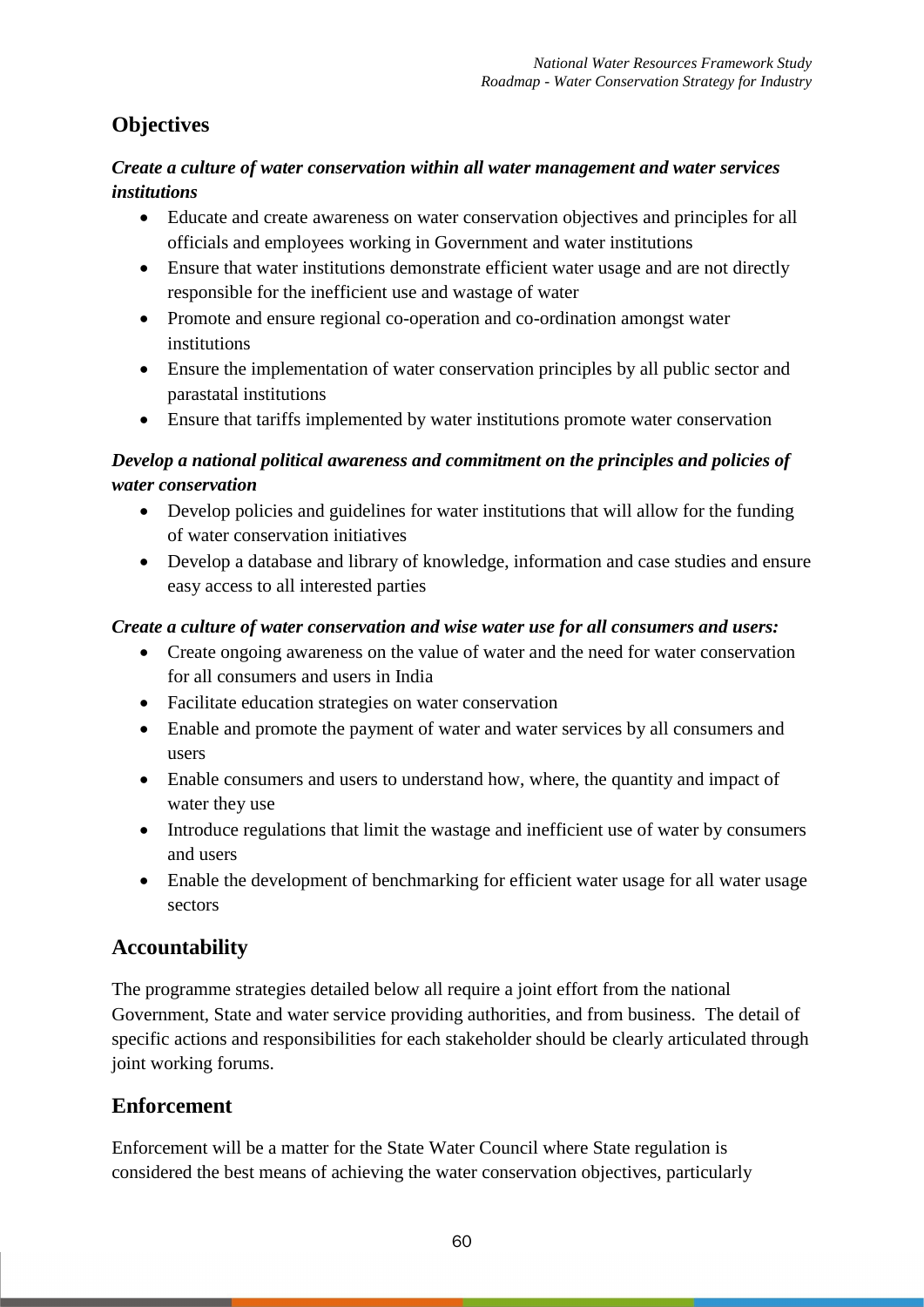## Objectives

***Create a culture of water conservation within all water management and water services institutions***

- Educate and create awareness on water conservation objectives and principles for all officials and employees working in Government and water institutions
- Ensure that water institutions demonstrate efficient water usage and are not directly responsible for the inefficient use and wastage of water
- Promote and ensure regional co-operation and co-ordination amongst water institutions
- Ensure the implementation of water conservation principles by all public sector and parastatal institutions
- Ensure that tariffs implemented by water institutions promote water conservation

***Develop a national political awareness and commitment on the principles and policies of water conservation***

- Develop policies and guidelines for water institutions that will allow for the funding of water conservation initiatives
- Develop a database and library of knowledge, information and case studies and ensure easy access to all interested parties

***Create a culture of water conservation and wise water use for all consumers and users:***

- Create ongoing awareness on the value of water and the need for water conservation for all consumers and users in India
- Facilitate education strategies on water conservation
- Enable and promote the payment of water and water services by all consumers and users
- Enable consumers and users to understand how, where, the quantity and impact of water they use
- Introduce regulations that limit the wastage and inefficient use of water by consumers and users
- Enable the development of benchmarking for efficient water usage for all water usage sectors

## Accountability

The programme strategies detailed below all require a joint effort from the national Government, State and water service providing authorities, and from business. The detail of specific actions and responsibilities for each stakeholder should be clearly articulated through joint working forums.

## Enforcement

Enforcement will be a matter for the State Water Council where State regulation is considered the best means of achieving the water conservation objectives, particularly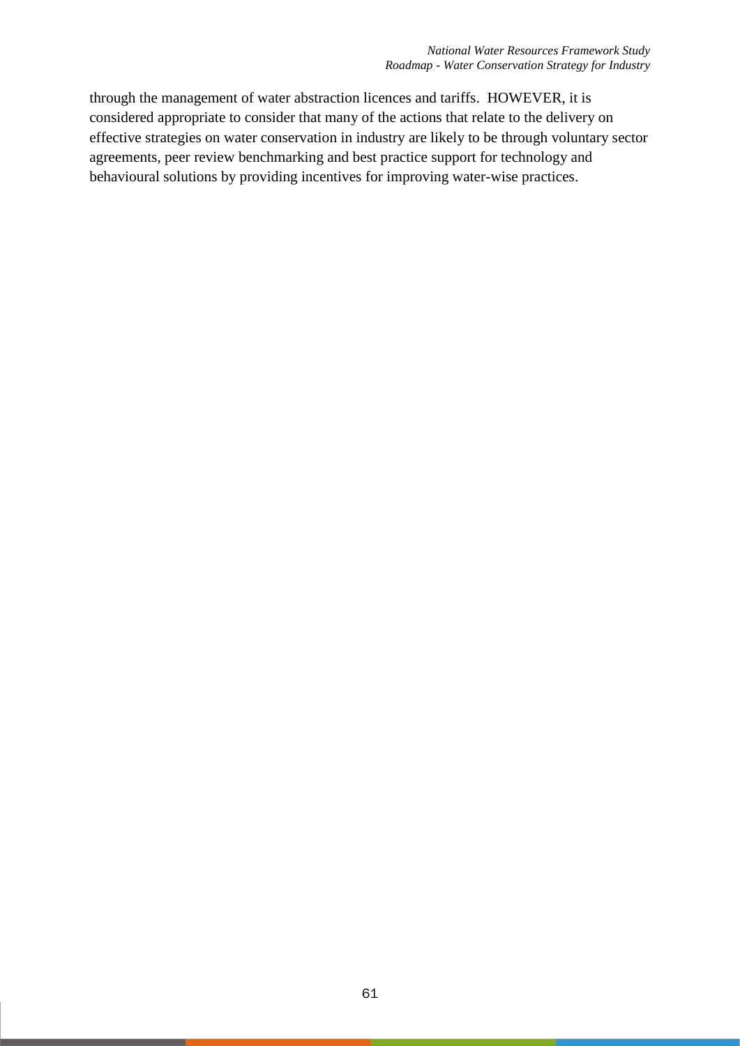through the management of water abstraction licences and tariffs. HOWEVER, it is considered appropriate to consider that many of the actions that relate to the delivery on effective strategies on water conservation in industry are likely to be through voluntary sector agreements, peer review benchmarking and best practice support for technology and behavioural solutions by providing incentives for improving water-wise practices.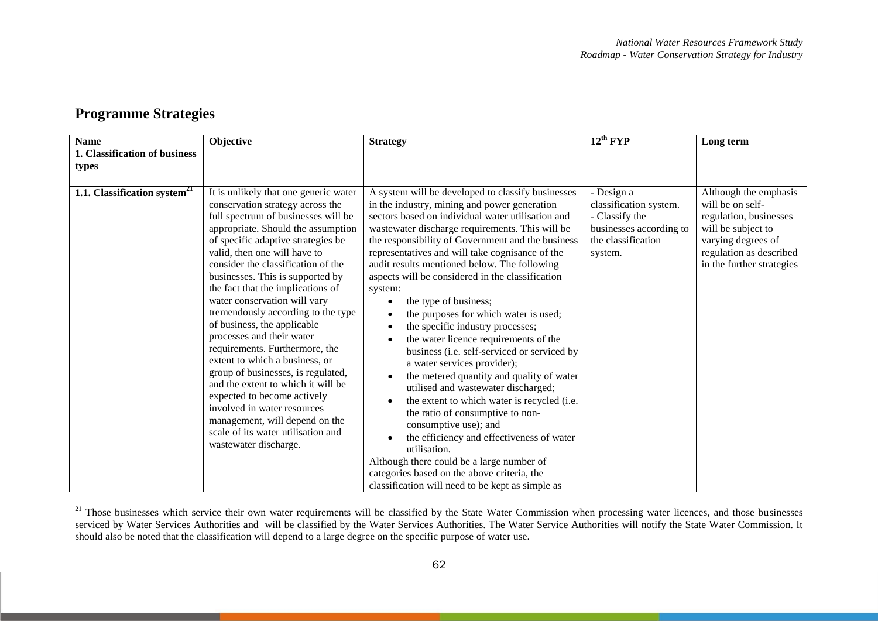## Programme Strategies

| Name | Objective | Strategy | 12th FYP | Long term |
|---|---|---|---|---|
| **1. Classification of business types** | | | | |
| **1.1. Classification system[21]** | It is unlikely that one generic water conservation strategy across the full spectrum of businesses will be appropriate. Should the assumption of specific adaptive strategies be valid, then one will have to consider the classification of the businesses. This is supported by the fact that the implications of water conservation will vary tremendously according to the type of business, the applicable processes and their water requirements. Furthermore, the extent to which a business, or group of businesses, is regulated, and the extent to which it will be expected to become actively involved in water resources management, will depend on the scale of its water utilisation and wastewater discharge. | A system will be developed to classify businesses in the industry, mining and power generation sectors based on individual water utilisation and wastewater discharge requirements. This will be the responsibility of Government and the business representatives and will take cognisance of the audit results mentioned below. The following aspects will be considered in the classification system: <br>• the type of business; <br>• the purposes for which water is used; <br>• the specific industry processes; <br>• the water licence requirements of the business (i.e. self-serviced or serviced by a water services provider); <br>• the metered quantity and quality of water utilised and wastewater discharged; <br>• the extent to which water is recycled (i.e. the ratio of consumptive to non-consumptive use); and <br>• the efficiency and effectiveness of water utilisation. <br>Although there could be a large number of categories based on the above criteria, the classification will need to be kept as simple as | - Design a classification system. <br>- Classify the businesses according to the classification system. | Although the emphasis will be on self-regulation, businesses will be subject to varying degrees of regulation as described in the further strategies |

[21] Those businesses which service their own water requirements will be classified by the State Water Commission when processing water licences, and those businesses serviced by Water Services Authorities and will be classified by the Water Services Authorities. The Water Service Authorities will notify the State Water Commission. It should also be noted that the classification will depend to a large degree on the specific purpose of water use.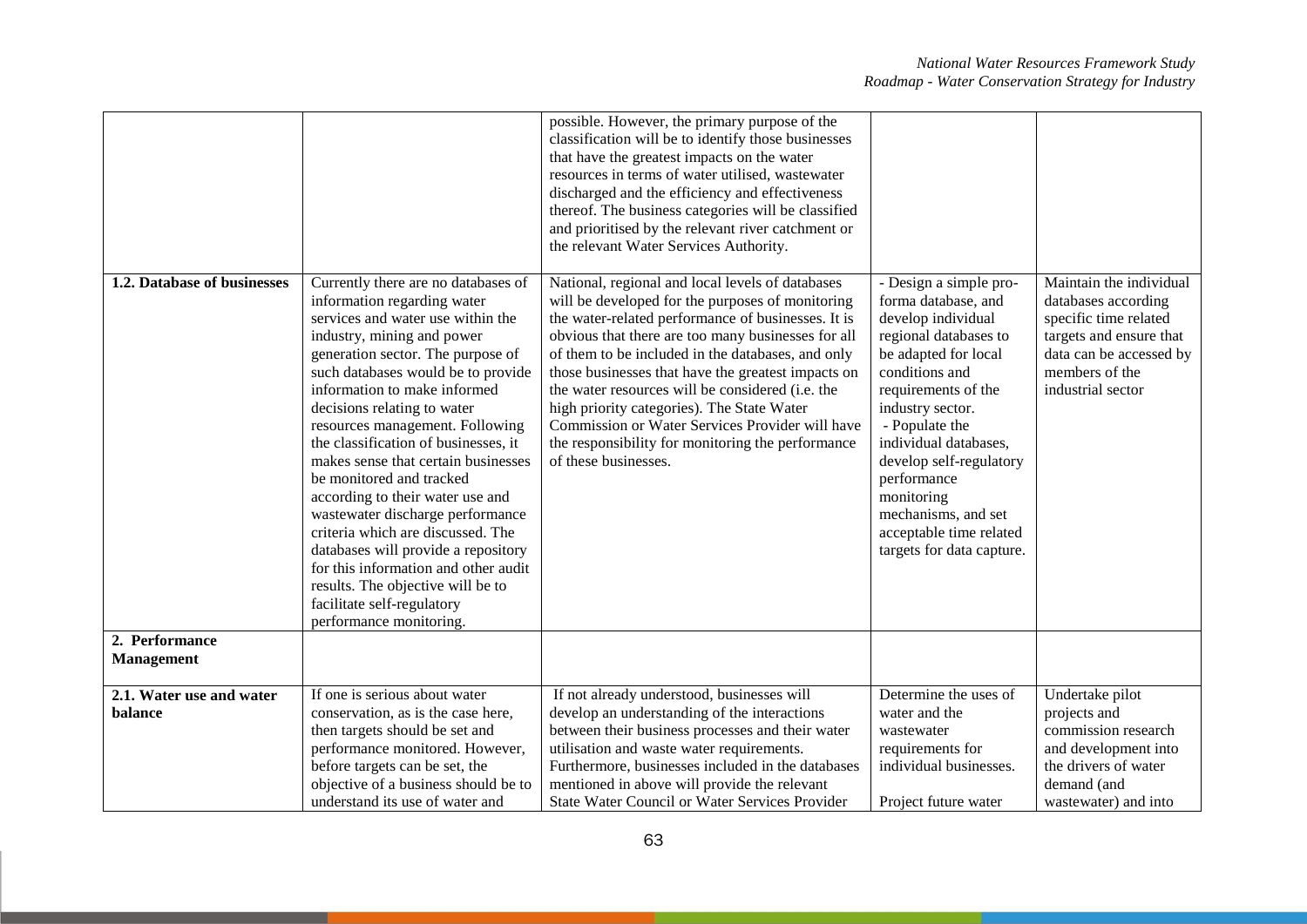| | | | | |
|---|---|---|---|---|
| | | possible. However, the primary purpose of the classification will be to identify those businesses that have the greatest impacts on the water resources in terms of water utilised, wastewater discharged and the efficiency and effectiveness thereof. The business categories will be classified and prioritised by the relevant river catchment or the relevant Water Services Authority. | | |
| **1.2. Database of businesses** | Currently there are no databases of information regarding water services and water use within the industry, mining and power generation sector. The purpose of such databases would be to provide information to make informed decisions relating to water resources management. Following the classification of businesses, it makes sense that certain businesses be monitored and tracked according to their water use and wastewater discharge performance criteria which are discussed. The databases will provide a repository for this information and other audit results. The objective will be to facilitate self-regulatory performance monitoring. | National, regional and local levels of databases will be developed for the purposes of monitoring the water-related performance of businesses. It is obvious that there are too many businesses for all of them to be included in the databases, and only those businesses that have the greatest impacts on the water resources will be considered (i.e. the high priority categories). The State Water Commission or Water Services Provider will have the responsibility for monitoring the performance of these businesses. | - Design a simple pro-forma database, and develop individual regional databases to be adapted for local conditions and requirements of the industry sector.<br>- Populate the individual databases, develop self-regulatory performance monitoring mechanisms, and set acceptable time related targets for data capture. | Maintain the individual databases according specific time related targets and ensure that data can be accessed by members of the industrial sector |
| **2. Performance Management** | | | | |
| **2.1. Water use and water balance** | If one is serious about water conservation, as is the case here, then targets should be set and performance monitored. However, before targets can be set, the objective of a business should be to understand its use of water and | If not already understood, businesses will develop an understanding of the interactions between their business processes and their water utilisation and waste water requirements. Furthermore, businesses included in the databases mentioned in above will provide the relevant State Water Council or Water Services Provider | Determine the uses of water and the wastewater requirements for individual businesses.<br><br>Project future water | Undertake pilot projects and commission research and development into the drivers of water demand (and wastewater) and into |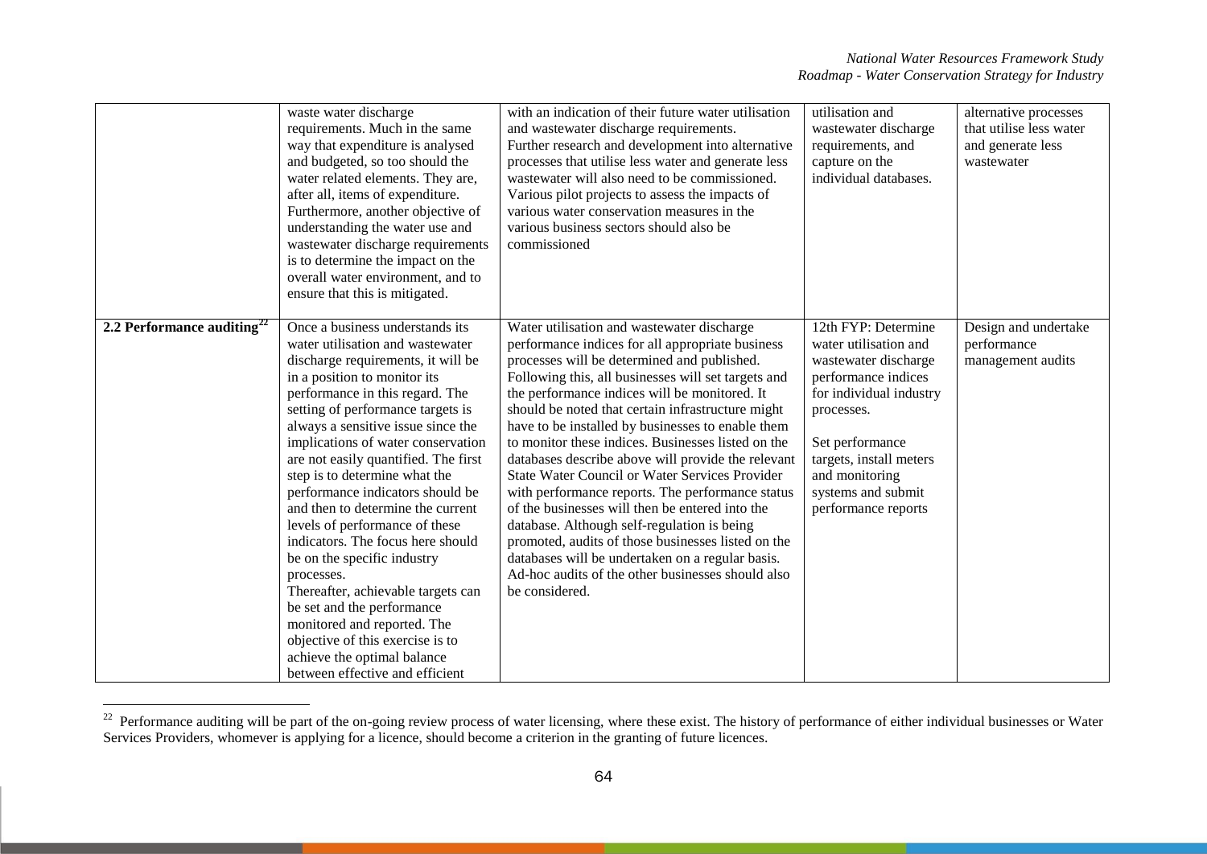| | | | | |
|---|---|---|---|---|
| | waste water discharge requirements. Much in the same way that expenditure is analysed and budgeted, so too should the water related elements. They are, after all, items of expenditure. Furthermore, another objective of understanding the water use and wastewater discharge requirements is to determine the impact on the overall water environment, and to ensure that this is mitigated. | with an indication of their future water utilisation and wastewater discharge requirements. Further research and development into alternative processes that utilise less water and generate less wastewater will also need to be commissioned. Various pilot projects to assess the impacts of various water conservation measures in the various business sectors should also be commissioned | utilisation and wastewater discharge requirements, and capture on the individual databases. | alternative processes that utilise less water and generate less wastewater |
| **2.2 Performance auditing**[22] | Once a business understands its water utilisation and wastewater discharge requirements, it will be in a position to monitor its performance in this regard. The setting of performance targets is always a sensitive issue since the implications of water conservation are not easily quantified. The first step is to determine what the performance indicators should be and then to determine the current levels of performance of these indicators. The focus here should be on the specific industry processes.<br>Thereafter, achievable targets can be set and the performance monitored and reported. The objective of this exercise is to achieve the optimal balance between effective and efficient | Water utilisation and wastewater discharge performance indices for all appropriate business processes will be determined and published. Following this, all businesses will set targets and the performance indices will be monitored. It should be noted that certain infrastructure might have to be installed by businesses to enable them to monitor these indices. Businesses listed on the databases describe above will provide the relevant State Water Council or Water Services Provider with performance reports. The performance status of the businesses will then be entered into the database. Although self-regulation is being promoted, audits of those businesses listed on the databases will be undertaken on a regular basis. Ad-hoc audits of the other businesses should also be considered. | 12th FYP: Determine water utilisation and wastewater discharge performance indices for individual industry processes.<br><br>Set performance targets, install meters and monitoring systems and submit performance reports | Design and undertake performance management audits |

[22] Performance auditing will be part of the on-going review process of water licensing, where these exist. The history of performance of either individual businesses or Water Services Providers, whomever is applying for a licence, should become a criterion in the granting of future licences.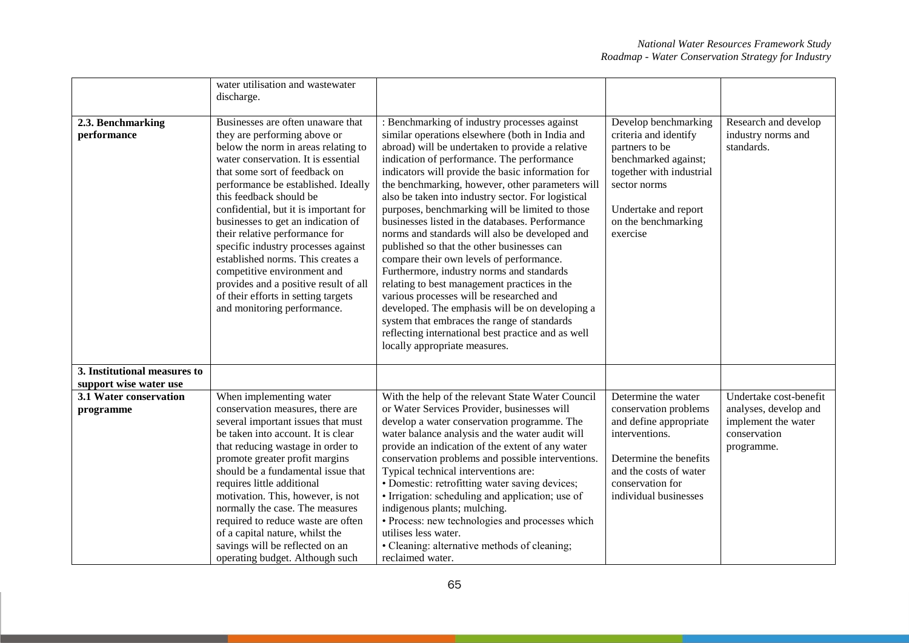| | | | | |
|---|---|---|---|---|
| | water utilisation and wastewater discharge. | | | |
| **2.3. Benchmarking performance** | Businesses are often unaware that they are performing above or below the norm in areas relating to water conservation. It is essential that some sort of feedback on performance be established. Ideally this feedback should be confidential, but it is important for businesses to get an indication of their relative performance for specific industry processes against established norms. This creates a competitive environment and provides and a positive result of all of their efforts in setting targets and monitoring performance. | : Benchmarking of industry processes against similar operations elsewhere (both in India and abroad) will be undertaken to provide a relative indication of performance. The performance indicators will provide the basic information for the benchmarking, however, other parameters will also be taken into industry sector. For logistical purposes, benchmarking will be limited to those businesses listed in the databases. Performance norms and standards will also be developed and published so that the other businesses can compare their own levels of performance. Furthermore, industry norms and standards relating to best management practices in the various processes will be researched and developed. The emphasis will be on developing a system that embraces the range of standards reflecting international best practice and as well locally appropriate measures. | Develop benchmarking criteria and identify partners to be benchmarked against; together with industrial sector norms<br><br>Undertake and report on the benchmarking exercise | Research and develop industry norms and standards. |
| **3. Institutional measures to support wise water use** | | | | |
| **3.1 Water conservation programme** | When implementing water conservation measures, there are several important issues that must be taken into account. It is clear that reducing wastage in order to promote greater profit margins should be a fundamental issue that requires little additional motivation. This, however, is not normally the case. The measures required to reduce waste are often of a capital nature, whilst the savings will be reflected on an operating budget. Although such | With the help of the relevant State Water Council or Water Services Provider, businesses will develop a water conservation programme. The water balance analysis and the water audit will provide an indication of the extent of any water conservation problems and possible interventions. Typical technical interventions are:<br>• Domestic: retrofitting water saving devices;<br>• Irrigation: scheduling and application; use of indigenous plants; mulching.<br>• Process: new technologies and processes which utilises less water.<br>• Cleaning: alternative methods of cleaning; reclaimed water. | Determine the water conservation problems and define appropriate interventions.<br><br>Determine the benefits and the costs of water conservation for individual businesses | Undertake cost-benefit analyses, develop and implement the water conservation programme. |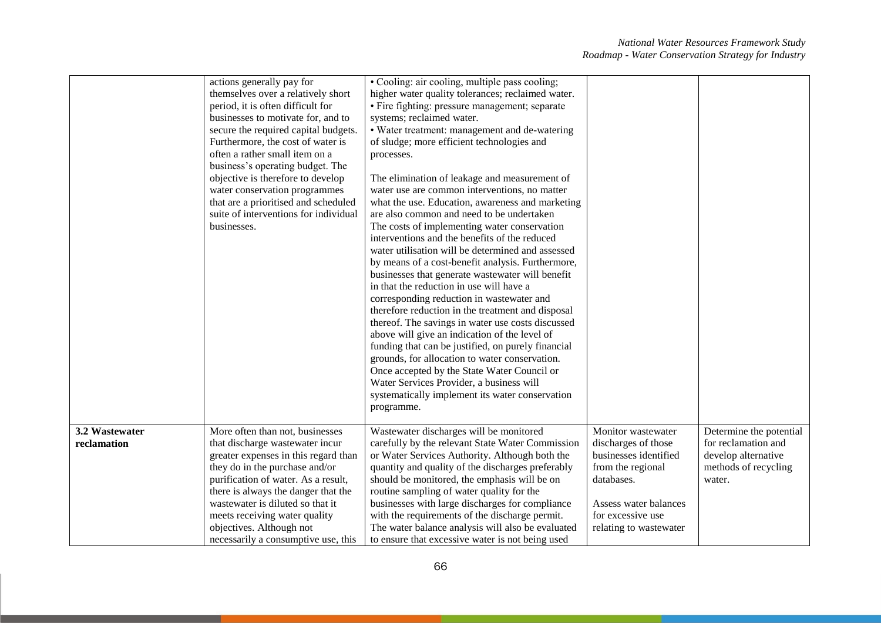| | | | | |
|---|---|---|---|---|
| | actions generally pay for themselves over a relatively short period, it is often difficult for businesses to motivate for, and to secure the required capital budgets. Furthermore, the cost of water is often a rather small item on a business's operating budget. The objective is therefore to develop water conservation programmes that are a prioritised and scheduled suite of interventions for individual businesses. | • Cooling: air cooling, multiple pass cooling; higher water quality tolerances; reclaimed water.<br>• Fire fighting: pressure management; separate systems; reclaimed water.<br>• Water treatment: management and de-watering of sludge; more efficient technologies and processes.<br><br>The elimination of leakage and measurement of water use are common interventions, no matter what the use. Education, awareness and marketing are also common and need to be undertaken The costs of implementing water conservation interventions and the benefits of the reduced water utilisation will be determined and assessed by means of a cost-benefit analysis. Furthermore, businesses that generate wastewater will benefit in that the reduction in use will have a corresponding reduction in wastewater and therefore reduction in the treatment and disposal thereof. The savings in water use costs discussed above will give an indication of the level of funding that can be justified, on purely financial grounds, for allocation to water conservation. Once accepted by the State Water Council or Water Services Provider, a business will systematically implement its water conservation programme. | | |
| **3.2 Wastewater reclamation** | More often than not, businesses that discharge wastewater incur greater expenses in this regard than they do in the purchase and/or purification of water. As a result, there is always the danger that the wastewater is diluted so that it meets receiving water quality objectives. Although not necessarily a consumptive use, this | Wastewater discharges will be monitored carefully by the relevant State Water Commission or Water Services Authority. Although both the quantity and quality of the discharges preferably should be monitored, the emphasis will be on routine sampling of water quality for the businesses with large discharges for compliance with the requirements of the discharge permit. The water balance analysis will also be evaluated to ensure that excessive water is not being used | Monitor wastewater discharges of those businesses identified from the regional databases.<br><br>Assess water balances for excessive use relating to wastewater | Determine the potential for reclamation and develop alternative methods of recycling water. |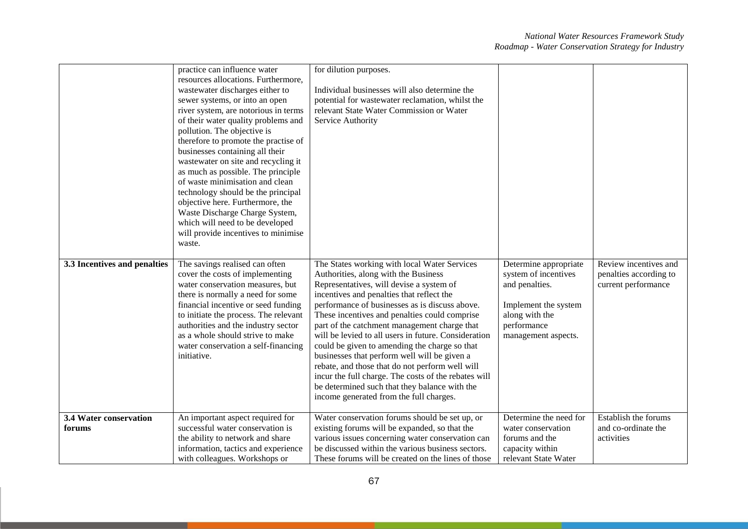| | | | | |
|---|---|---|---|---|
| | practice can influence water resources allocations. Furthermore, wastewater discharges either to sewer systems, or into an open river system, are notorious in terms of their water quality problems and pollution. The objective is therefore to promote the practise of businesses containing all their wastewater on site and recycling it as much as possible. The principle of waste minimisation and clean technology should be the principal objective here. Furthermore, the Waste Discharge Charge System, which will need to be developed will provide incentives to minimise waste. | for dilution purposes.<br><br>Individual businesses will also determine the potential for wastewater reclamation, whilst the relevant State Water Commission or Water Service Authority | | |
| **3.3 Incentives and penalties** | The savings realised can often cover the costs of implementing water conservation measures, but there is normally a need for some financial incentive or seed funding to initiate the process. The relevant authorities and the industry sector as a whole should strive to make water conservation a self-financing initiative. | The States working with local Water Services Authorities, along with the Business Representatives, will devise a system of incentives and penalties that reflect the performance of businesses as is discuss above. These incentives and penalties could comprise part of the catchment management charge that will be levied to all users in future. Consideration could be given to amending the charge so that businesses that perform well will be given a rebate, and those that do not perform well will incur the full charge. The costs of the rebates will be determined such that they balance with the income generated from the full charges. | Determine appropriate system of incentives and penalties.<br><br>Implement the system along with the performance management aspects. | Review incentives and penalties according to current performance |
| **3.4 Water conservation forums** | An important aspect required for successful water conservation is the ability to network and share information, tactics and experience with colleagues. Workshops or | Water conservation forums should be set up, or existing forums will be expanded, so that the various issues concerning water conservation can be discussed within the various business sectors. These forums will be created on the lines of those | Determine the need for water conservation forums and the capacity within relevant State Water | Establish the forums and co-ordinate the activities |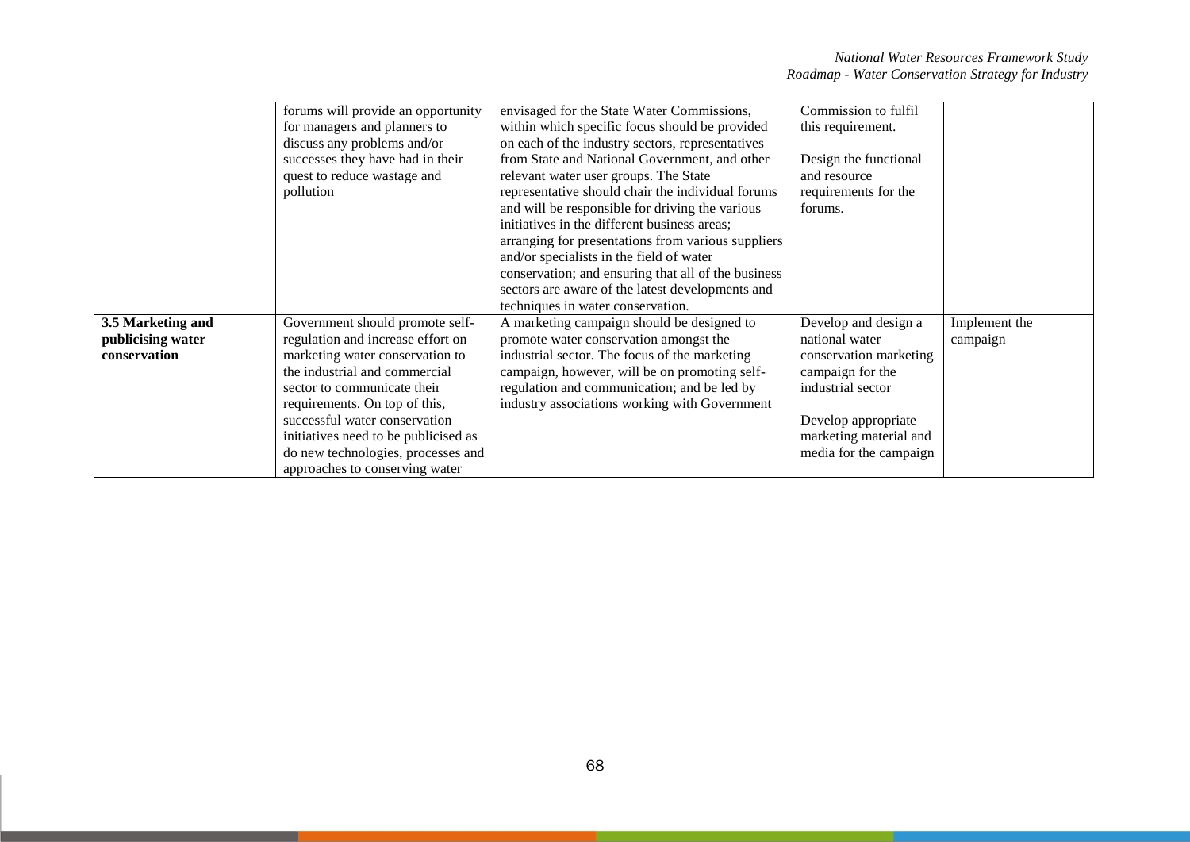| | | | | |
|---|---|---|---|---|
| | forums will provide an opportunity for managers and planners to discuss any problems and/or successes they have had in their quest to reduce wastage and pollution | envisaged for the State Water Commissions, within which specific focus should be provided on each of the industry sectors, representatives from State and National Government, and other relevant water user groups. The State representative should chair the individual forums and will be responsible for driving the various initiatives in the different business areas; arranging for presentations from various suppliers and/or specialists in the field of water conservation; and ensuring that all of the business sectors are aware of the latest developments and techniques in water conservation. | Commission to fulfil this requirement.<br><br>Design the functional and resource requirements for the forums. | |
| **3.5 Marketing and publicising water conservation** | Government should promote self-regulation and increase effort on marketing water conservation to the industrial and commercial sector to communicate their requirements. On top of this, successful water conservation initiatives need to be publicised as do new technologies, processes and approaches to conserving water | A marketing campaign should be designed to promote water conservation amongst the industrial sector. The focus of the marketing campaign, however, will be on promoting self-regulation and communication; and be led by industry associations working with Government | Develop and design a national water conservation marketing campaign for the industrial sector<br><br>Develop appropriate marketing material and media for the campaign | Implement the campaign |